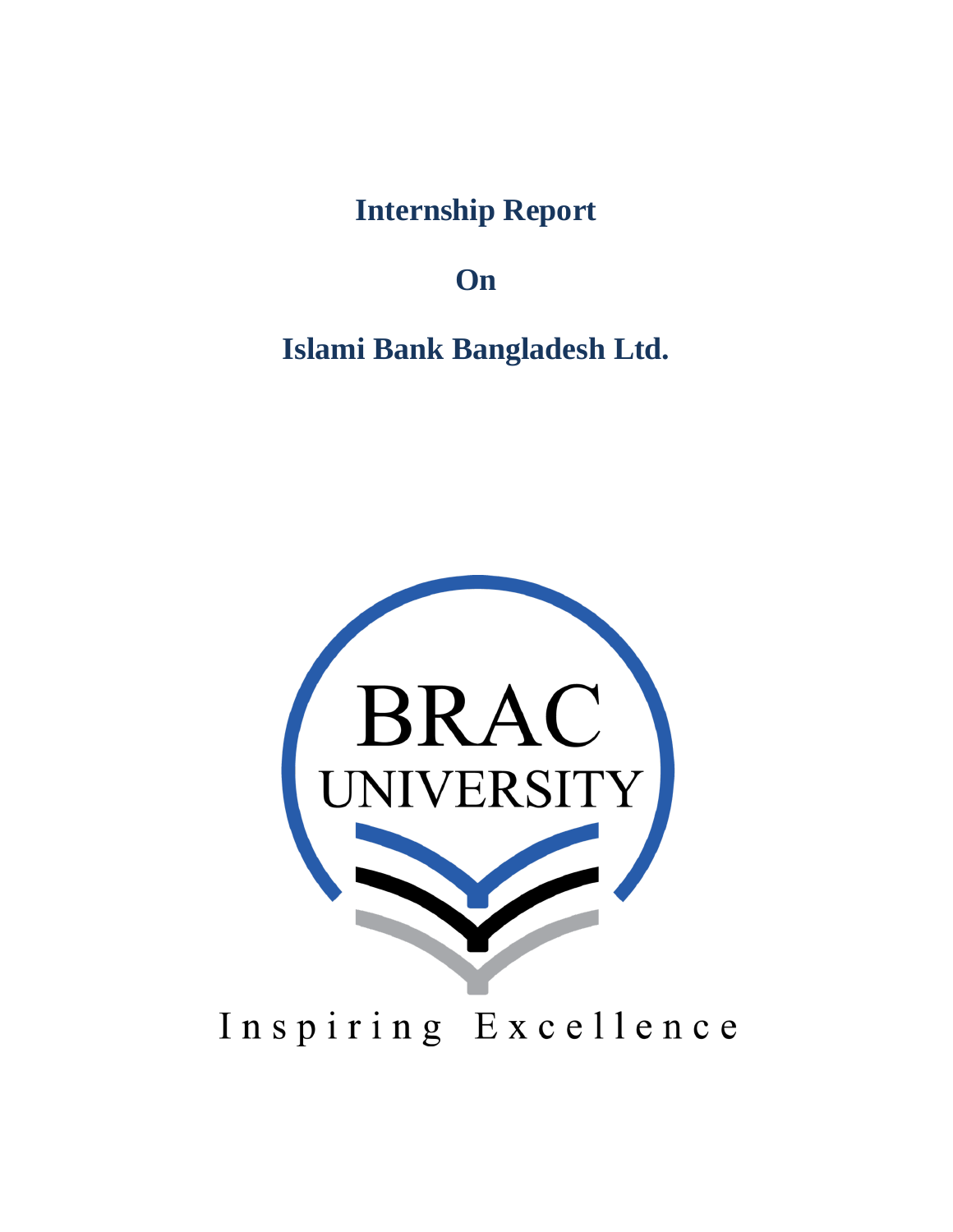# Internship Report

# On

# Islami Bank Bangladesh Ltd.

BRAC UNIVERSITY

Inspiring Excellence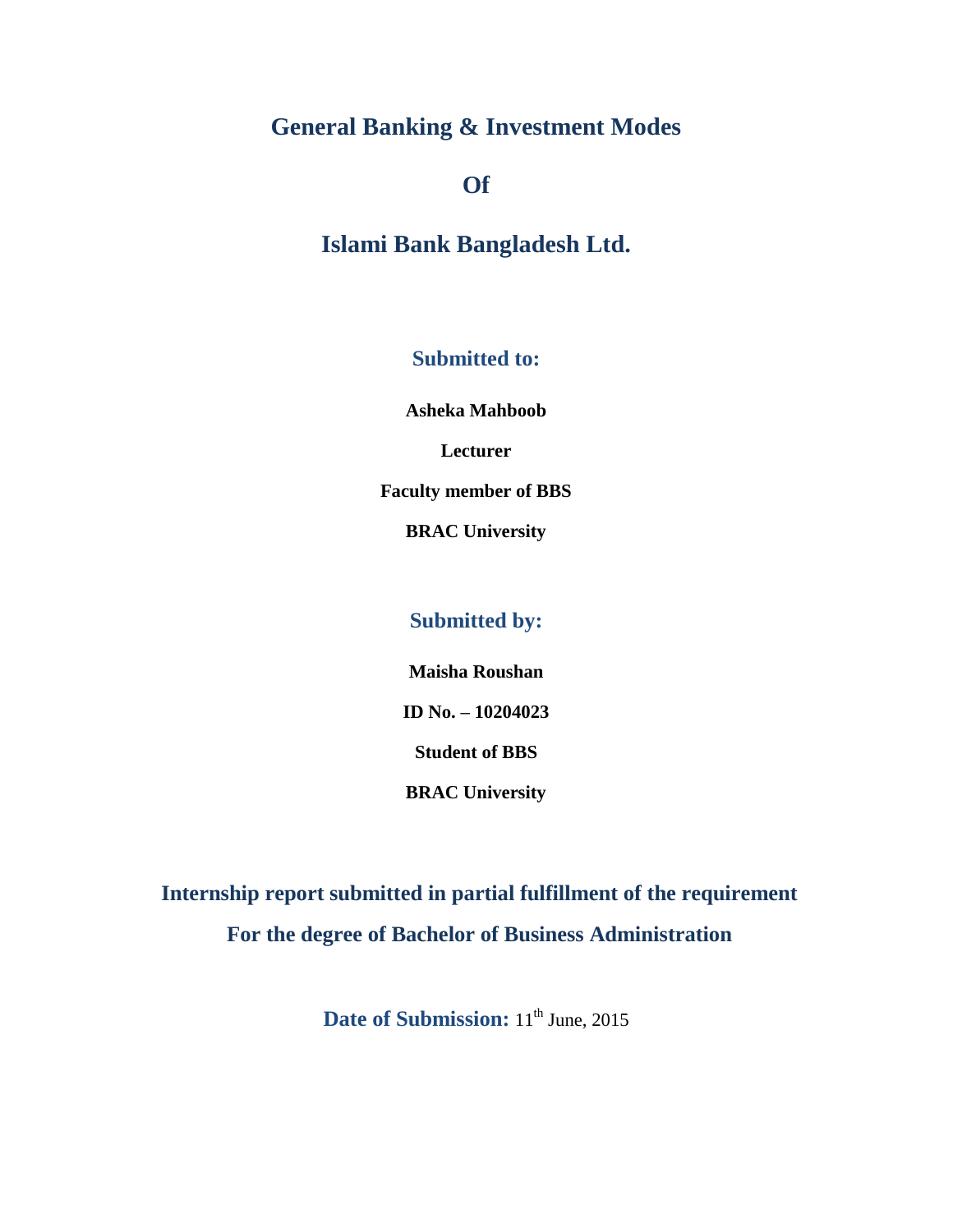# General Banking & Investment Modes

# Of

# Islami Bank Bangladesh Ltd.

## Submitted to:

**Asheka Mahboob**

**Lecturer**

**Faculty member of BBS**

**BRAC University**

## Submitted by:

**Maisha Roushan**

**ID No. – 10204023**

**Student of BBS**

**BRAC University**

**Internship report submitted in partial fulfillment of the requirement**
**For the degree of Bachelor of Business Administration**

**Date of Submission:** 11th June, 2015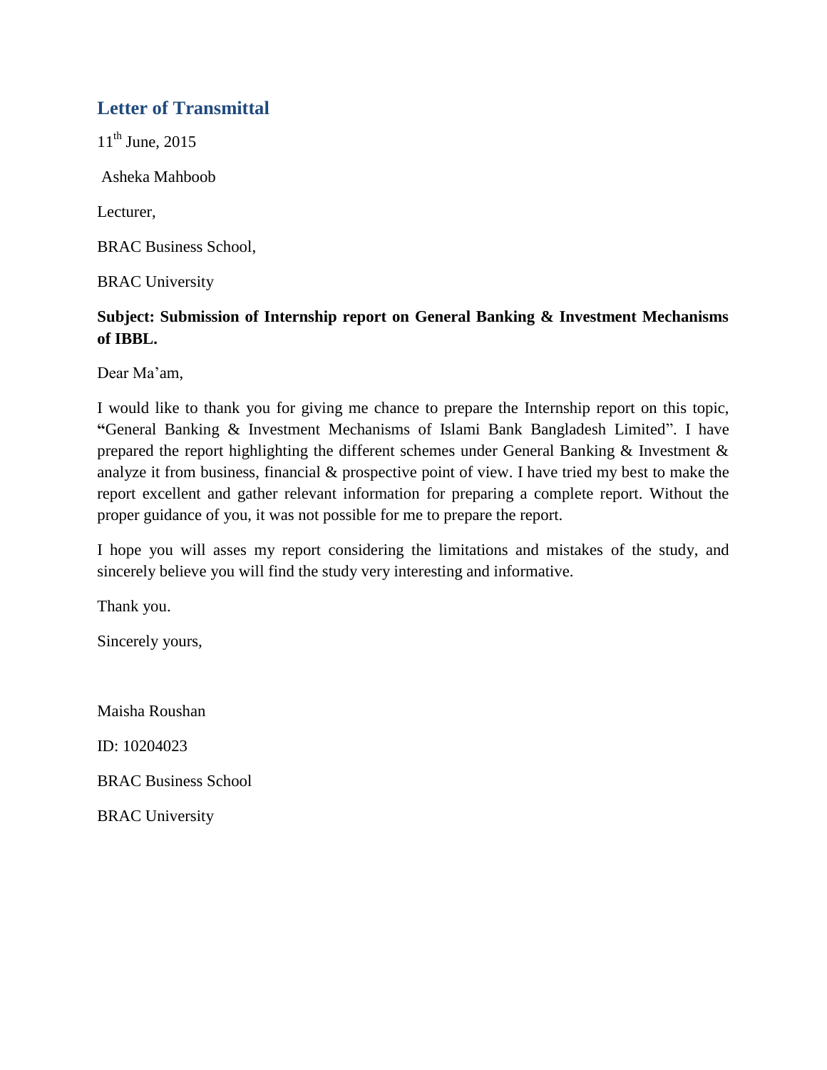## Letter of Transmittal

11th June, 2015

Asheka Mahboob

Lecturer,

BRAC Business School,

BRAC University

**Subject: Submission of Internship report on General Banking & Investment Mechanisms of IBBL.**

Dear Ma'am,

I would like to thank you for giving me chance to prepare the Internship report on this topic, **"**General Banking & Investment Mechanisms of Islami Bank Bangladesh Limited". I have prepared the report highlighting the different schemes under General Banking & Investment & analyze it from business, financial & prospective point of view. I have tried my best to make the report excellent and gather relevant information for preparing a complete report. Without the proper guidance of you, it was not possible for me to prepare the report.

I hope you will asses my report considering the limitations and mistakes of the study, and sincerely believe you will find the study very interesting and informative.

Thank you.

Sincerely yours,

Maisha Roushan

ID: 10204023

BRAC Business School

BRAC University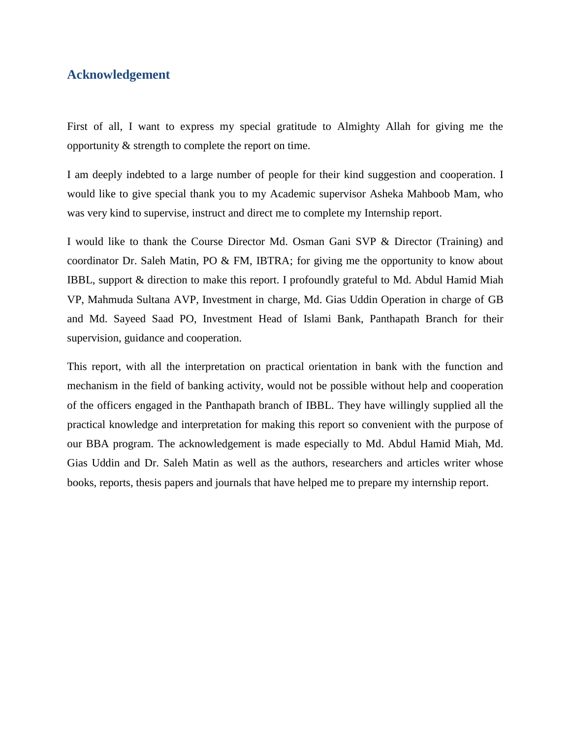## Acknowledgement

First of all, I want to express my special gratitude to Almighty Allah for giving me the opportunity & strength to complete the report on time.

I am deeply indebted to a large number of people for their kind suggestion and cooperation. I would like to give special thank you to my Academic supervisor Asheka Mahboob Mam, who was very kind to supervise, instruct and direct me to complete my Internship report.

I would like to thank the Course Director Md. Osman Gani SVP & Director (Training) and coordinator Dr. Saleh Matin, PO & FM, IBTRA; for giving me the opportunity to know about IBBL, support & direction to make this report. I profoundly grateful to Md. Abdul Hamid Miah VP, Mahmuda Sultana AVP, Investment in charge, Md. Gias Uddin Operation in charge of GB and Md. Sayeed Saad PO, Investment Head of Islami Bank, Panthapath Branch for their supervision, guidance and cooperation.

This report, with all the interpretation on practical orientation in bank with the function and mechanism in the field of banking activity, would not be possible without help and cooperation of the officers engaged in the Panthapath branch of IBBL. They have willingly supplied all the practical knowledge and interpretation for making this report so convenient with the purpose of our BBA program. The acknowledgement is made especially to Md. Abdul Hamid Miah, Md. Gias Uddin and Dr. Saleh Matin as well as the authors, researchers and articles writer whose books, reports, thesis papers and journals that have helped me to prepare my internship report.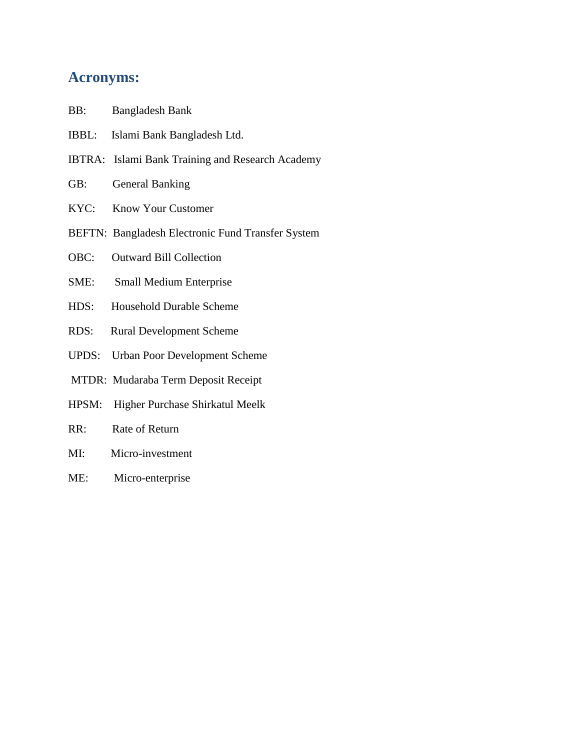## Acronyms:

BB: Bangladesh Bank

IBBL: Islami Bank Bangladesh Ltd.

IBTRA: Islami Bank Training and Research Academy

GB: General Banking

KYC: Know Your Customer

BEFTN: Bangladesh Electronic Fund Transfer System

OBC: Outward Bill Collection

SME: Small Medium Enterprise

HDS: Household Durable Scheme

RDS: Rural Development Scheme

UPDS: Urban Poor Development Scheme

MTDR: Mudaraba Term Deposit Receipt

HPSM: Higher Purchase Shirkatul Meelk

RR: Rate of Return

MI: Micro-investment

ME: Micro-enterprise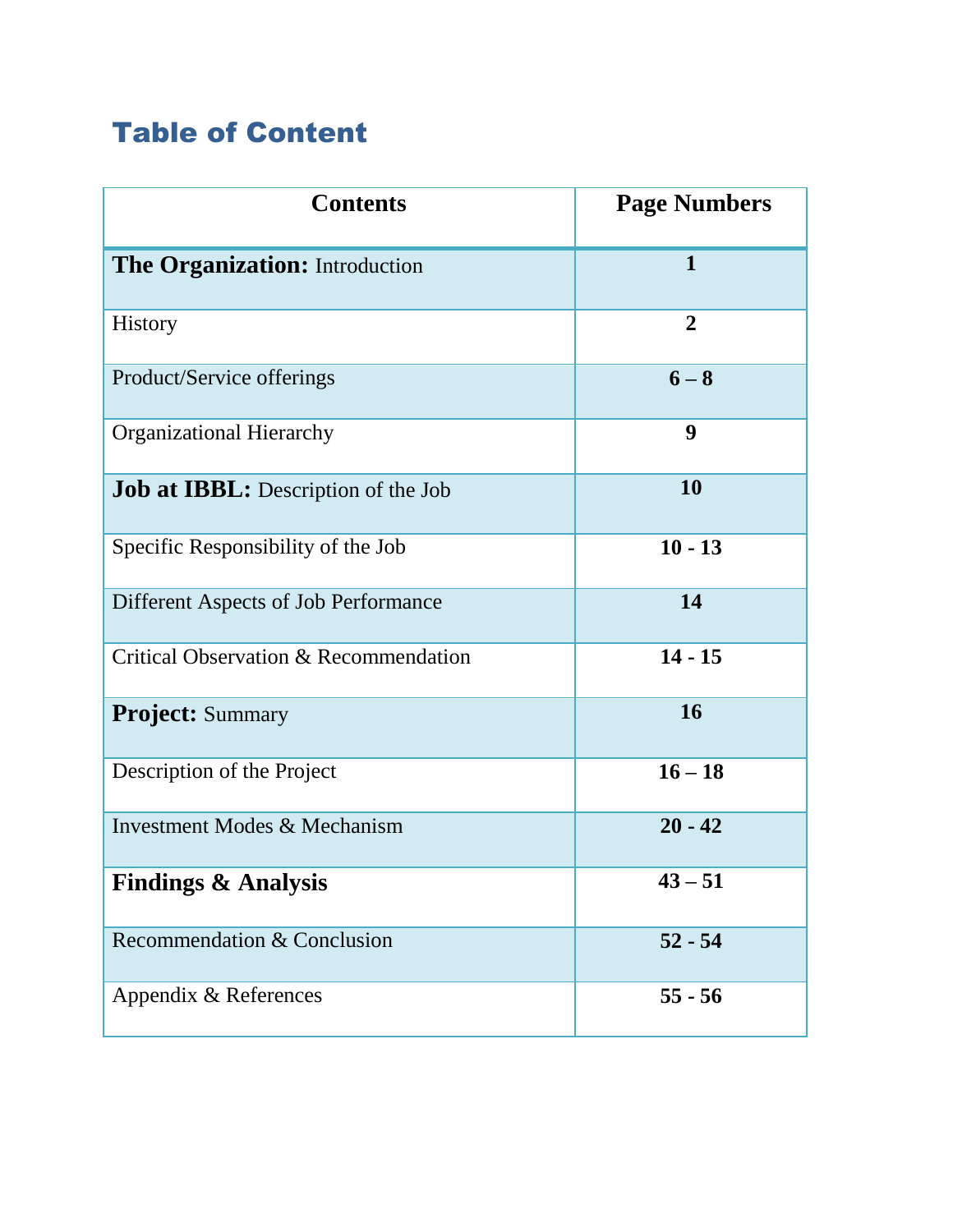## Table of Content

| Contents | Page Numbers |
|---|---|
| **The Organization:** Introduction | **1** |
| History | **2** |
| Product/Service offerings | **6 – 8** |
| Organizational Hierarchy | **9** |
| **Job at IBBL:** Description of the Job | **10** |
| Specific Responsibility of the Job | **10 - 13** |
| Different Aspects of Job Performance | **14** |
| Critical Observation & Recommendation | **14 - 15** |
| **Project:** Summary | **16** |
| Description of the Project | **16 – 18** |
| Investment Modes & Mechanism | **20 - 42** |
| **Findings & Analysis** | **43 – 51** |
| Recommendation & Conclusion | **52 - 54** |
| Appendix & References | **55 - 56** |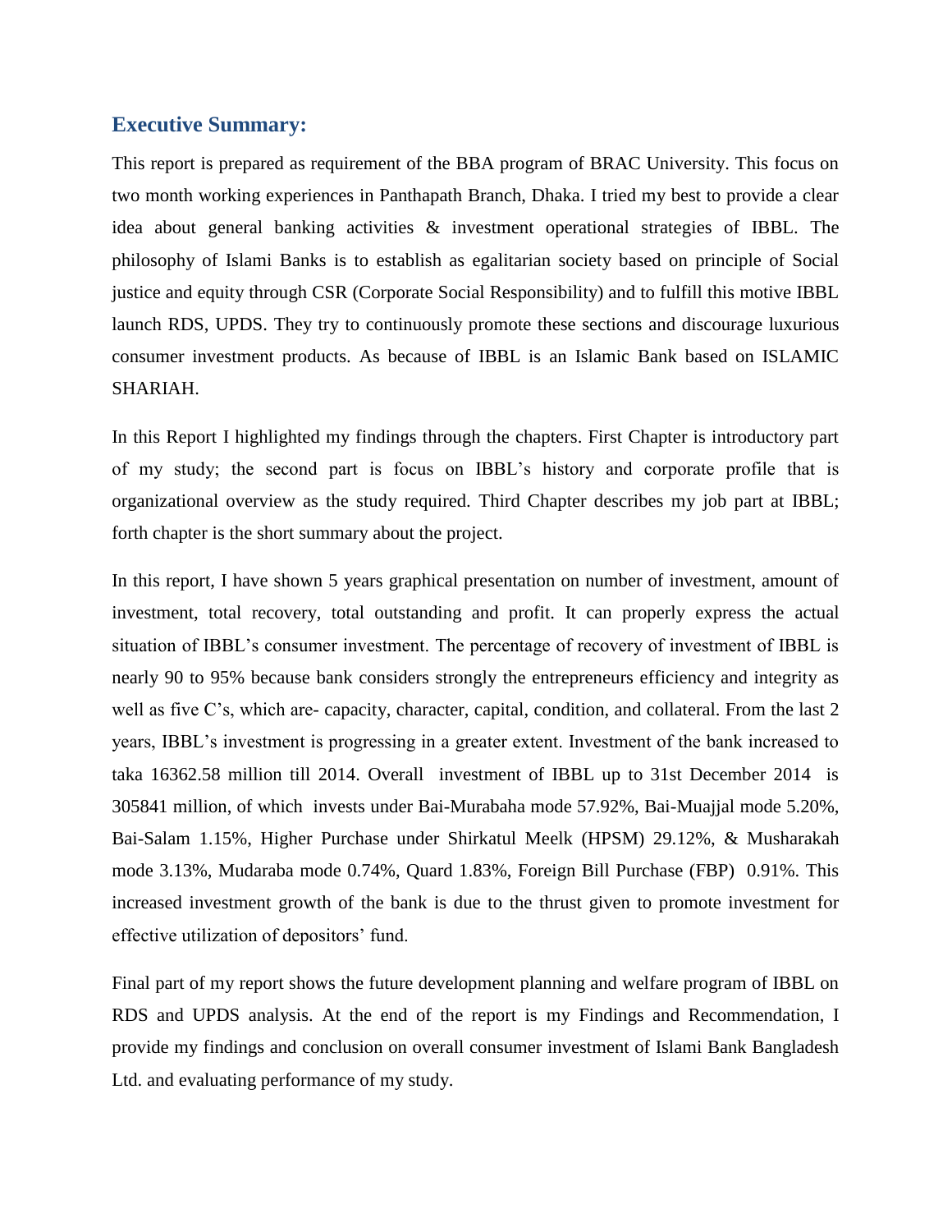## Executive Summary:

This report is prepared as requirement of the BBA program of BRAC University. This focus on two month working experiences in Panthapath Branch, Dhaka. I tried my best to provide a clear idea about general banking activities & investment operational strategies of IBBL. The philosophy of Islami Banks is to establish as egalitarian society based on principle of Social justice and equity through CSR (Corporate Social Responsibility) and to fulfill this motive IBBL launch RDS, UPDS. They try to continuously promote these sections and discourage luxurious consumer investment products. As because of IBBL is an Islamic Bank based on ISLAMIC SHARIAH.

In this Report I highlighted my findings through the chapters. First Chapter is introductory part of my study; the second part is focus on IBBL's history and corporate profile that is organizational overview as the study required. Third Chapter describes my job part at IBBL; forth chapter is the short summary about the project.

In this report, I have shown 5 years graphical presentation on number of investment, amount of investment, total recovery, total outstanding and profit. It can properly express the actual situation of IBBL's consumer investment. The percentage of recovery of investment of IBBL is nearly 90 to 95% because bank considers strongly the entrepreneurs efficiency and integrity as well as five C's, which are- capacity, character, capital, condition, and collateral. From the last 2 years, IBBL's investment is progressing in a greater extent. Investment of the bank increased to taka 16362.58 million till 2014. Overall investment of IBBL up to 31st December 2014 is 305841 million, of which invests under Bai-Murabaha mode 57.92%, Bai-Muajjal mode 5.20%, Bai-Salam 1.15%, Higher Purchase under Shirkatul Meelk (HPSM) 29.12%, & Musharakah mode 3.13%, Mudaraba mode 0.74%, Quard 1.83%, Foreign Bill Purchase (FBP) 0.91%. This increased investment growth of the bank is due to the thrust given to promote investment for effective utilization of depositors' fund.

Final part of my report shows the future development planning and welfare program of IBBL on RDS and UPDS analysis. At the end of the report is my Findings and Recommendation, I provide my findings and conclusion on overall consumer investment of Islami Bank Bangladesh Ltd. and evaluating performance of my study.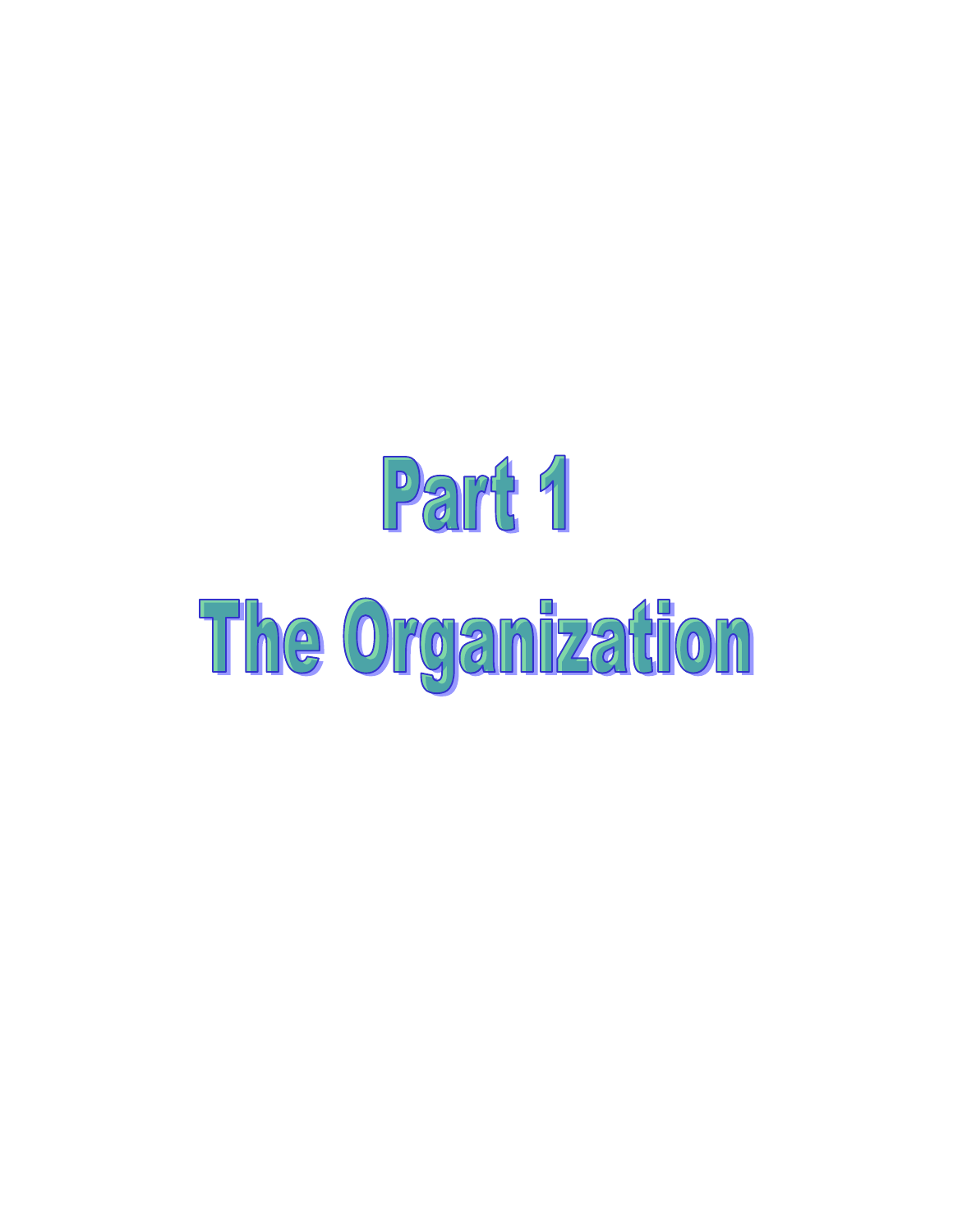# Part 1

# The Organization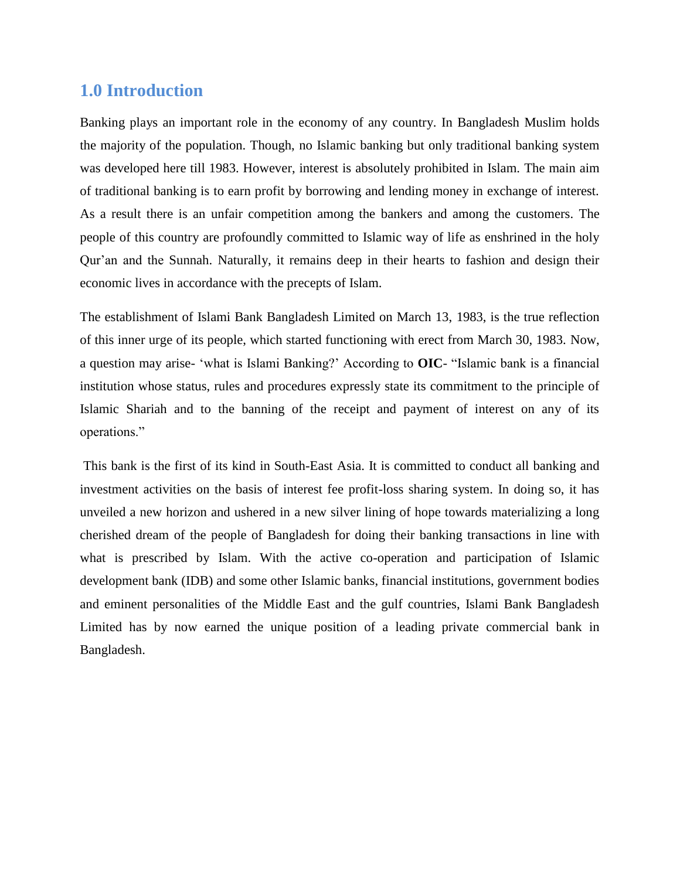## 1.0 Introduction

Banking plays an important role in the economy of any country. In Bangladesh Muslim holds the majority of the population. Though, no Islamic banking but only traditional banking system was developed here till 1983. However, interest is absolutely prohibited in Islam. The main aim of traditional banking is to earn profit by borrowing and lending money in exchange of interest. As a result there is an unfair competition among the bankers and among the customers. The people of this country are profoundly committed to Islamic way of life as enshrined in the holy Qur'an and the Sunnah. Naturally, it remains deep in their hearts to fashion and design their economic lives in accordance with the precepts of Islam.

The establishment of Islami Bank Bangladesh Limited on March 13, 1983, is the true reflection of this inner urge of its people, which started functioning with erect from March 30, 1983. Now, a question may arise- 'what is Islami Banking?' According to **OIC**- "Islamic bank is a financial institution whose status, rules and procedures expressly state its commitment to the principle of Islamic Shariah and to the banning of the receipt and payment of interest on any of its operations."

This bank is the first of its kind in South-East Asia. It is committed to conduct all banking and investment activities on the basis of interest fee profit-loss sharing system. In doing so, it has unveiled a new horizon and ushered in a new silver lining of hope towards materializing a long cherished dream of the people of Bangladesh for doing their banking transactions in line with what is prescribed by Islam. With the active co-operation and participation of Islamic development bank (IDB) and some other Islamic banks, financial institutions, government bodies and eminent personalities of the Middle East and the gulf countries, Islami Bank Bangladesh Limited has by now earned the unique position of a leading private commercial bank in Bangladesh.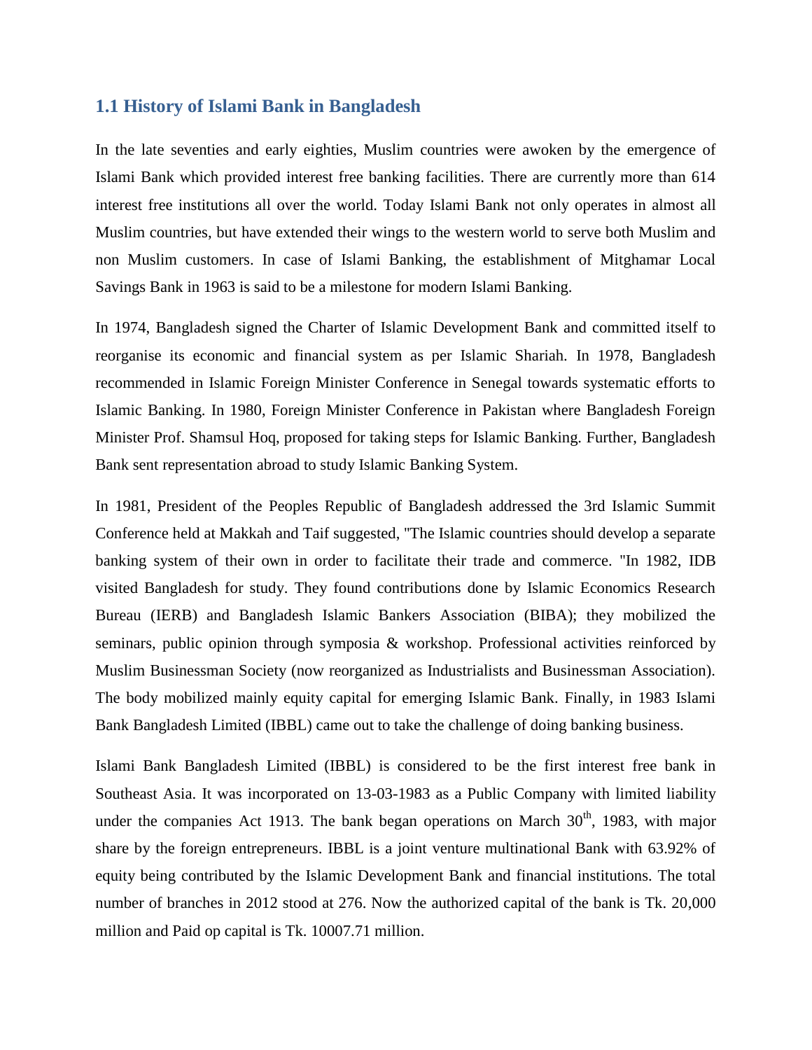## 1.1 History of Islami Bank in Bangladesh

In the late seventies and early eighties, Muslim countries were awoken by the emergence of Islami Bank which provided interest free banking facilities. There are currently more than 614 interest free institutions all over the world. Today Islami Bank not only operates in almost all Muslim countries, but have extended their wings to the western world to serve both Muslim and non Muslim customers. In case of Islami Banking, the establishment of Mitghamar Local Savings Bank in 1963 is said to be a milestone for modern Islami Banking.

In 1974, Bangladesh signed the Charter of Islamic Development Bank and committed itself to reorganise its economic and financial system as per Islamic Shariah. In 1978, Bangladesh recommended in Islamic Foreign Minister Conference in Senegal towards systematic efforts to Islamic Banking. In 1980, Foreign Minister Conference in Pakistan where Bangladesh Foreign Minister Prof. Shamsul Hoq, proposed for taking steps for Islamic Banking. Further, Bangladesh Bank sent representation abroad to study Islamic Banking System.

In 1981, President of the Peoples Republic of Bangladesh addressed the 3rd Islamic Summit Conference held at Makkah and Taif suggested, "The Islamic countries should develop a separate banking system of their own in order to facilitate their trade and commerce. "In 1982, IDB visited Bangladesh for study. They found contributions done by Islamic Economics Research Bureau (IERB) and Bangladesh Islamic Bankers Association (BIBA); they mobilized the seminars, public opinion through symposia & workshop. Professional activities reinforced by Muslim Businessman Society (now reorganized as Industrialists and Businessman Association). The body mobilized mainly equity capital for emerging Islamic Bank. Finally, in 1983 Islami Bank Bangladesh Limited (IBBL) came out to take the challenge of doing banking business.

Islami Bank Bangladesh Limited (IBBL) is considered to be the first interest free bank in Southeast Asia. It was incorporated on 13-03-1983 as a Public Company with limited liability under the companies Act 1913. The bank began operations on March 30th, 1983, with major share by the foreign entrepreneurs. IBBL is a joint venture multinational Bank with 63.92% of equity being contributed by the Islamic Development Bank and financial institutions. The total number of branches in 2012 stood at 276. Now the authorized capital of the bank is Tk. 20,000 million and Paid op capital is Tk. 10007.71 million.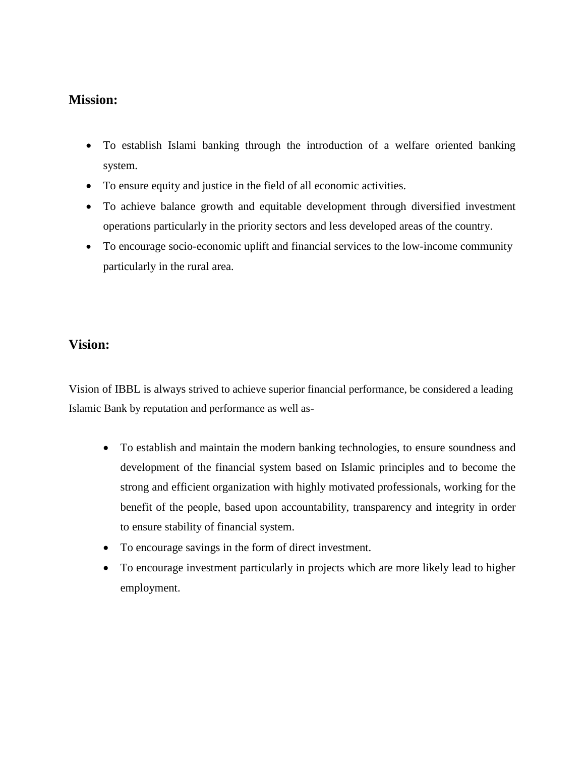## Mission:

- To establish Islami banking through the introduction of a welfare oriented banking system.
- To ensure equity and justice in the field of all economic activities.
- To achieve balance growth and equitable development through diversified investment operations particularly in the priority sectors and less developed areas of the country.
- To encourage socio-economic uplift and financial services to the low-income community particularly in the rural area.

## Vision:

Vision of IBBL is always strived to achieve superior financial performance, be considered a leading Islamic Bank by reputation and performance as well as-

- To establish and maintain the modern banking technologies, to ensure soundness and development of the financial system based on Islamic principles and to become the strong and efficient organization with highly motivated professionals, working for the benefit of the people, based upon accountability, transparency and integrity in order to ensure stability of financial system.
- To encourage savings in the form of direct investment.
- To encourage investment particularly in projects which are more likely lead to higher employment.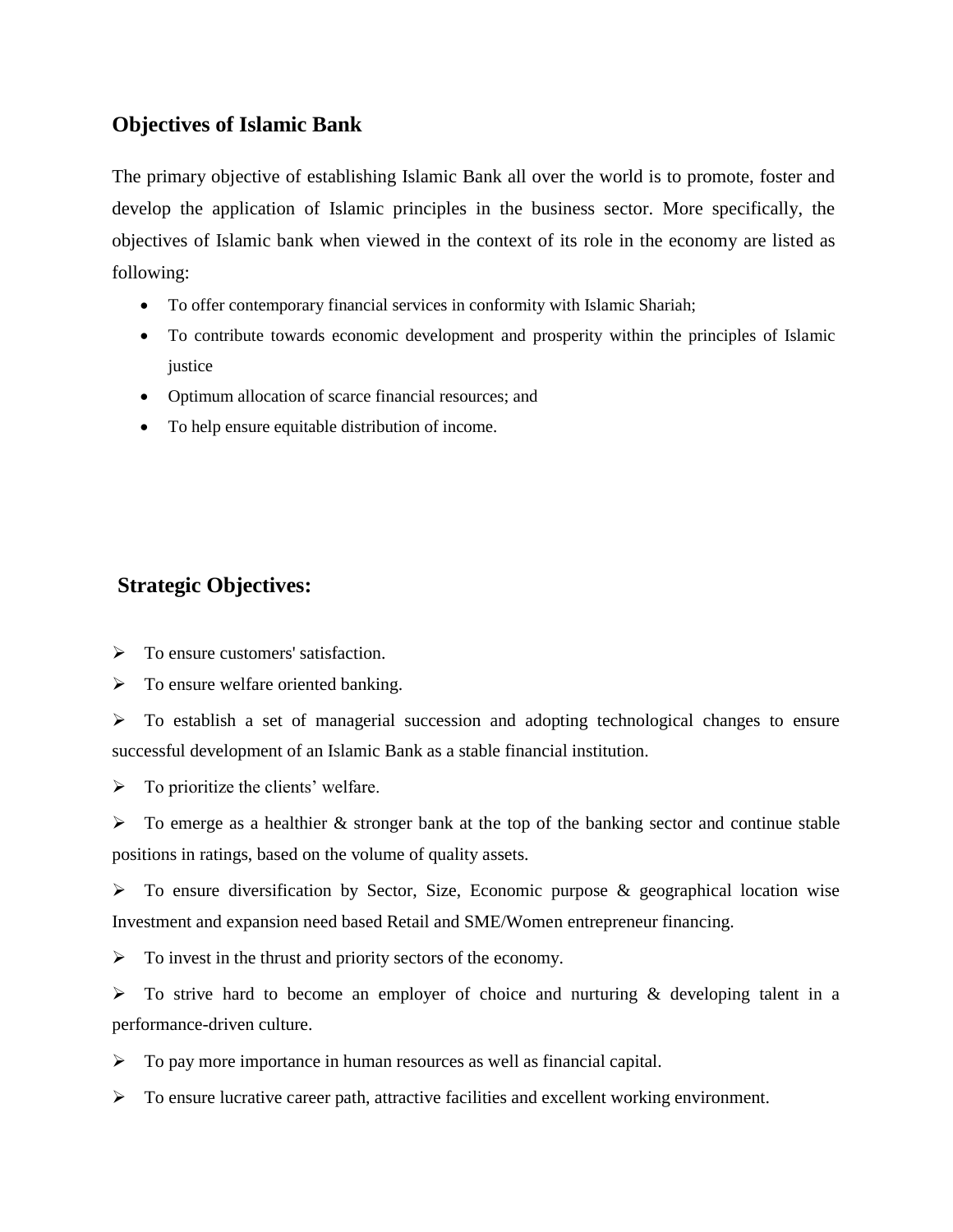## Objectives of Islamic Bank

The primary objective of establishing Islamic Bank all over the world is to promote, foster and develop the application of Islamic principles in the business sector. More specifically, the objectives of Islamic bank when viewed in the context of its role in the economy are listed as following:

- To offer contemporary financial services in conformity with Islamic Shariah;
- To contribute towards economic development and prosperity within the principles of Islamic justice
- Optimum allocation of scarce financial resources; and
- To help ensure equitable distribution of income.

## Strategic Objectives:

- To ensure customers' satisfaction.
- To ensure welfare oriented banking.
- To establish a set of managerial succession and adopting technological changes to ensure successful development of an Islamic Bank as a stable financial institution.
- To prioritize the clients' welfare.
- To emerge as a healthier & stronger bank at the top of the banking sector and continue stable positions in ratings, based on the volume of quality assets.
- To ensure diversification by Sector, Size, Economic purpose & geographical location wise Investment and expansion need based Retail and SME/Women entrepreneur financing.
- To invest in the thrust and priority sectors of the economy.
- To strive hard to become an employer of choice and nurturing & developing talent in a performance-driven culture.
- To pay more importance in human resources as well as financial capital.
- To ensure lucrative career path, attractive facilities and excellent working environment.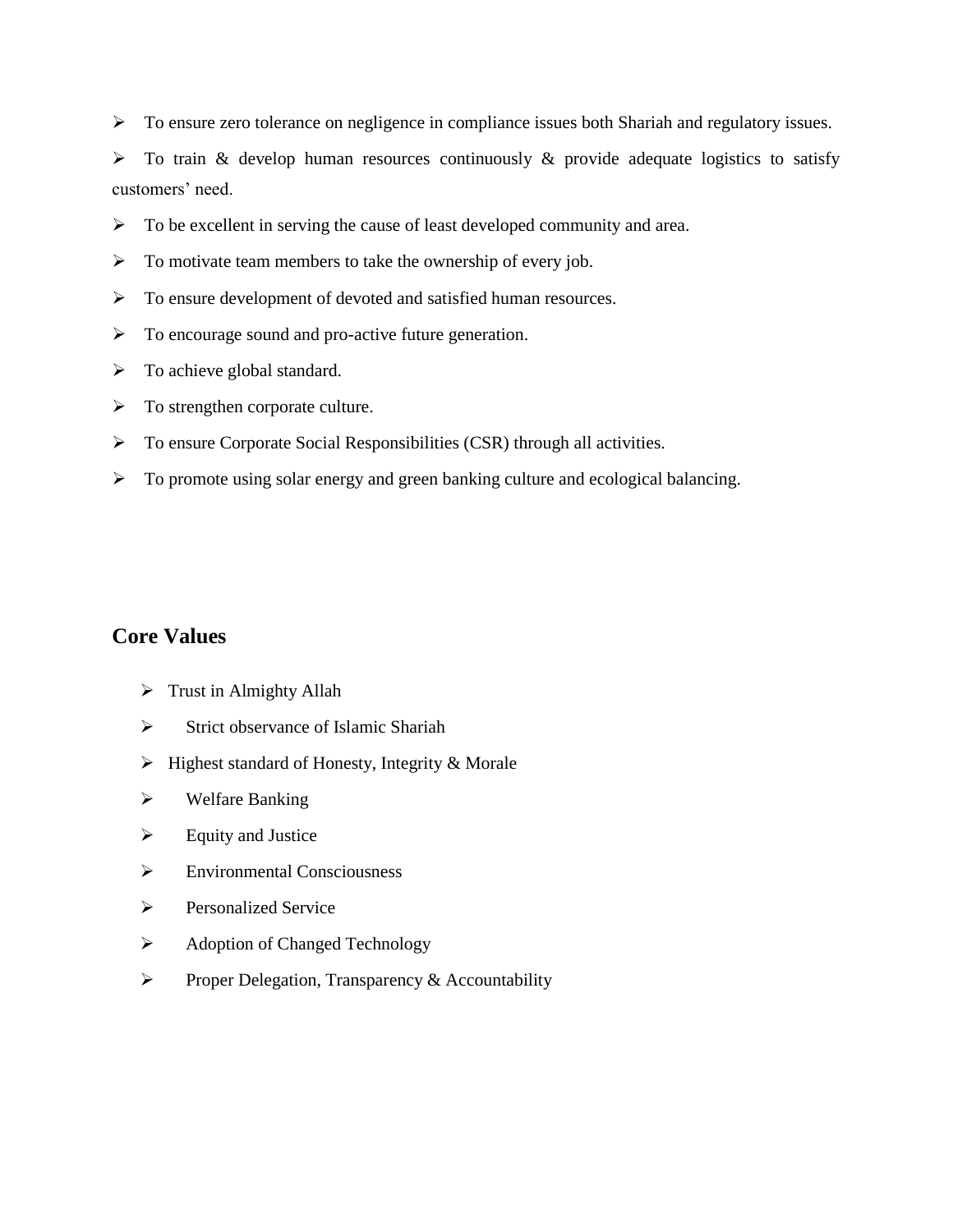- To ensure zero tolerance on negligence in compliance issues both Shariah and regulatory issues.
- To train & develop human resources continuously & provide adequate logistics to satisfy customers' need.
- To be excellent in serving the cause of least developed community and area.
- To motivate team members to take the ownership of every job.
- To ensure development of devoted and satisfied human resources.
- To encourage sound and pro-active future generation.
- To achieve global standard.
- To strengthen corporate culture.
- To ensure Corporate Social Responsibilities (CSR) through all activities.
- To promote using solar energy and green banking culture and ecological balancing.

## Core Values

- Trust in Almighty Allah
- Strict observance of Islamic Shariah
- Highest standard of Honesty, Integrity & Morale
- Welfare Banking
- Equity and Justice
- Environmental Consciousness
- Personalized Service
- Adoption of Changed Technology
- Proper Delegation, Transparency & Accountability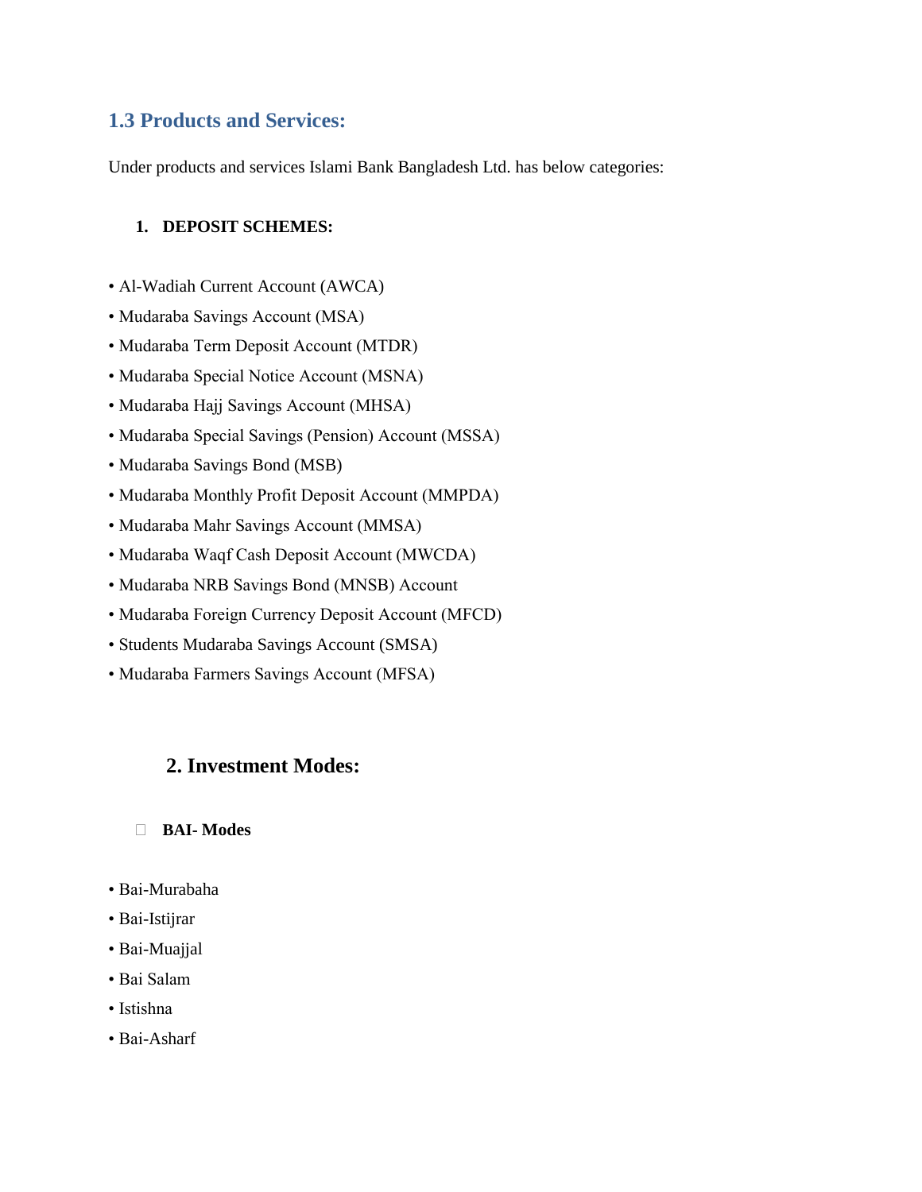## 1.3 Products and Services:

Under products and services Islami Bank Bangladesh Ltd. has below categories:

1. **DEPOSIT SCHEMES:**

- Al-Wadiah Current Account (AWCA)
- Mudaraba Savings Account (MSA)
- Mudaraba Term Deposit Account (MTDR)
- Mudaraba Special Notice Account (MSNA)
- Mudaraba Hajj Savings Account (MHSA)
- Mudaraba Special Savings (Pension) Account (MSSA)
- Mudaraba Savings Bond (MSB)
- Mudaraba Monthly Profit Deposit Account (MMPDA)
- Mudaraba Mahr Savings Account (MMSA)
- Mudaraba Waqf Cash Deposit Account (MWCDA)
- Mudaraba NRB Savings Bond (MNSB) Account
- Mudaraba Foreign Currency Deposit Account (MFCD)
- Students Mudaraba Savings Account (SMSA)
- Mudaraba Farmers Savings Account (MFSA)

### 2. Investment Modes:

- **BAI- Modes**

- Bai-Murabaha
- Bai-Istijrar
- Bai-Muajjal
- Bai Salam
- Istishna
- Bai-Asharf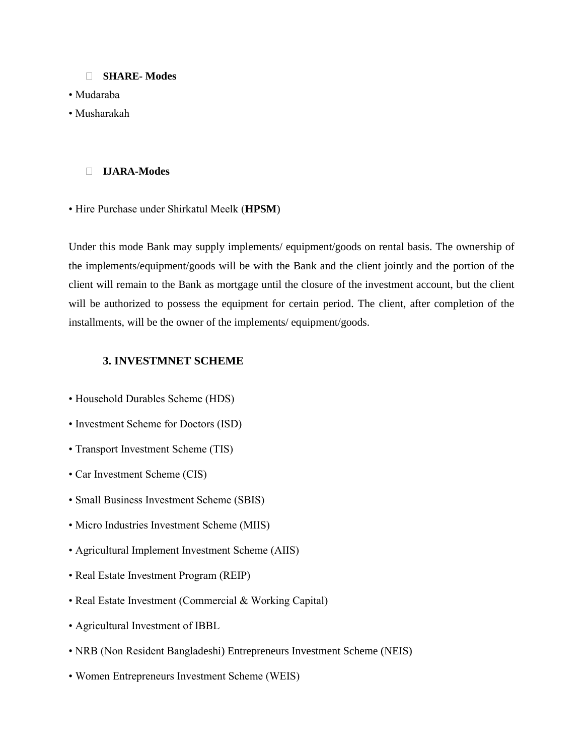- **SHARE- Modes**

• Mudaraba
• Musharakah

- **IJARA-Modes**

• Hire Purchase under Shirkatul Meelk (**HPSM**)

Under this mode Bank may supply implements/ equipment/goods on rental basis. The ownership of the implements/equipment/goods will be with the Bank and the client jointly and the portion of the client will remain to the Bank as mortgage until the closure of the investment account, but the client will be authorized to possess the equipment for certain period. The client, after completion of the installments, will be the owner of the implements/ equipment/goods.

**3. INVESTMNET SCHEME**

• Household Durables Scheme (HDS)

• Investment Scheme for Doctors (ISD)

• Transport Investment Scheme (TIS)

• Car Investment Scheme (CIS)

• Small Business Investment Scheme (SBIS)

• Micro Industries Investment Scheme (MIIS)

• Agricultural Implement Investment Scheme (AIIS)

• Real Estate Investment Program (REIP)

• Real Estate Investment (Commercial & Working Capital)

• Agricultural Investment of IBBL

• NRB (Non Resident Bangladeshi) Entrepreneurs Investment Scheme (NEIS)

• Women Entrepreneurs Investment Scheme (WEIS)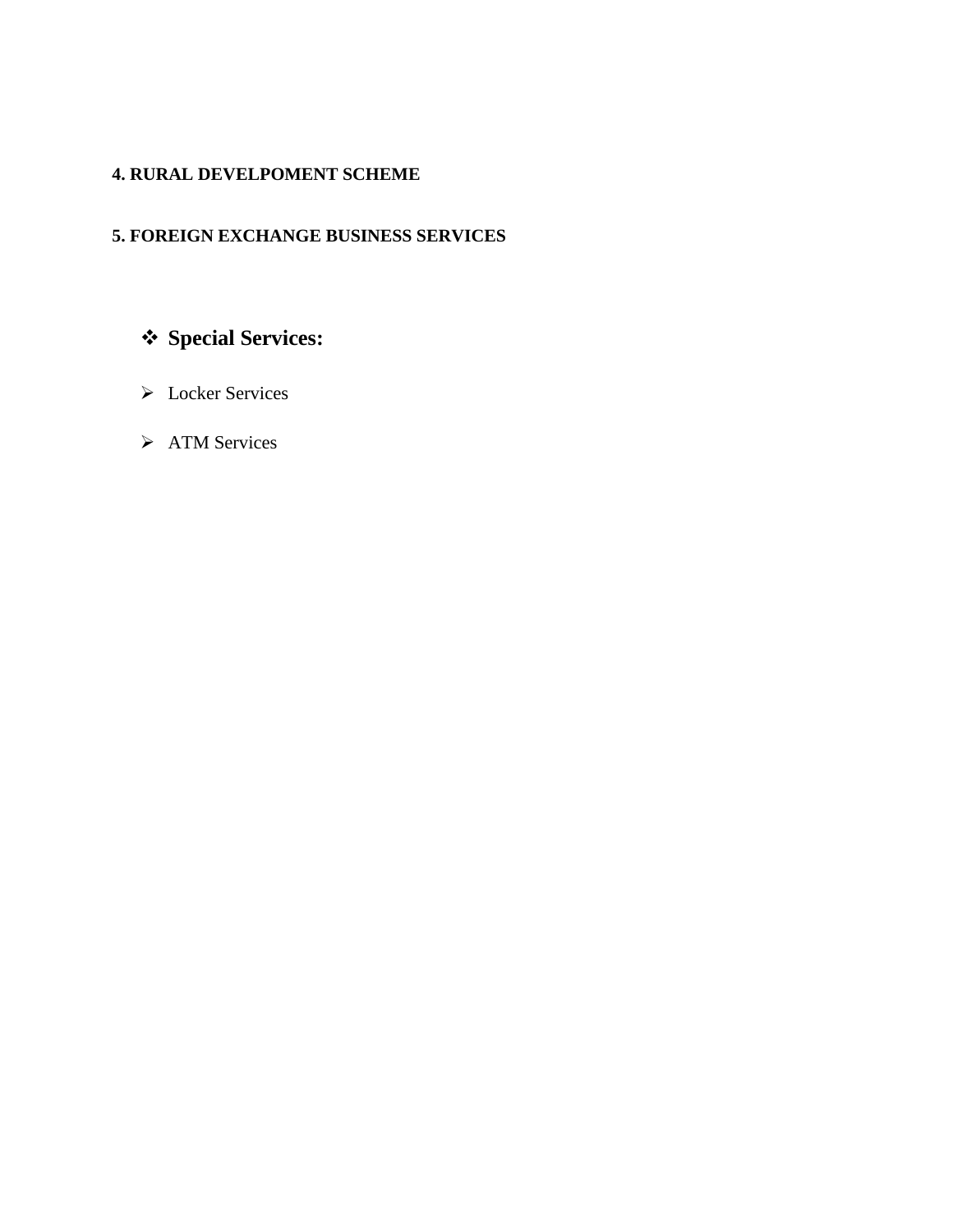**4. RURAL DEVELPOMENT SCHEME**

**5. FOREIGN EXCHANGE BUSINESS SERVICES**

- **Special Services:**
  - Locker Services
  - ATM Services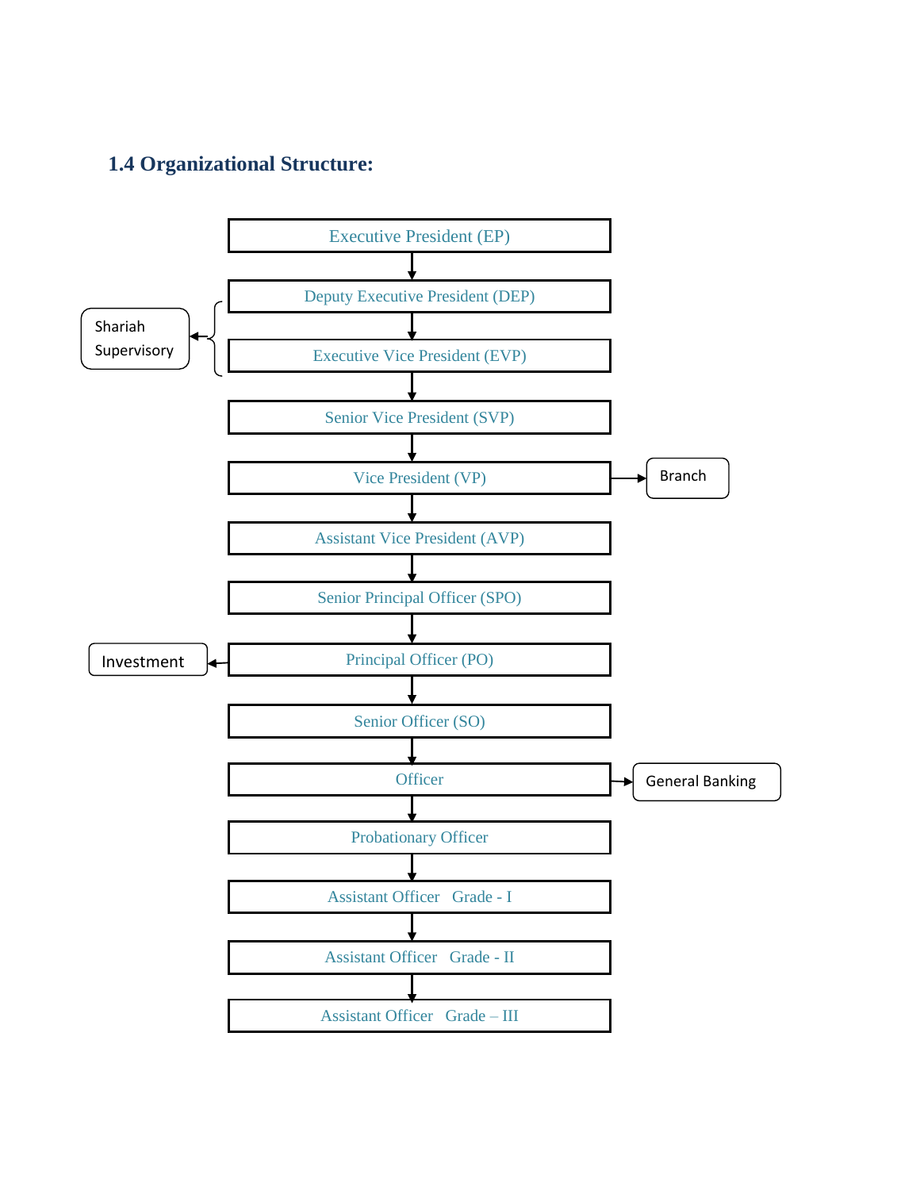### 1.4 Organizational Structure:

Executive President (EP)

↓

Deputy Executive President (DEP)

↓

Executive Vice President (EVP)

↓

Senior Vice President (SVP)

↓

Vice President (VP)

↓

Assistant Vice President (AVP)

↓

Senior Principal Officer (SPO)

↓

Principal Officer (PO)

↓

Senior Officer (SO)

↓

Officer

↓

Probationary Officer

↓

Assistant Officer Grade - I

↓

Assistant Officer Grade - II

↓

Assistant Officer Grade – III

- Deputy Executive President (DEP) and Executive Vice President (EVP) → Shariah Supervisory
- Vice President (VP) → Branch
- Principal Officer (PO) → Investment
- Officer → General Banking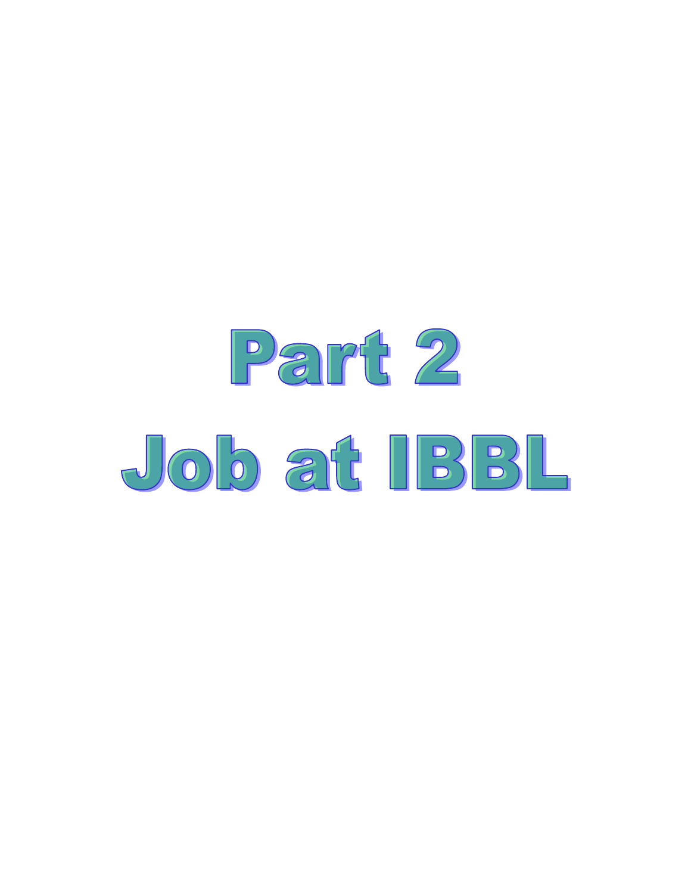# Part 2

# Job at IBBL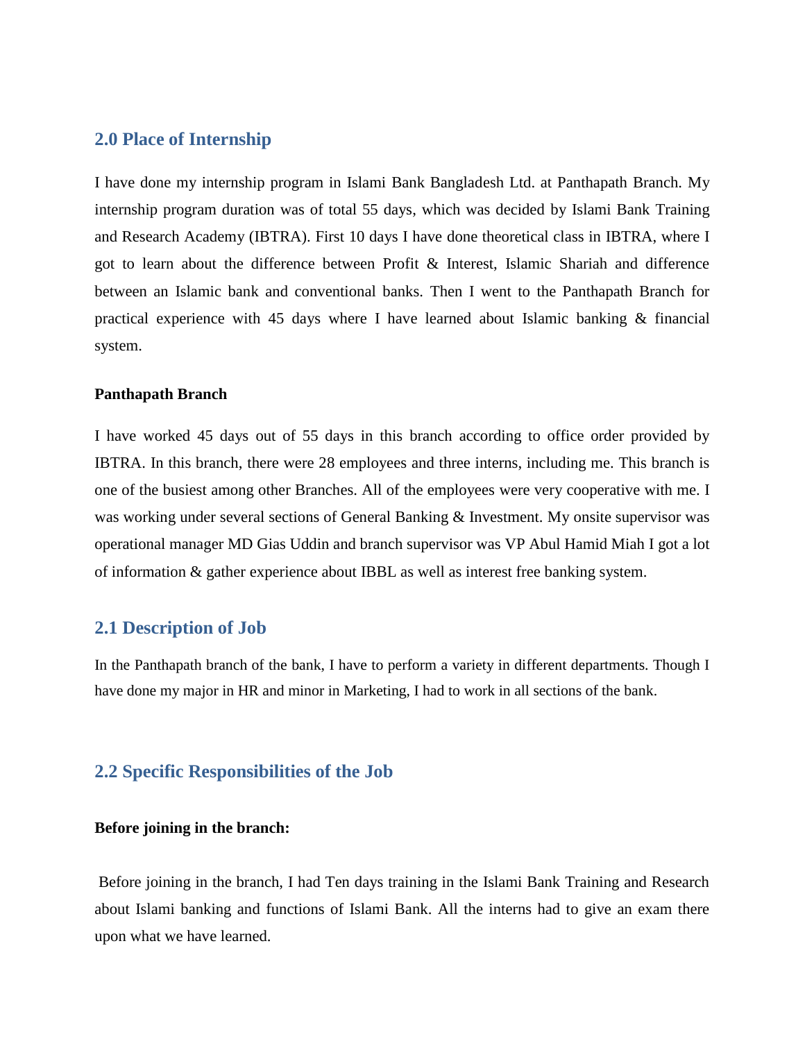## 2.0 Place of Internship

I have done my internship program in Islami Bank Bangladesh Ltd. at Panthapath Branch. My internship program duration was of total 55 days, which was decided by Islami Bank Training and Research Academy (IBTRA). First 10 days I have done theoretical class in IBTRA, where I got to learn about the difference between Profit & Interest, Islamic Shariah and difference between an Islamic bank and conventional banks. Then I went to the Panthapath Branch for practical experience with 45 days where I have learned about Islamic banking & financial system.

**Panthapath Branch**

I have worked 45 days out of 55 days in this branch according to office order provided by IBTRA. In this branch, there were 28 employees and three interns, including me. This branch is one of the busiest among other Branches. All of the employees were very cooperative with me. I was working under several sections of General Banking & Investment. My onsite supervisor was operational manager MD Gias Uddin and branch supervisor was VP Abul Hamid Miah I got a lot of information & gather experience about IBBL as well as interest free banking system.

## 2.1 Description of Job

In the Panthapath branch of the bank, I have to perform a variety in different departments. Though I have done my major in HR and minor in Marketing, I had to work in all sections of the bank.

## 2.2 Specific Responsibilities of the Job

**Before joining in the branch:**

Before joining in the branch, I had Ten days training in the Islami Bank Training and Research about Islami banking and functions of Islami Bank. All the interns had to give an exam there upon what we have learned.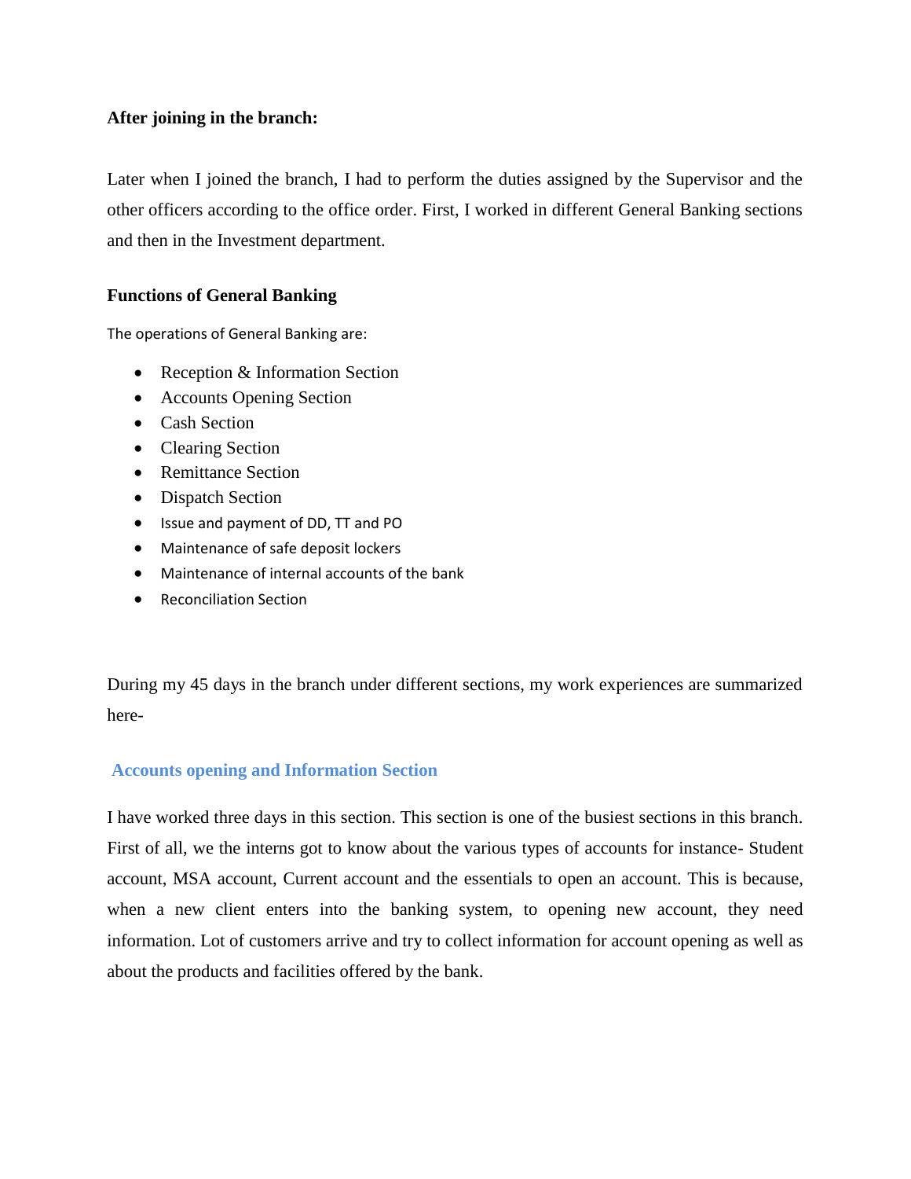**After joining in the branch:**

Later when I joined the branch, I had to perform the duties assigned by the Supervisor and the other officers according to the office order. First, I worked in different General Banking sections and then in the Investment department.

**Functions of General Banking**

The operations of General Banking are:

- Reception & Information Section
- Accounts Opening Section
- Cash Section
- Clearing Section
- Remittance Section
- Dispatch Section
- Issue and payment of DD, TT and PO
- Maintenance of safe deposit lockers
- Maintenance of internal accounts of the bank
- Reconciliation Section

During my 45 days in the branch under different sections, my work experiences are summarized here-

### Accounts opening and Information Section

I have worked three days in this section. This section is one of the busiest sections in this branch. First of all, we the interns got to know about the various types of accounts for instance- Student account, MSA account, Current account and the essentials to open an account. This is because, when a new client enters into the banking system, to opening new account, they need information. Lot of customers arrive and try to collect information for account opening as well as about the products and facilities offered by the bank.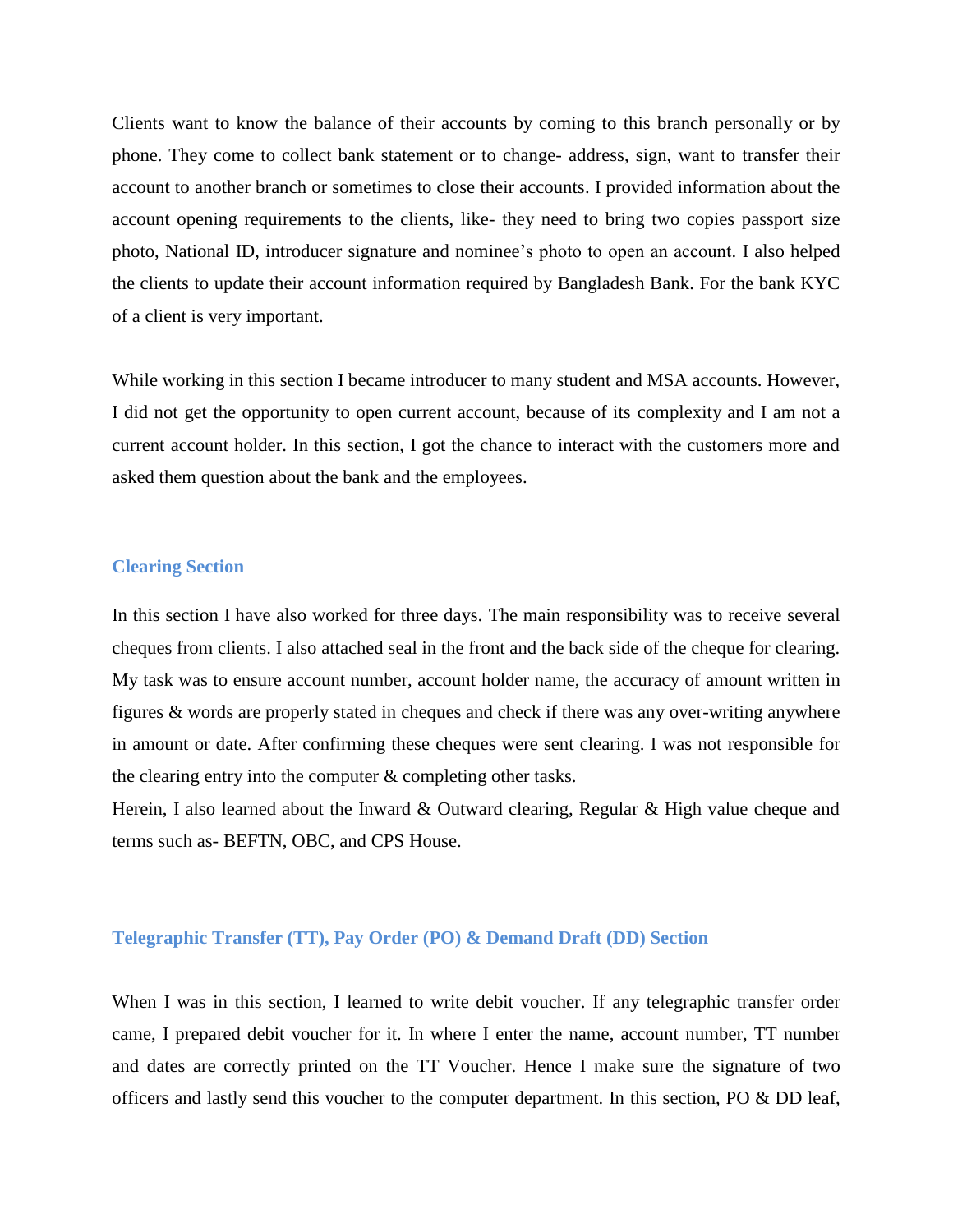Clients want to know the balance of their accounts by coming to this branch personally or by phone. They come to collect bank statement or to change- address, sign, want to transfer their account to another branch or sometimes to close their accounts. I provided information about the account opening requirements to the clients, like- they need to bring two copies passport size photo, National ID, introducer signature and nominee's photo to open an account. I also helped the clients to update their account information required by Bangladesh Bank. For the bank KYC of a client is very important.

While working in this section I became introducer to many student and MSA accounts. However, I did not get the opportunity to open current account, because of its complexity and I am not a current account holder. In this section, I got the chance to interact with the customers more and asked them question about the bank and the employees.

### Clearing Section

In this section I have also worked for three days. The main responsibility was to receive several cheques from clients. I also attached seal in the front and the back side of the cheque for clearing. My task was to ensure account number, account holder name, the accuracy of amount written in figures & words are properly stated in cheques and check if there was any over-writing anywhere in amount or date. After confirming these cheques were sent clearing. I was not responsible for the clearing entry into the computer & completing other tasks.

Herein, I also learned about the Inward & Outward clearing, Regular & High value cheque and terms such as- BEFTN, OBC, and CPS House.

### Telegraphic Transfer (TT), Pay Order (PO) & Demand Draft (DD) Section

When I was in this section, I learned to write debit voucher. If any telegraphic transfer order came, I prepared debit voucher for it. In where I enter the name, account number, TT number and dates are correctly printed on the TT Voucher. Hence I make sure the signature of two officers and lastly send this voucher to the computer department. In this section, PO & DD leaf,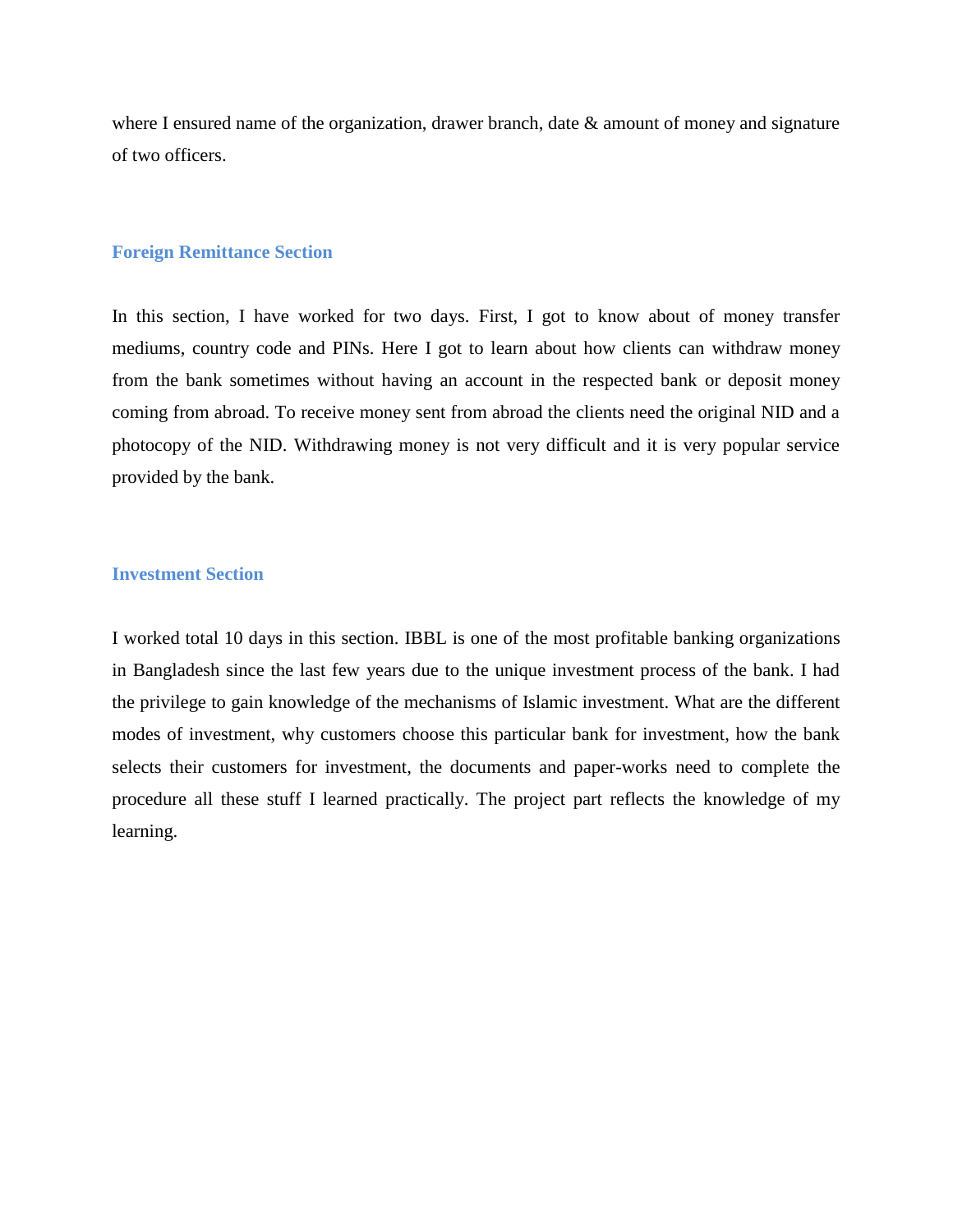where I ensured name of the organization, drawer branch, date & amount of money and signature of two officers.

### Foreign Remittance Section

In this section, I have worked for two days. First, I got to know about of money transfer mediums, country code and PINs. Here I got to learn about how clients can withdraw money from the bank sometimes without having an account in the respected bank or deposit money coming from abroad. To receive money sent from abroad the clients need the original NID and a photocopy of the NID. Withdrawing money is not very difficult and it is very popular service provided by the bank.

### Investment Section

I worked total 10 days in this section. IBBL is one of the most profitable banking organizations in Bangladesh since the last few years due to the unique investment process of the bank. I had the privilege to gain knowledge of the mechanisms of Islamic investment. What are the different modes of investment, why customers choose this particular bank for investment, how the bank selects their customers for investment, the documents and paper-works need to complete the procedure all these stuff I learned practically. The project part reflects the knowledge of my learning.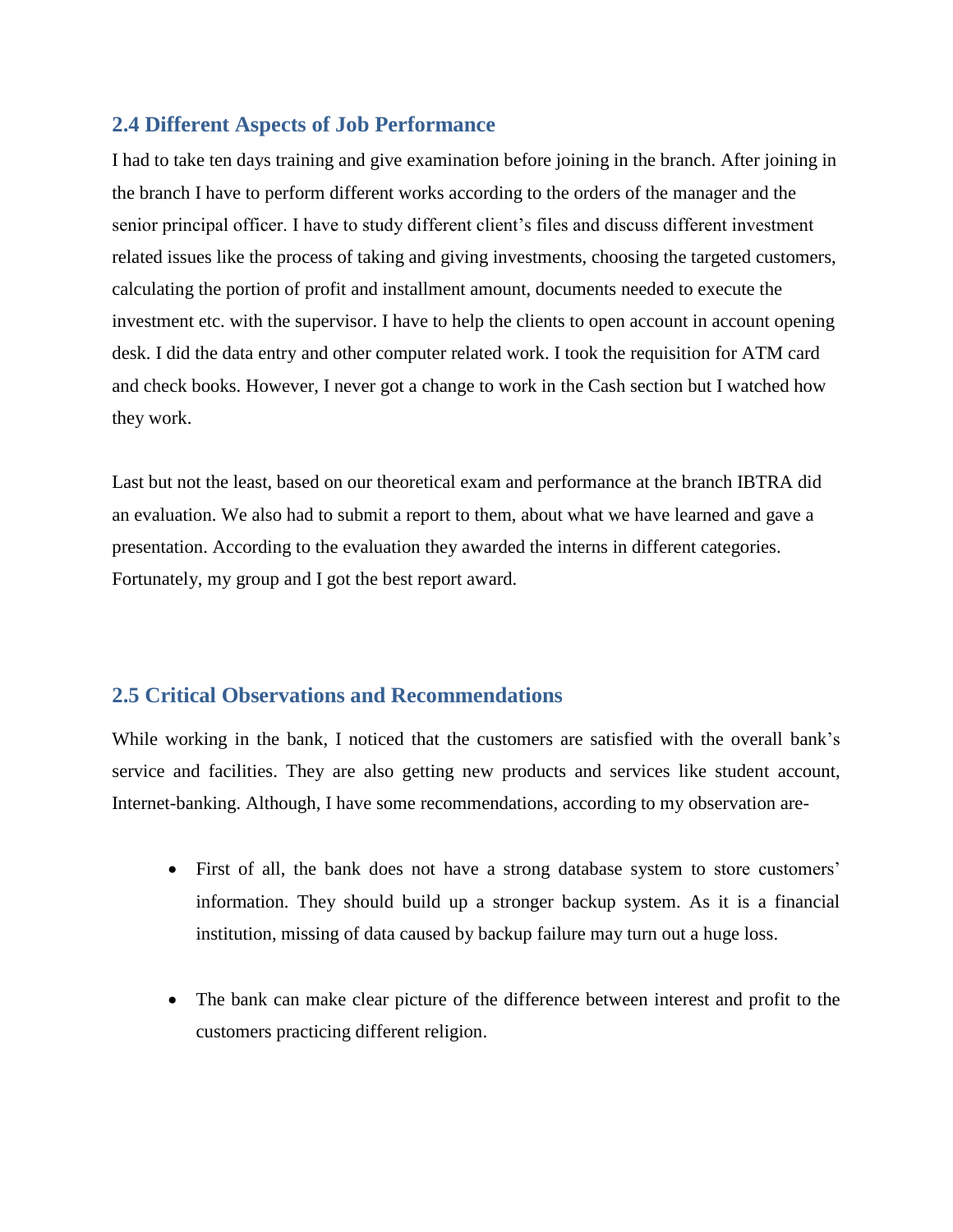## 2.4 Different Aspects of Job Performance

I had to take ten days training and give examination before joining in the branch. After joining in the branch I have to perform different works according to the orders of the manager and the senior principal officer. I have to study different client's files and discuss different investment related issues like the process of taking and giving investments, choosing the targeted customers, calculating the portion of profit and installment amount, documents needed to execute the investment etc. with the supervisor. I have to help the clients to open account in account opening desk. I did the data entry and other computer related work. I took the requisition for ATM card and check books. However, I never got a change to work in the Cash section but I watched how they work.

Last but not the least, based on our theoretical exam and performance at the branch IBTRA did an evaluation. We also had to submit a report to them, about what we have learned and gave a presentation. According to the evaluation they awarded the interns in different categories. Fortunately, my group and I got the best report award.

## 2.5 Critical Observations and Recommendations

While working in the bank, I noticed that the customers are satisfied with the overall bank's service and facilities. They are also getting new products and services like student account, Internet-banking. Although, I have some recommendations, according to my observation are-

- First of all, the bank does not have a strong database system to store customers' information. They should build up a stronger backup system. As it is a financial institution, missing of data caused by backup failure may turn out a huge loss.

- The bank can make clear picture of the difference between interest and profit to the customers practicing different religion.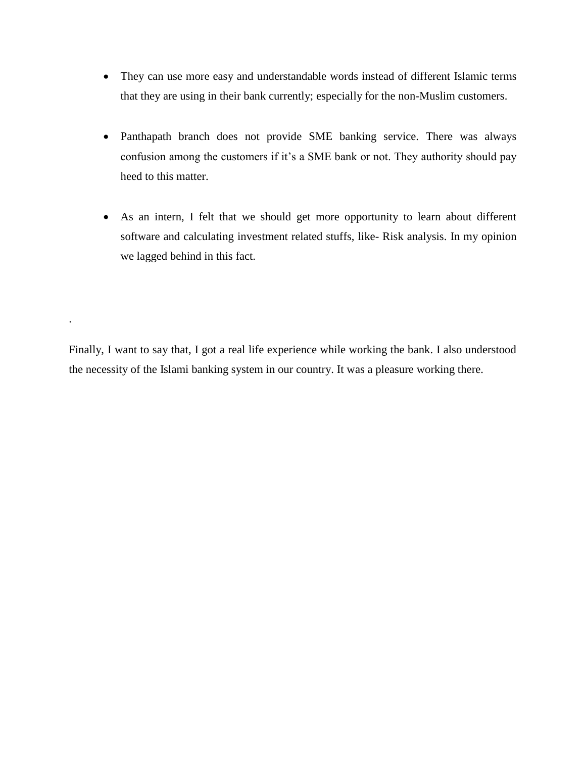- They can use more easy and understandable words instead of different Islamic terms that they are using in their bank currently; especially for the non-Muslim customers.

- Panthapath branch does not provide SME banking service. There was always confusion among the customers if it's a SME bank or not. They authority should pay heed to this matter.

- As an intern, I felt that we should get more opportunity to learn about different software and calculating investment related stuffs, like- Risk analysis. In my opinion we lagged behind in this fact.

.

Finally, I want to say that, I got a real life experience while working the bank. I also understood the necessity of the Islami banking system in our country. It was a pleasure working there.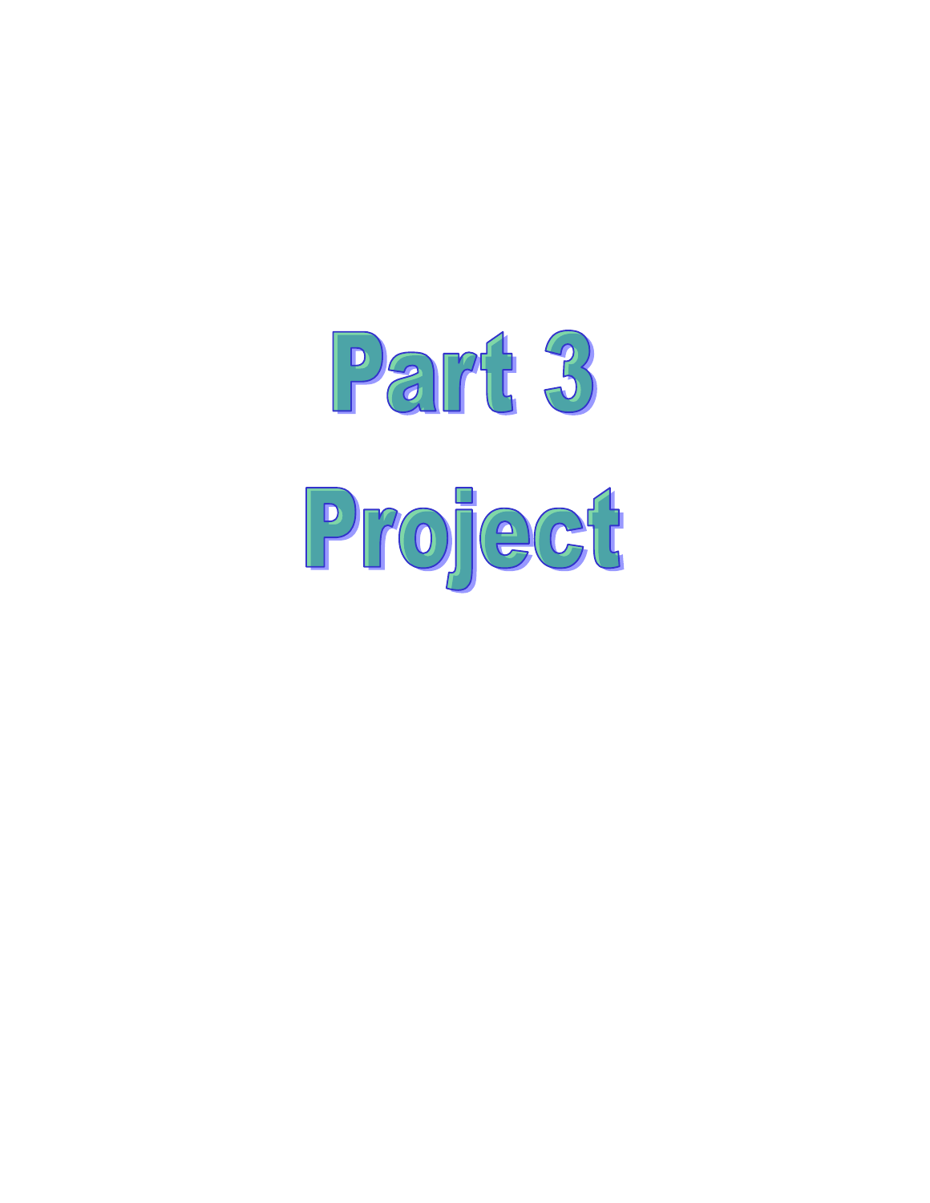# Part 3

# Project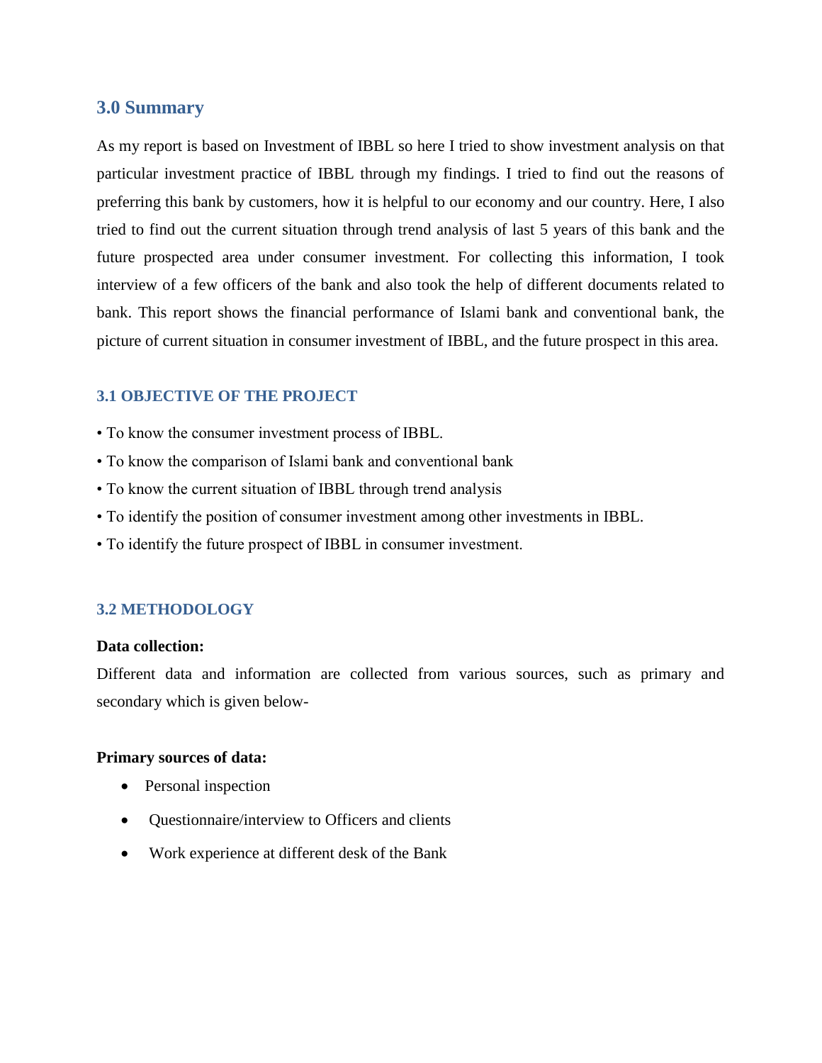## 3.0 Summary

As my report is based on Investment of IBBL so here I tried to show investment analysis on that particular investment practice of IBBL through my findings. I tried to find out the reasons of preferring this bank by customers, how it is helpful to our economy and our country. Here, I also tried to find out the current situation through trend analysis of last 5 years of this bank and the future prospected area under consumer investment. For collecting this information, I took interview of a few officers of the bank and also took the help of different documents related to bank. This report shows the financial performance of Islami bank and conventional bank, the picture of current situation in consumer investment of IBBL, and the future prospect in this area.

### 3.1 OBJECTIVE OF THE PROJECT

• To know the consumer investment process of IBBL.

• To know the comparison of Islami bank and conventional bank

• To know the current situation of IBBL through trend analysis

• To identify the position of consumer investment among other investments in IBBL.

• To identify the future prospect of IBBL in consumer investment.

### 3.2 METHODOLOGY

**Data collection:**

Different data and information are collected from various sources, such as primary and secondary which is given below-

**Primary sources of data:**

- Personal inspection
- Questionnaire/interview to Officers and clients
- Work experience at different desk of the Bank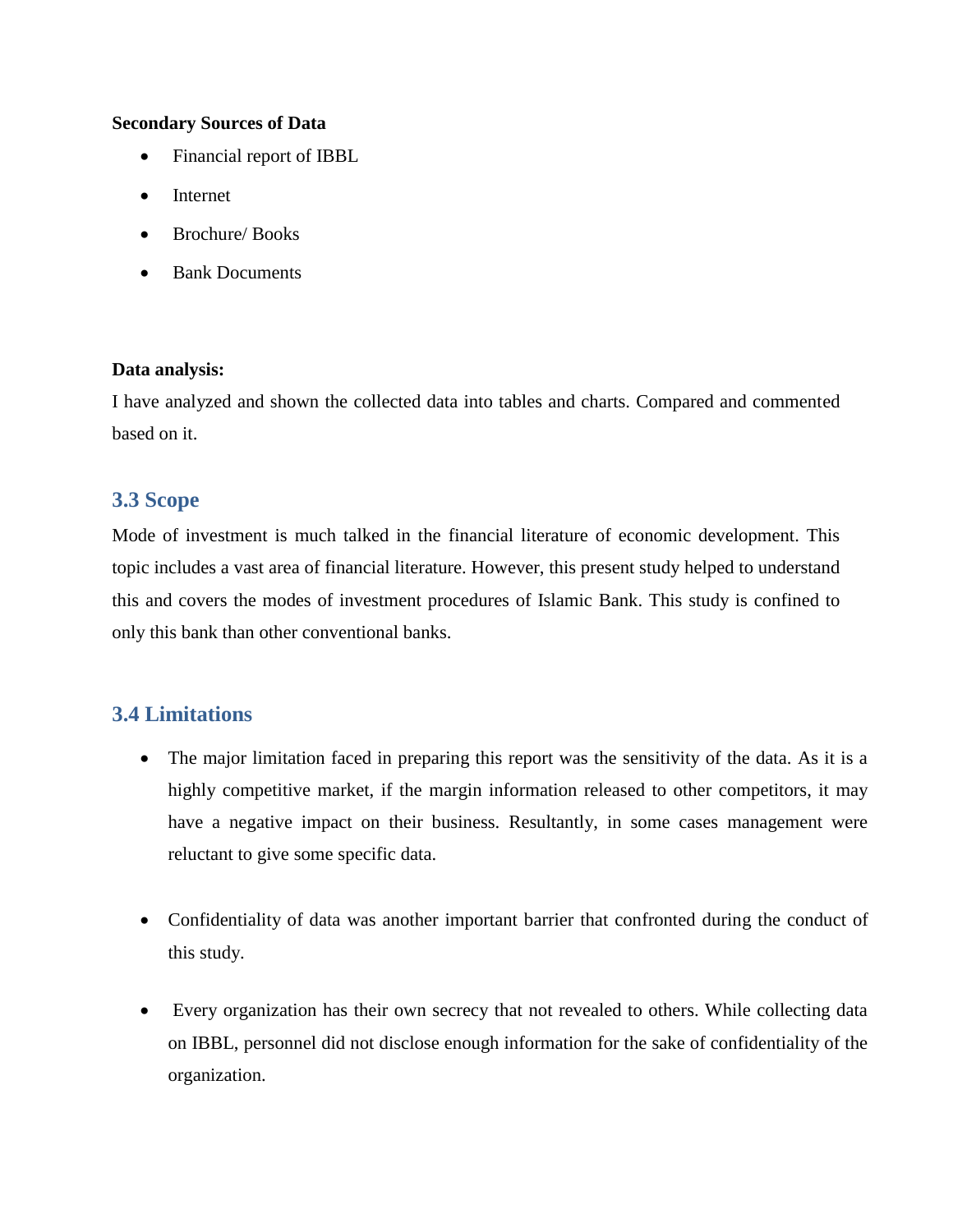**Secondary Sources of Data**

- Financial report of IBBL
- Internet
- Brochure/ Books
- Bank Documents

**Data analysis:**

I have analyzed and shown the collected data into tables and charts. Compared and commented based on it.

## 3.3 Scope

Mode of investment is much talked in the financial literature of economic development. This topic includes a vast area of financial literature. However, this present study helped to understand this and covers the modes of investment procedures of Islamic Bank. This study is confined to only this bank than other conventional banks.

## 3.4 Limitations

- The major limitation faced in preparing this report was the sensitivity of the data. As it is a highly competitive market, if the margin information released to other competitors, it may have a negative impact on their business. Resultantly, in some cases management were reluctant to give some specific data.

- Confidentiality of data was another important barrier that confronted during the conduct of this study.

- Every organization has their own secrecy that not revealed to others. While collecting data on IBBL, personnel did not disclose enough information for the sake of confidentiality of the organization.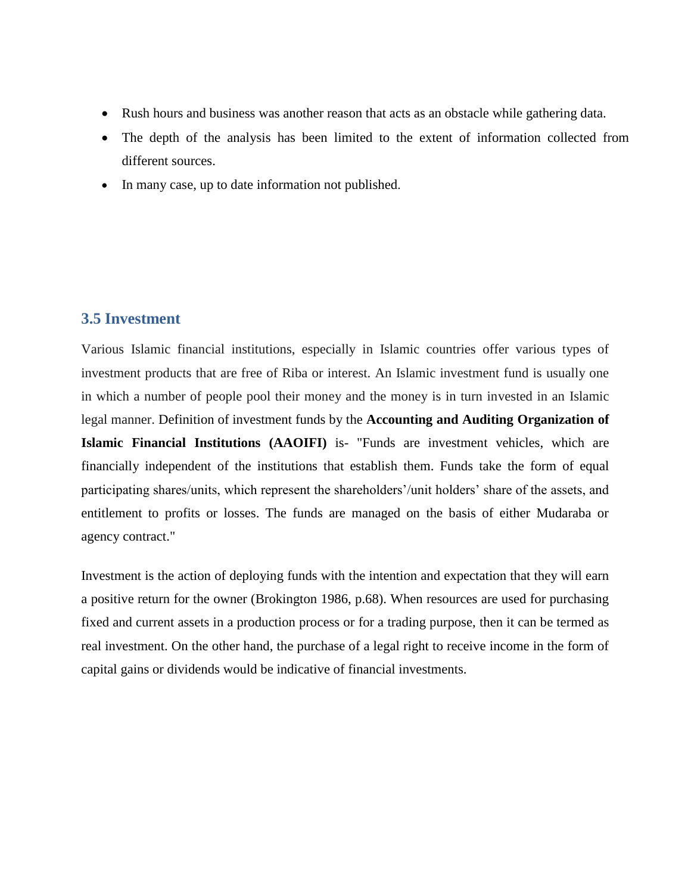- Rush hours and business was another reason that acts as an obstacle while gathering data.
- The depth of the analysis has been limited to the extent of information collected from different sources.
- In many case, up to date information not published.

## 3.5 Investment

Various Islamic financial institutions, especially in Islamic countries offer various types of investment products that are free of Riba or interest. An Islamic investment fund is usually one in which a number of people pool their money and the money is in turn invested in an Islamic legal manner. Definition of investment funds by the **Accounting and Auditing Organization of Islamic Financial Institutions (AAOIFI)** is- "Funds are investment vehicles, which are financially independent of the institutions that establish them. Funds take the form of equal participating shares/units, which represent the shareholders'/unit holders' share of the assets, and entitlement to profits or losses. The funds are managed on the basis of either Mudaraba or agency contract."

Investment is the action of deploying funds with the intention and expectation that they will earn a positive return for the owner (Brokington 1986, p.68). When resources are used for purchasing fixed and current assets in a production process or for a trading purpose, then it can be termed as real investment. On the other hand, the purchase of a legal right to receive income in the form of capital gains or dividends would be indicative of financial investments.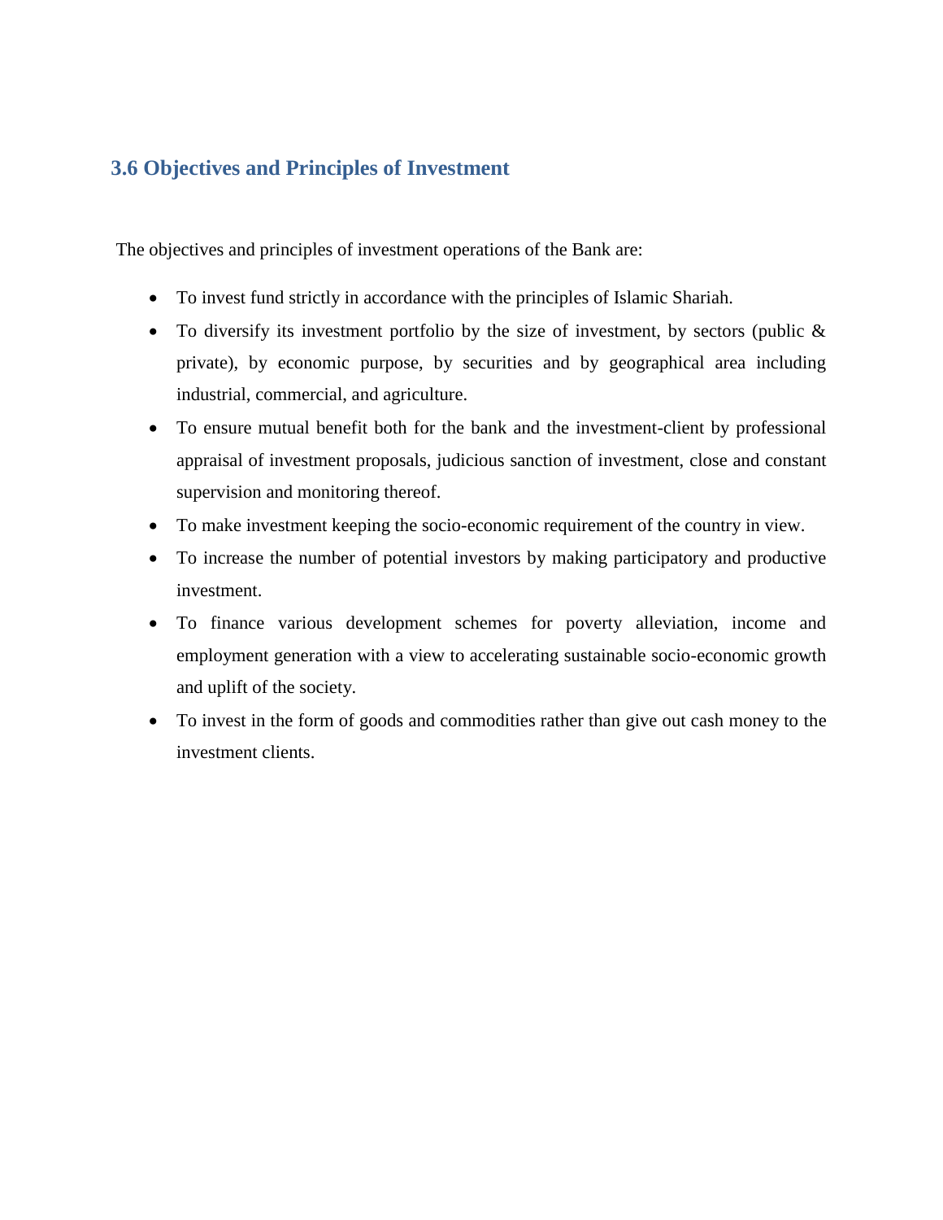## 3.6 Objectives and Principles of Investment

The objectives and principles of investment operations of the Bank are:

- To invest fund strictly in accordance with the principles of Islamic Shariah.
- To diversify its investment portfolio by the size of investment, by sectors (public & private), by economic purpose, by securities and by geographical area including industrial, commercial, and agriculture.
- To ensure mutual benefit both for the bank and the investment-client by professional appraisal of investment proposals, judicious sanction of investment, close and constant supervision and monitoring thereof.
- To make investment keeping the socio-economic requirement of the country in view.
- To increase the number of potential investors by making participatory and productive investment.
- To finance various development schemes for poverty alleviation, income and employment generation with a view to accelerating sustainable socio-economic growth and uplift of the society.
- To invest in the form of goods and commodities rather than give out cash money to the investment clients.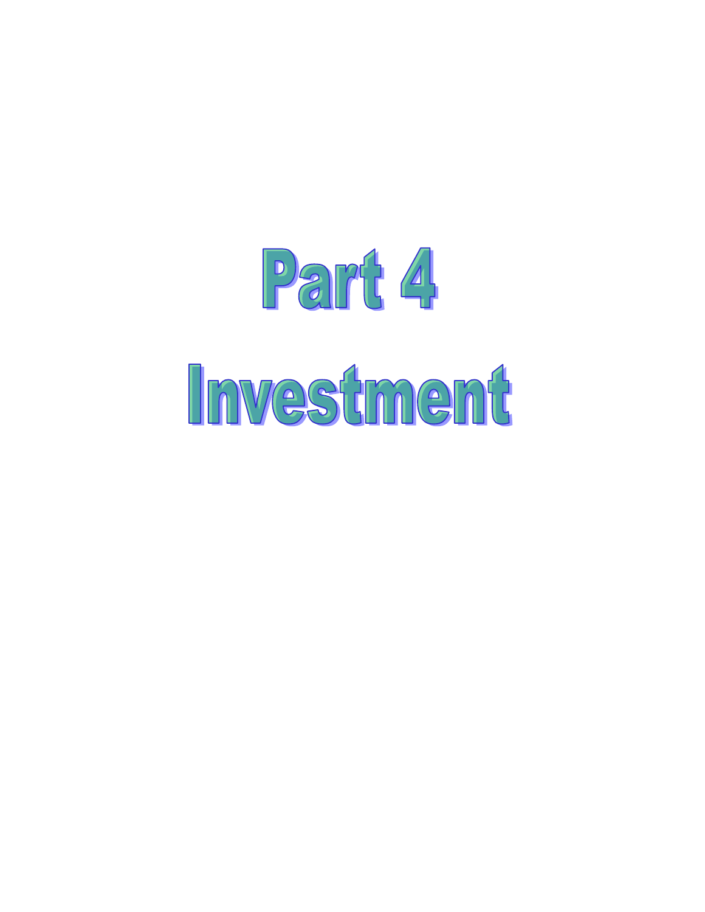# Part 4

# Investment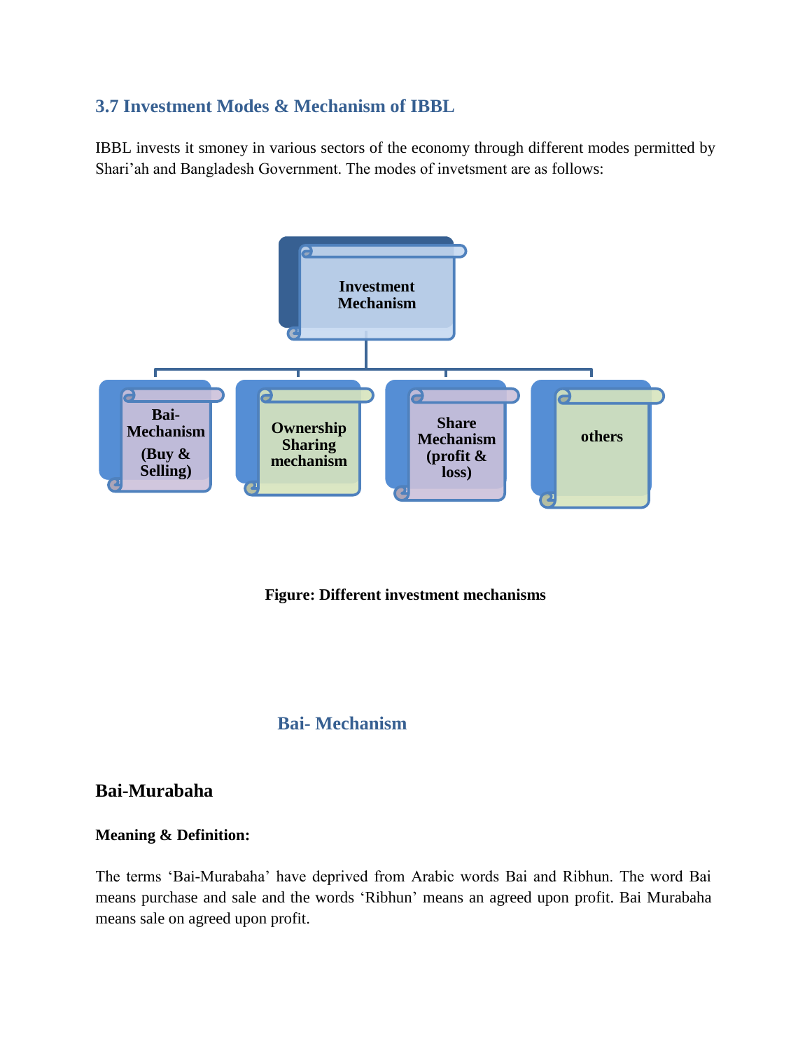## 3.7 Investment Modes & Mechanism of IBBL

IBBL invests it smoney in various sectors of the economy through different modes permitted by Shari'ah and Bangladesh Government. The modes of invetsment are as follows:

- Investment Mechanism
  - Bai-Mechanism (Buy & Selling)
  - Ownership Sharing mechanism
  - Share Mechanism (profit & loss)
  - others

**Figure: Different investment mechanisms**

### Bai- Mechanism

## Bai-Murabaha

**Meaning & Definition:**

The terms 'Bai-Murabaha' have deprived from Arabic words Bai and Ribhun. The word Bai means purchase and sale and the words 'Ribhun' means an agreed upon profit. Bai Murabaha means sale on agreed upon profit.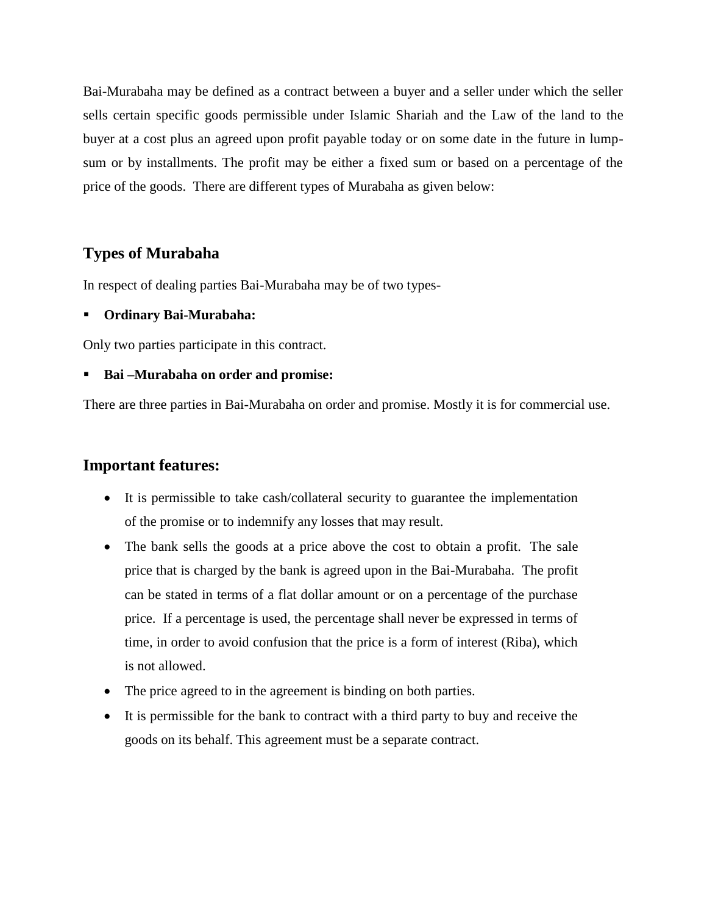Bai-Murabaha may be defined as a contract between a buyer and a seller under which the seller sells certain specific goods permissible under Islamic Shariah and the Law of the land to the buyer at a cost plus an agreed upon profit payable today or on some date in the future in lump-sum or by installments. The profit may be either a fixed sum or based on a percentage of the price of the goods. There are different types of Murabaha as given below:

## Types of Murabaha

In respect of dealing parties Bai-Murabaha may be of two types-

- **Ordinary Bai-Murabaha:**

Only two parties participate in this contract.

- **Bai –Murabaha on order and promise:**

There are three parties in Bai-Murabaha on order and promise. Mostly it is for commercial use.

## Important features:

- It is permissible to take cash/collateral security to guarantee the implementation of the promise or to indemnify any losses that may result.
- The bank sells the goods at a price above the cost to obtain a profit. The sale price that is charged by the bank is agreed upon in the Bai-Murabaha. The profit can be stated in terms of a flat dollar amount or on a percentage of the purchase price. If a percentage is used, the percentage shall never be expressed in terms of time, in order to avoid confusion that the price is a form of interest (Riba), which is not allowed.
- The price agreed to in the agreement is binding on both parties.
- It is permissible for the bank to contract with a third party to buy and receive the goods on its behalf. This agreement must be a separate contract.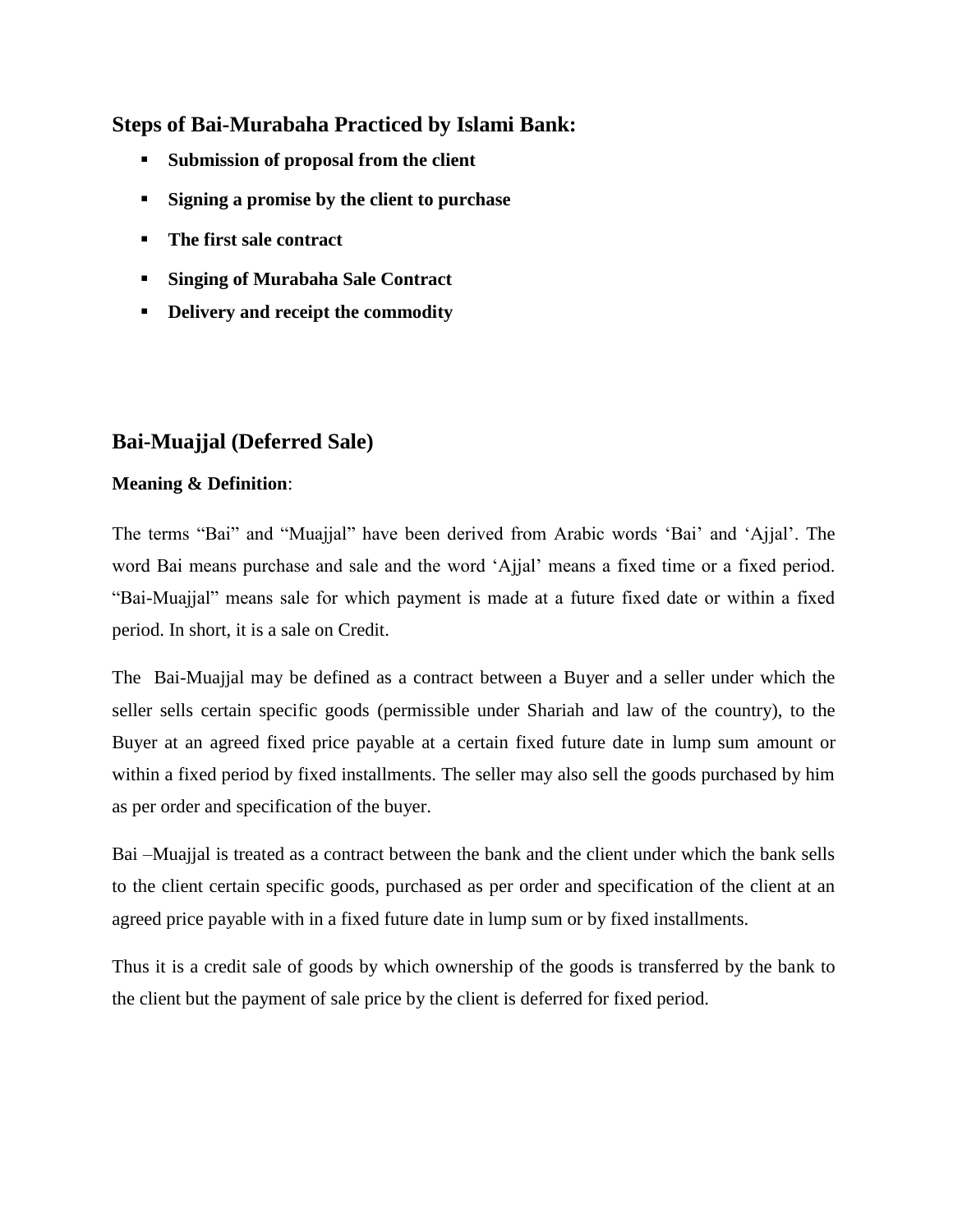### Steps of Bai-Murabaha Practiced by Islami Bank:

- **Submission of proposal from the client**
- **Signing a promise by the client to purchase**
- **The first sale contract**
- **Singing of Murabaha Sale Contract**
- **Delivery and receipt the commodity**

## Bai-Muajjal (Deferred Sale)

**Meaning & Definition**:

The terms "Bai" and "Muajjal" have been derived from Arabic words 'Bai' and 'Ajjal'. The word Bai means purchase and sale and the word 'Ajjal' means a fixed time or a fixed period. "Bai-Muajjal" means sale for which payment is made at a future fixed date or within a fixed period. In short, it is a sale on Credit.

The Bai-Muajjal may be defined as a contract between a Buyer and a seller under which the seller sells certain specific goods (permissible under Shariah and law of the country), to the Buyer at an agreed fixed price payable at a certain fixed future date in lump sum amount or within a fixed period by fixed installments. The seller may also sell the goods purchased by him as per order and specification of the buyer.

Bai –Muajjal is treated as a contract between the bank and the client under which the bank sells to the client certain specific goods, purchased as per order and specification of the client at an agreed price payable with in a fixed future date in lump sum or by fixed installments.

Thus it is a credit sale of goods by which ownership of the goods is transferred by the bank to the client but the payment of sale price by the client is deferred for fixed period.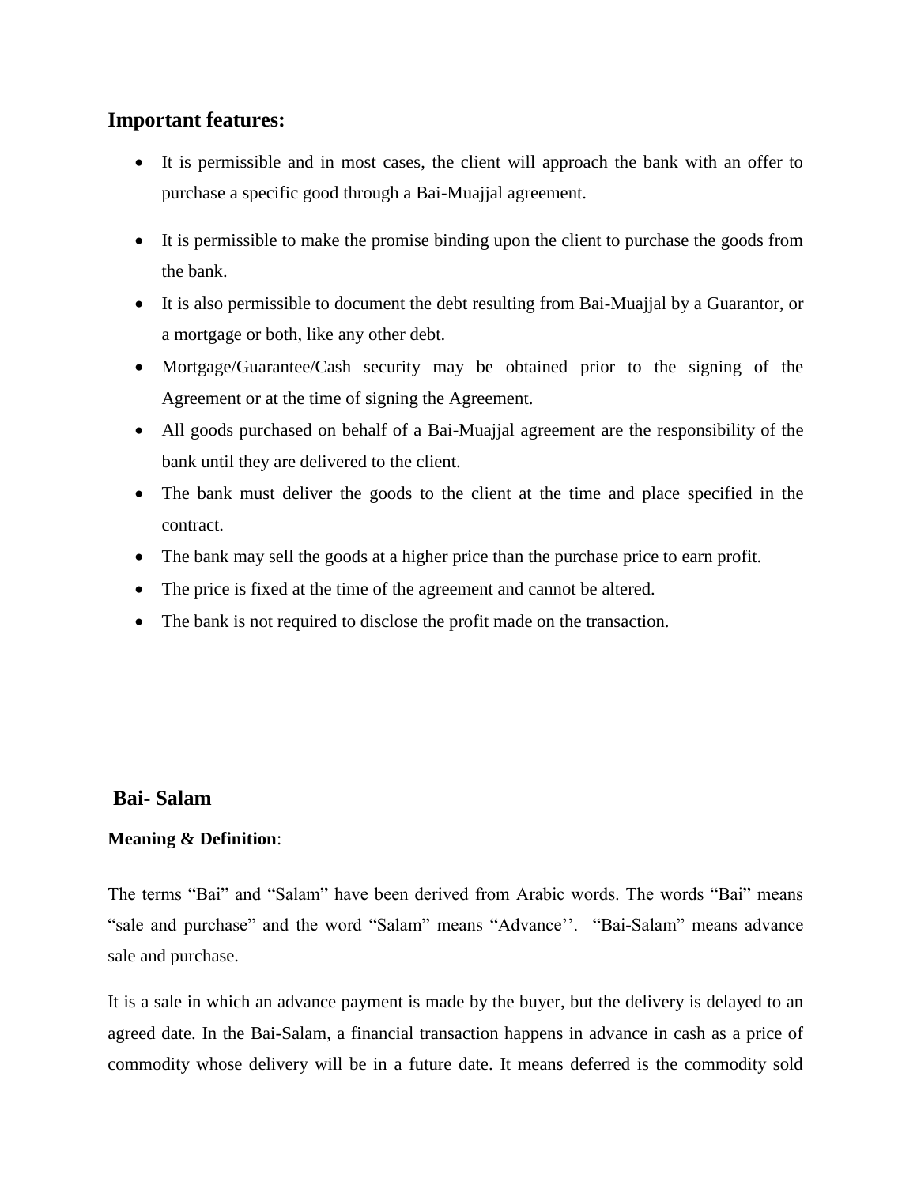### Important features:

- It is permissible and in most cases, the client will approach the bank with an offer to purchase a specific good through a Bai-Muajjal agreement.
- It is permissible to make the promise binding upon the client to purchase the goods from the bank.
- It is also permissible to document the debt resulting from Bai-Muajjal by a Guarantor, or a mortgage or both, like any other debt.
- Mortgage/Guarantee/Cash security may be obtained prior to the signing of the Agreement or at the time of signing the Agreement.
- All goods purchased on behalf of a Bai-Muajjal agreement are the responsibility of the bank until they are delivered to the client.
- The bank must deliver the goods to the client at the time and place specified in the contract.
- The bank may sell the goods at a higher price than the purchase price to earn profit.
- The price is fixed at the time of the agreement and cannot be altered.
- The bank is not required to disclose the profit made on the transaction.

## Bai- Salam

**Meaning & Definition**:

The terms "Bai" and "Salam" have been derived from Arabic words. The words "Bai" means "sale and purchase" and the word "Salam" means "Advance''. "Bai-Salam" means advance sale and purchase.

It is a sale in which an advance payment is made by the buyer, but the delivery is delayed to an agreed date. In the Bai-Salam, a financial transaction happens in advance in cash as a price of commodity whose delivery will be in a future date. It means deferred is the commodity sold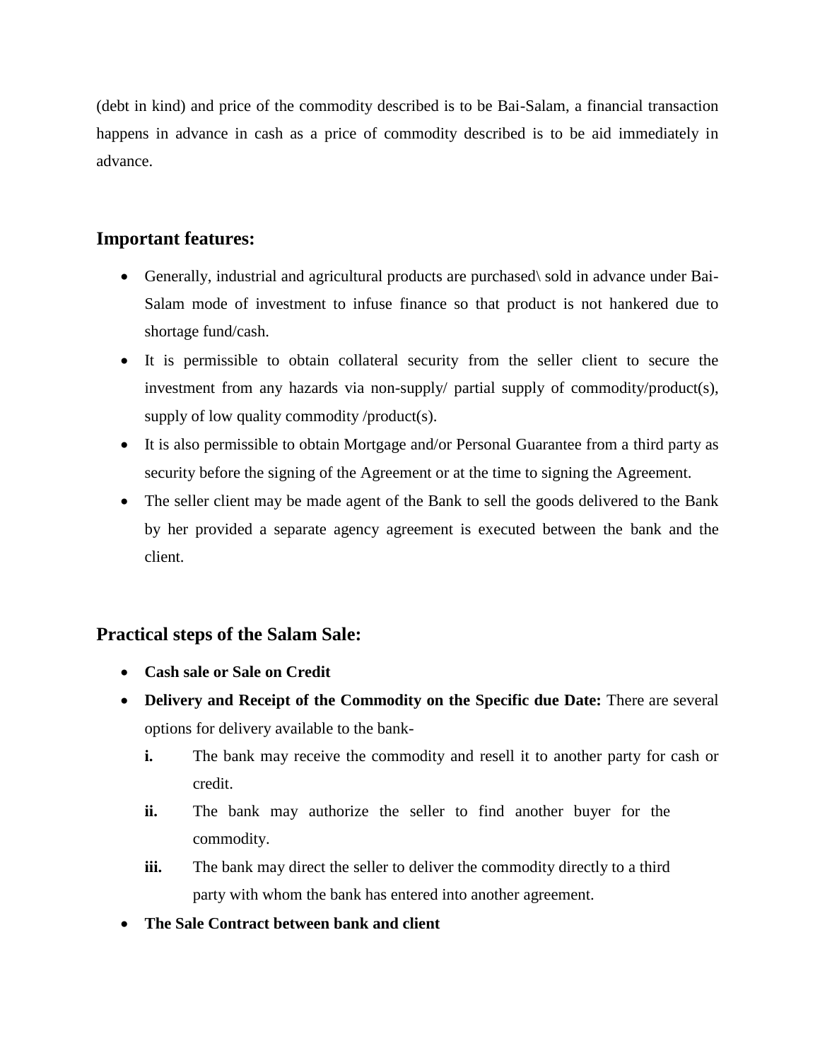(debt in kind) and price of the commodity described is to be Bai-Salam, a financial transaction happens in advance in cash as a price of commodity described is to be aid immediately in advance.

## Important features:

- Generally, industrial and agricultural products are purchased\ sold in advance under Bai-Salam mode of investment to infuse finance so that product is not hankered due to shortage fund/cash.
- It is permissible to obtain collateral security from the seller client to secure the investment from any hazards via non-supply/ partial supply of commodity/product(s), supply of low quality commodity /product(s).
- It is also permissible to obtain Mortgage and/or Personal Guarantee from a third party as security before the signing of the Agreement or at the time to signing the Agreement.
- The seller client may be made agent of the Bank to sell the goods delivered to the Bank by her provided a separate agency agreement is executed between the bank and the client.

## Practical steps of the Salam Sale:

- **Cash sale or Sale on Credit**
- **Delivery and Receipt of the Commodity on the Specific due Date:** There are several options for delivery available to the bank-
  - **i.** The bank may receive the commodity and resell it to another party for cash or credit.
  - **ii.** The bank may authorize the seller to find another buyer for the commodity.
  - **iii.** The bank may direct the seller to deliver the commodity directly to a third party with whom the bank has entered into another agreement.
- **The Sale Contract between bank and client**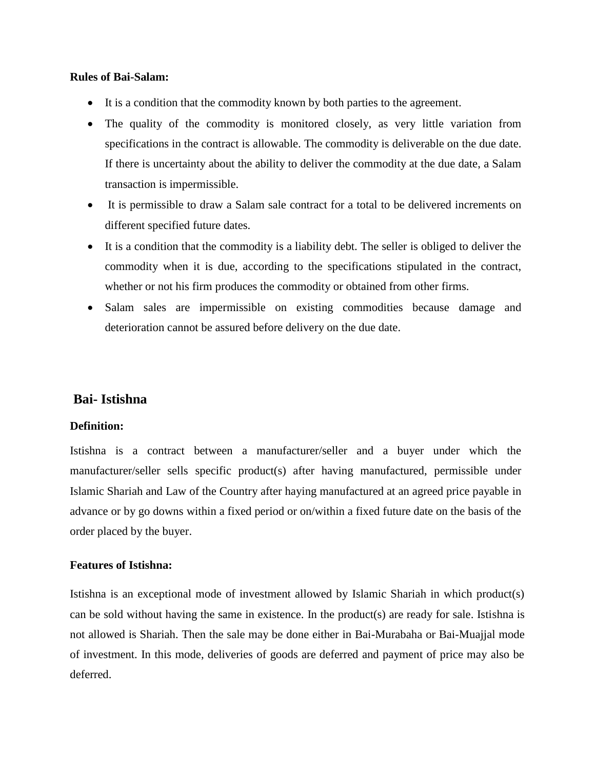**Rules of Bai-Salam:**

- It is a condition that the commodity known by both parties to the agreement.
- The quality of the commodity is monitored closely, as very little variation from specifications in the contract is allowable. The commodity is deliverable on the due date. If there is uncertainty about the ability to deliver the commodity at the due date, a Salam transaction is impermissible.
- It is permissible to draw a Salam sale contract for a total to be delivered increments on different specified future dates.
- It is a condition that the commodity is a liability debt. The seller is obliged to deliver the commodity when it is due, according to the specifications stipulated in the contract, whether or not his firm produces the commodity or obtained from other firms.
- Salam sales are impermissible on existing commodities because damage and deterioration cannot be assured before delivery on the due date.

## Bai- Istishna

**Definition:**

Istishna is a contract between a manufacturer/seller and a buyer under which the manufacturer/seller sells specific product(s) after having manufactured, permissible under Islamic Shariah and Law of the Country after haying manufactured at an agreed price payable in advance or by go downs within a fixed period or on/within a fixed future date on the basis of the order placed by the buyer.

**Features of Istishna:**

Istishna is an exceptional mode of investment allowed by Islamic Shariah in which product(s) can be sold without having the same in existence. In the product(s) are ready for sale. Istishna is not allowed is Shariah. Then the sale may be done either in Bai-Murabaha or Bai-Muajjal mode of investment. In this mode, deliveries of goods are deferred and payment of price may also be deferred.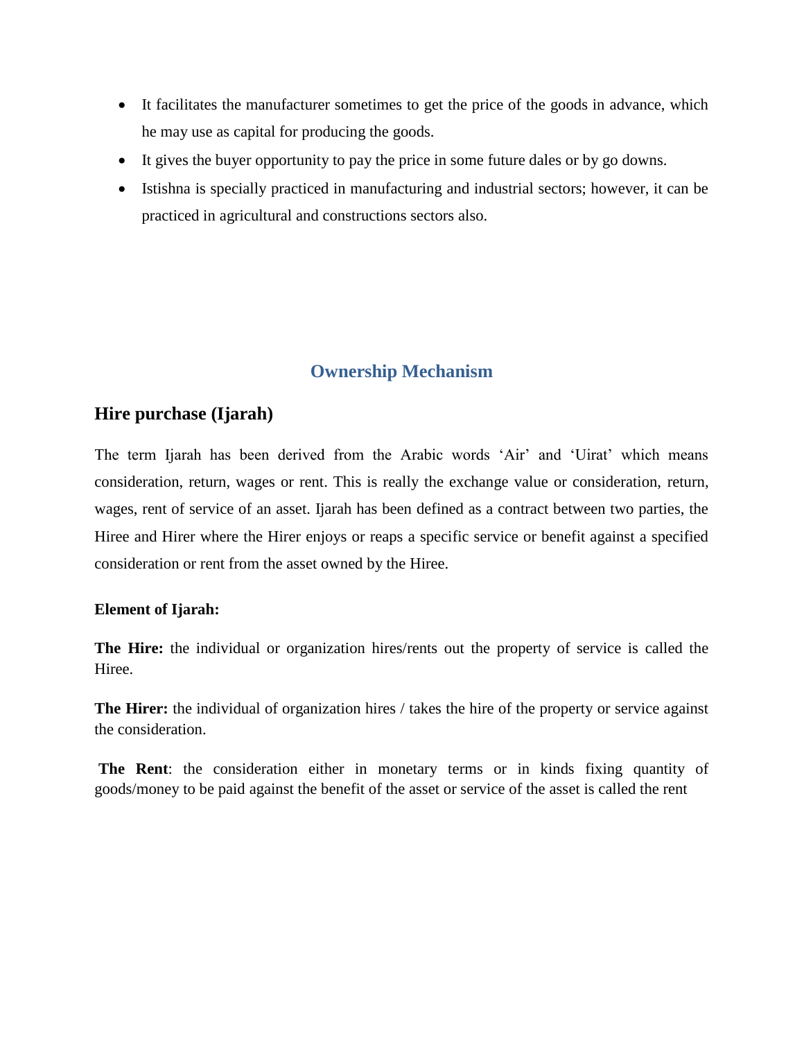- It facilitates the manufacturer sometimes to get the price of the goods in advance, which he may use as capital for producing the goods.
- It gives the buyer opportunity to pay the price in some future dales or by go downs.
- Istishna is specially practiced in manufacturing and industrial sectors; however, it can be practiced in agricultural and constructions sectors also.

## Ownership Mechanism

### Hire purchase (Ijarah)

The term Ijarah has been derived from the Arabic words 'Air' and 'Uirat' which means consideration, return, wages or rent. This is really the exchange value or consideration, return, wages, rent of service of an asset. Ijarah has been defined as a contract between two parties, the Hiree and Hirer where the Hirer enjoys or reaps a specific service or benefit against a specified consideration or rent from the asset owned by the Hiree.

**Element of Ijarah:**

**The Hire:** the individual or organization hires/rents out the property of service is called the Hiree.

**The Hirer:** the individual of organization hires / takes the hire of the property or service against the consideration.

**The Rent**: the consideration either in monetary terms or in kinds fixing quantity of goods/money to be paid against the benefit of the asset or service of the asset is called the rent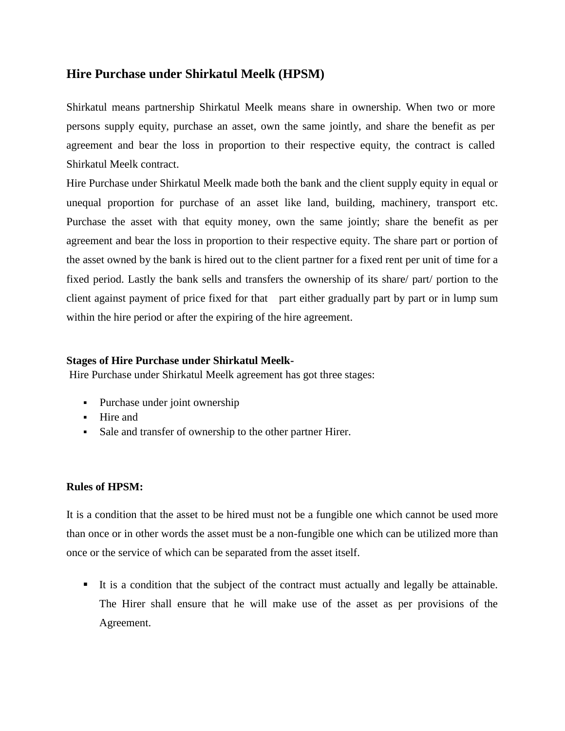## Hire Purchase under Shirkatul Meelk (HPSM)

Shirkatul means partnership Shirkatul Meelk means share in ownership. When two or more persons supply equity, purchase an asset, own the same jointly, and share the benefit as per agreement and bear the loss in proportion to their respective equity, the contract is called Shirkatul Meelk contract.

Hire Purchase under Shirkatul Meelk made both the bank and the client supply equity in equal or unequal proportion for purchase of an asset like land, building, machinery, transport etc. Purchase the asset with that equity money, own the same jointly; share the benefit as per agreement and bear the loss in proportion to their respective equity. The share part or portion of the asset owned by the bank is hired out to the client partner for a fixed rent per unit of time for a fixed period. Lastly the bank sells and transfers the ownership of its share/ part/ portion to the client against payment of price fixed for that part either gradually part by part or in lump sum within the hire period or after the expiring of the hire agreement.

**Stages of Hire Purchase under Shirkatul Meelk-**

Hire Purchase under Shirkatul Meelk agreement has got three stages:

- Purchase under joint ownership
- Hire and
- Sale and transfer of ownership to the other partner Hirer.

**Rules of HPSM:**

It is a condition that the asset to be hired must not be a fungible one which cannot be used more than once or in other words the asset must be a non-fungible one which can be utilized more than once or the service of which can be separated from the asset itself.

- It is a condition that the subject of the contract must actually and legally be attainable. The Hirer shall ensure that he will make use of the asset as per provisions of the Agreement.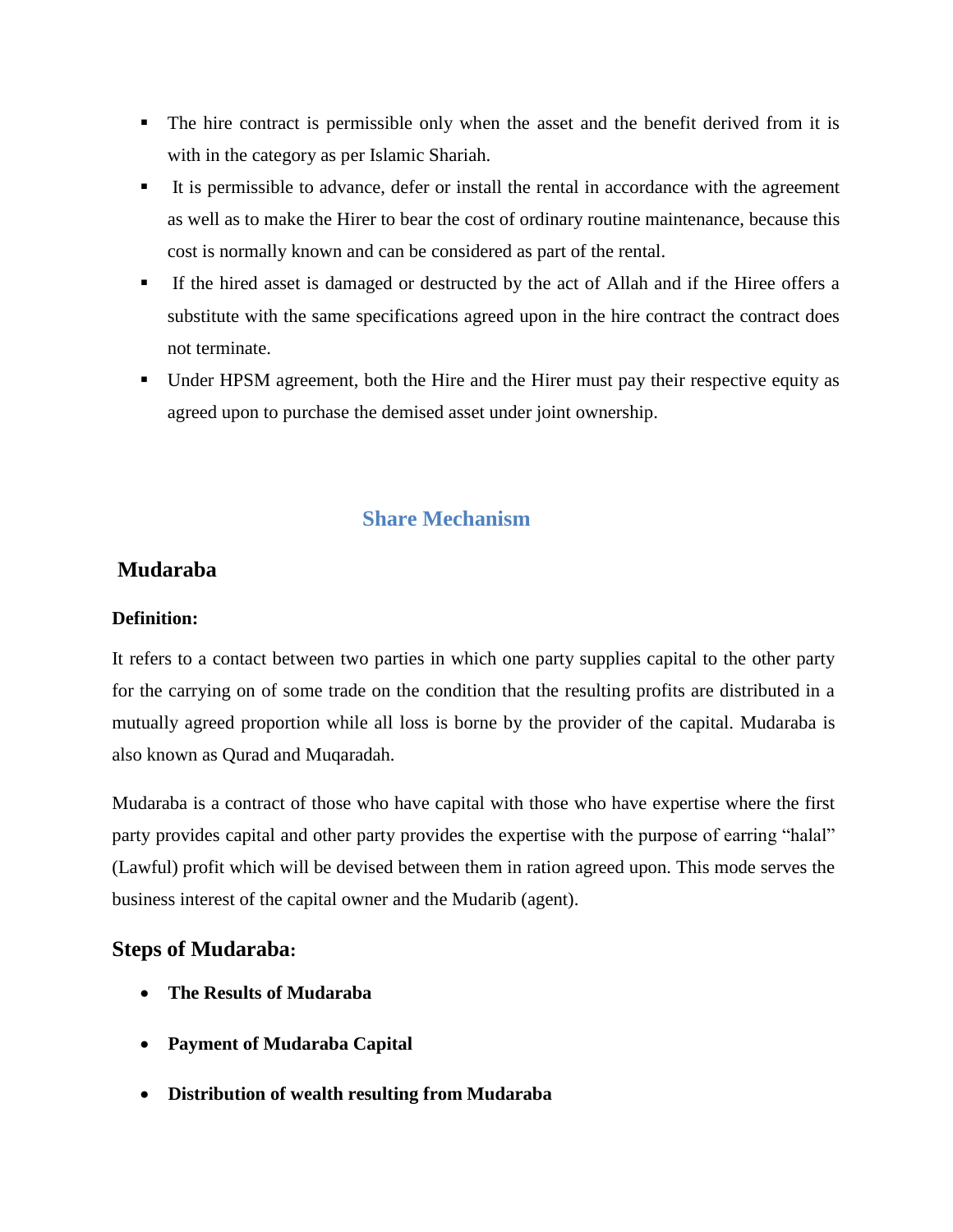- The hire contract is permissible only when the asset and the benefit derived from it is with in the category as per Islamic Shariah.
- It is permissible to advance, defer or install the rental in accordance with the agreement as well as to make the Hirer to bear the cost of ordinary routine maintenance, because this cost is normally known and can be considered as part of the rental.
- If the hired asset is damaged or destructed by the act of Allah and if the Hiree offers a substitute with the same specifications agreed upon in the hire contract the contract does not terminate.
- Under HPSM agreement, both the Hire and the Hirer must pay their respective equity as agreed upon to purchase the demised asset under joint ownership.

## Share Mechanism

### Mudaraba

**Definition:**

It refers to a contact between two parties in which one party supplies capital to the other party for the carrying on of some trade on the condition that the resulting profits are distributed in a mutually agreed proportion while all loss is borne by the provider of the capital. Mudaraba is also known as Qurad and Muqaradah.

Mudaraba is a contract of those who have capital with those who have expertise where the first party provides capital and other party provides the expertise with the purpose of earring "halal" (Lawful) profit which will be devised between them in ration agreed upon. This mode serves the business interest of the capital owner and the Mudarib (agent).

### Steps of Mudaraba:

- **The Results of Mudaraba**
- **Payment of Mudaraba Capital**
- **Distribution of wealth resulting from Mudaraba**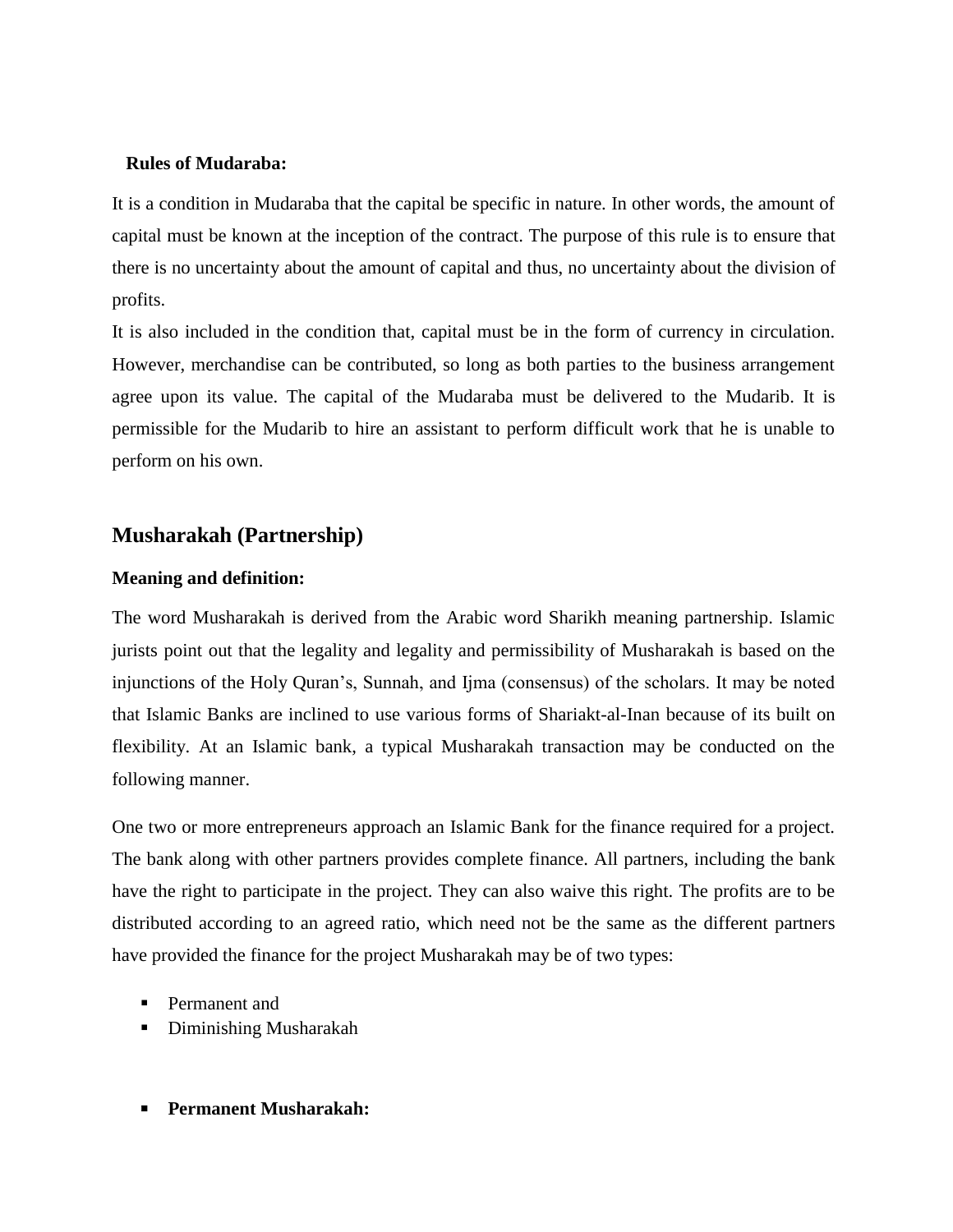**Rules of Mudaraba:**

It is a condition in Mudaraba that the capital be specific in nature. In other words, the amount of capital must be known at the inception of the contract. The purpose of this rule is to ensure that there is no uncertainty about the amount of capital and thus, no uncertainty about the division of profits.

It is also included in the condition that, capital must be in the form of currency in circulation. However, merchandise can be contributed, so long as both parties to the business arrangement agree upon its value. The capital of the Mudaraba must be delivered to the Mudarib. It is permissible for the Mudarib to hire an assistant to perform difficult work that he is unable to perform on his own.

## Musharakah (Partnership)

**Meaning and definition:**

The word Musharakah is derived from the Arabic word Sharikh meaning partnership. Islamic jurists point out that the legality and legality and permissibility of Musharakah is based on the injunctions of the Holy Quran's, Sunnah, and Ijma (consensus) of the scholars. It may be noted that Islamic Banks are inclined to use various forms of Shariakt-al-Inan because of its built on flexibility. At an Islamic bank, a typical Musharakah transaction may be conducted on the following manner.

One two or more entrepreneurs approach an Islamic Bank for the finance required for a project. The bank along with other partners provides complete finance. All partners, including the bank have the right to participate in the project. They can also waive this right. The profits are to be distributed according to an agreed ratio, which need not be the same as the different partners have provided the finance for the project Musharakah may be of two types:

- Permanent and
- Diminishing Musharakah

- **Permanent Musharakah:**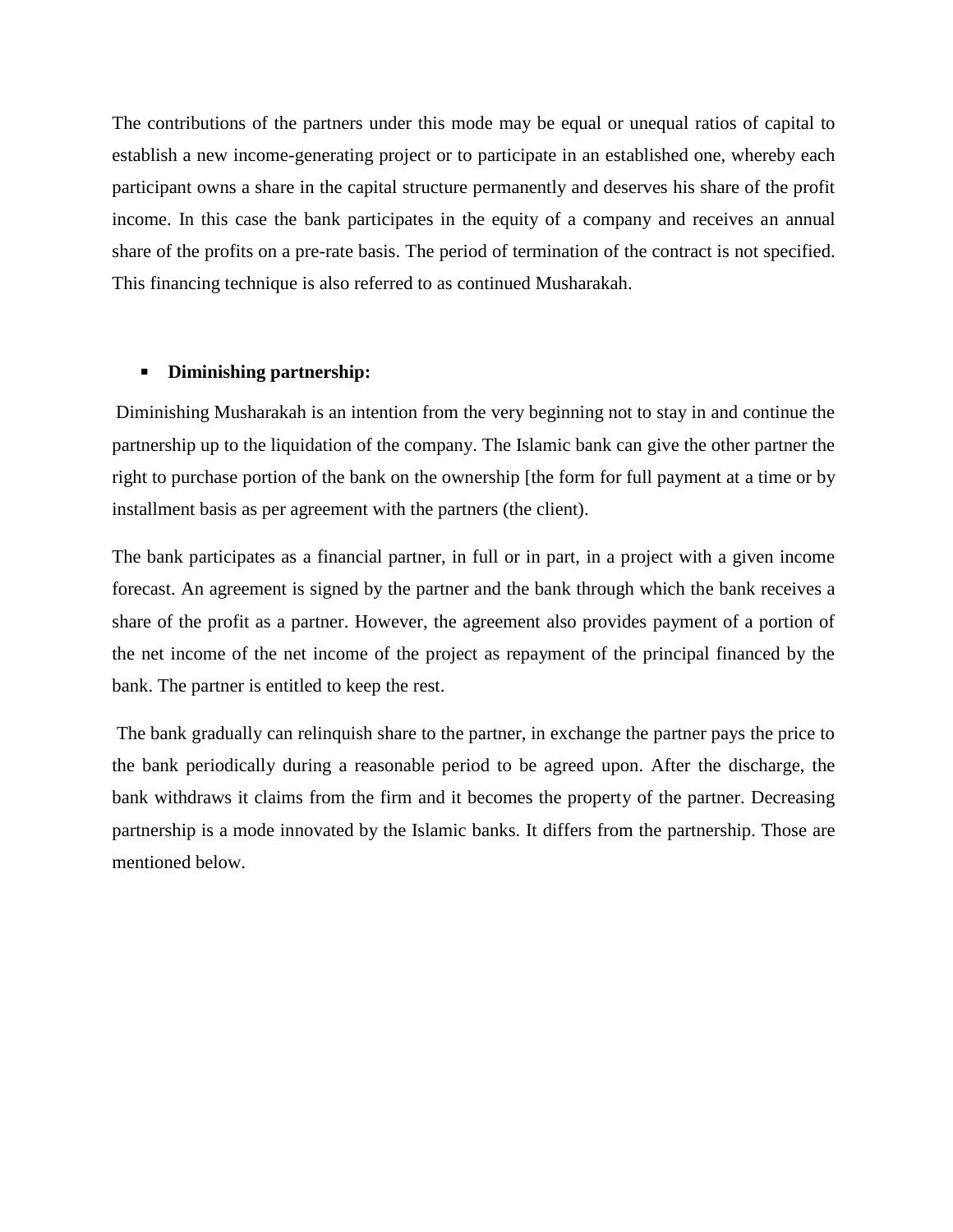The contributions of the partners under this mode may be equal or unequal ratios of capital to establish a new income-generating project or to participate in an established one, whereby each participant owns a share in the capital structure permanently and deserves his share of the profit income. In this case the bank participates in the equity of a company and receives an annual share of the profits on a pre-rate basis. The period of termination of the contract is not specified. This financing technique is also referred to as continued Musharakah.

- **Diminishing partnership:**

Diminishing Musharakah is an intention from the very beginning not to stay in and continue the partnership up to the liquidation of the company. The Islamic bank can give the other partner the right to purchase portion of the bank on the ownership [the form for full payment at a time or by installment basis as per agreement with the partners (the client).

The bank participates as a financial partner, in full or in part, in a project with a given income forecast. An agreement is signed by the partner and the bank through which the bank receives a share of the profit as a partner. However, the agreement also provides payment of a portion of the net income of the net income of the project as repayment of the principal financed by the bank. The partner is entitled to keep the rest.

The bank gradually can relinquish share to the partner, in exchange the partner pays the price to the bank periodically during a reasonable period to be agreed upon. After the discharge, the bank withdraws it claims from the firm and it becomes the property of the partner. Decreasing partnership is a mode innovated by the Islamic banks. It differs from the partnership. Those are mentioned below.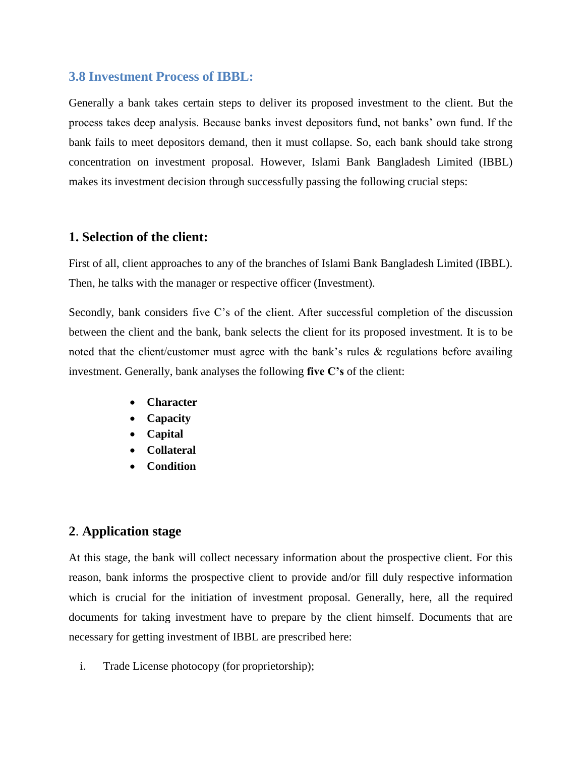## 3.8 Investment Process of IBBL:

Generally a bank takes certain steps to deliver its proposed investment to the client. But the process takes deep analysis. Because banks invest depositors fund, not banks' own fund. If the bank fails to meet depositors demand, then it must collapse. So, each bank should take strong concentration on investment proposal. However, Islami Bank Bangladesh Limited (IBBL) makes its investment decision through successfully passing the following crucial steps:

### 1. Selection of the client:

First of all, client approaches to any of the branches of Islami Bank Bangladesh Limited (IBBL). Then, he talks with the manager or respective officer (Investment).

Secondly, bank considers five C's of the client. After successful completion of the discussion between the client and the bank, bank selects the client for its proposed investment. It is to be noted that the client/customer must agree with the bank's rules & regulations before availing investment. Generally, bank analyses the following **five C's** of the client:

- **Character**
- **Capacity**
- **Capital**
- **Collateral**
- **Condition**

### 2. Application stage

At this stage, the bank will collect necessary information about the prospective client. For this reason, bank informs the prospective client to provide and/or fill duly respective information which is crucial for the initiation of investment proposal. Generally, here, all the required documents for taking investment have to prepare by the client himself. Documents that are necessary for getting investment of IBBL are prescribed here:

i. Trade License photocopy (for proprietorship);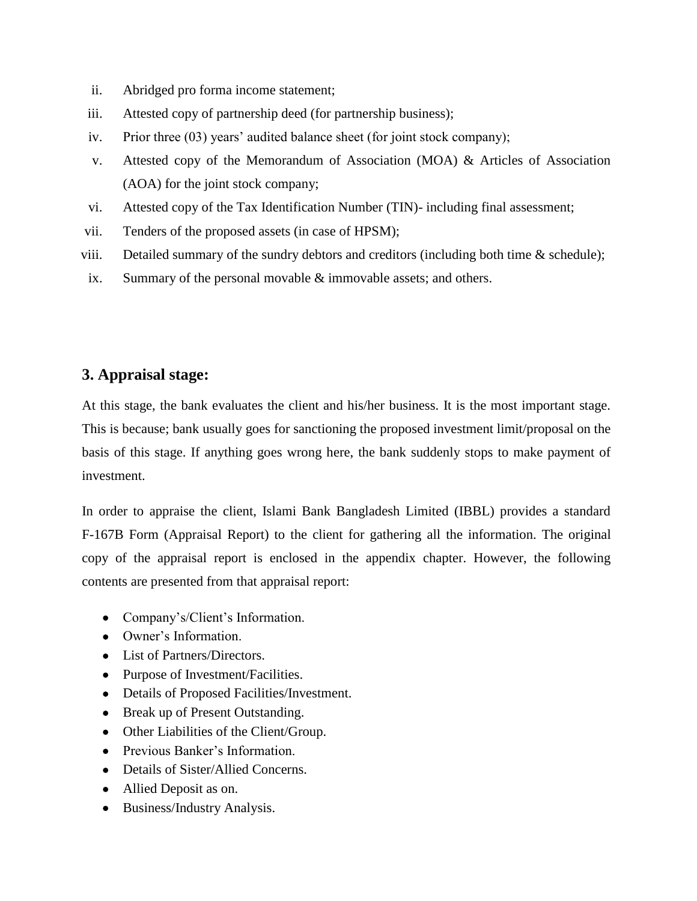ii. Abridged pro forma income statement;
iii. Attested copy of partnership deed (for partnership business);
iv. Prior three (03) years' audited balance sheet (for joint stock company);
v. Attested copy of the Memorandum of Association (MOA) & Articles of Association (AOA) for the joint stock company;
vi. Attested copy of the Tax Identification Number (TIN)- including final assessment;
vii. Tenders of the proposed assets (in case of HPSM);
viii. Detailed summary of the sundry debtors and creditors (including both time & schedule);
ix. Summary of the personal movable & immovable assets; and others.

## 3. Appraisal stage:

At this stage, the bank evaluates the client and his/her business. It is the most important stage. This is because; bank usually goes for sanctioning the proposed investment limit/proposal on the basis of this stage. If anything goes wrong here, the bank suddenly stops to make payment of investment.

In order to appraise the client, Islami Bank Bangladesh Limited (IBBL) provides a standard F-167B Form (Appraisal Report) to the client for gathering all the information. The original copy of the appraisal report is enclosed in the appendix chapter. However, the following contents are presented from that appraisal report:

- Company's/Client's Information.
- Owner's Information.
- List of Partners/Directors.
- Purpose of Investment/Facilities.
- Details of Proposed Facilities/Investment.
- Break up of Present Outstanding.
- Other Liabilities of the Client/Group.
- Previous Banker's Information.
- Details of Sister/Allied Concerns.
- Allied Deposit as on.
- Business/Industry Analysis.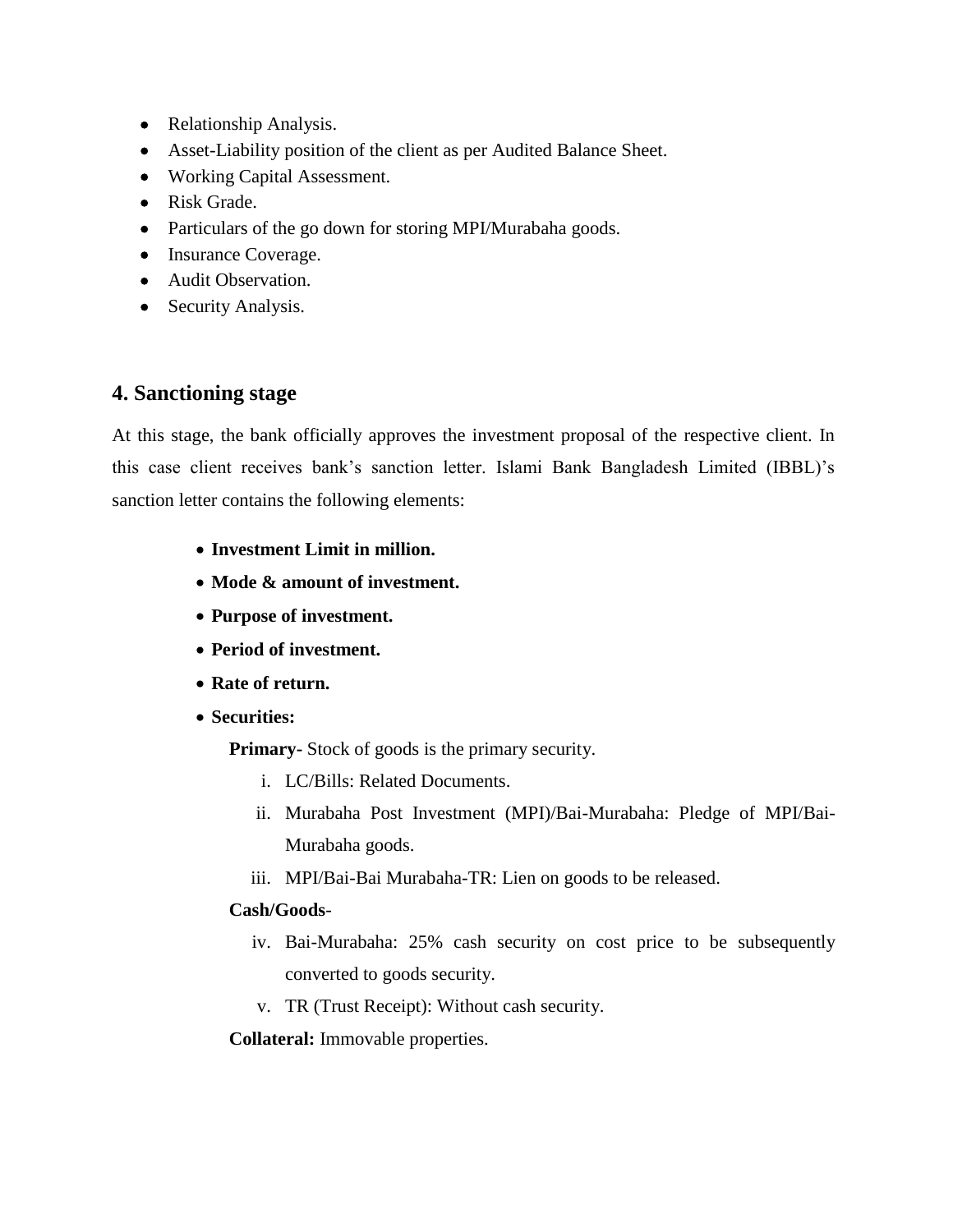- Relationship Analysis.
- Asset-Liability position of the client as per Audited Balance Sheet.
- Working Capital Assessment.
- Risk Grade.
- Particulars of the go down for storing MPI/Murabaha goods.
- Insurance Coverage.
- Audit Observation.
- Security Analysis.

## 4. Sanctioning stage

At this stage, the bank officially approves the investment proposal of the respective client. In this case client receives bank's sanction letter. Islami Bank Bangladesh Limited (IBBL)'s sanction letter contains the following elements:

- **Investment Limit in million.**
- **Mode & amount of investment.**
- **Purpose of investment.**
- **Period of investment.**
- **Rate of return.**
- **Securities:**

  **Primary-** Stock of goods is the primary security.

  i. LC/Bills: Related Documents.

  ii. Murabaha Post Investment (MPI)/Bai-Murabaha: Pledge of MPI/Bai-Murabaha goods.

  iii. MPI/Bai-Bai Murabaha-TR: Lien on goods to be released.

  **Cash/Goods**-

  iv. Bai-Murabaha: 25% cash security on cost price to be subsequently converted to goods security.

  v. TR (Trust Receipt): Without cash security.

  **Collateral:** Immovable properties.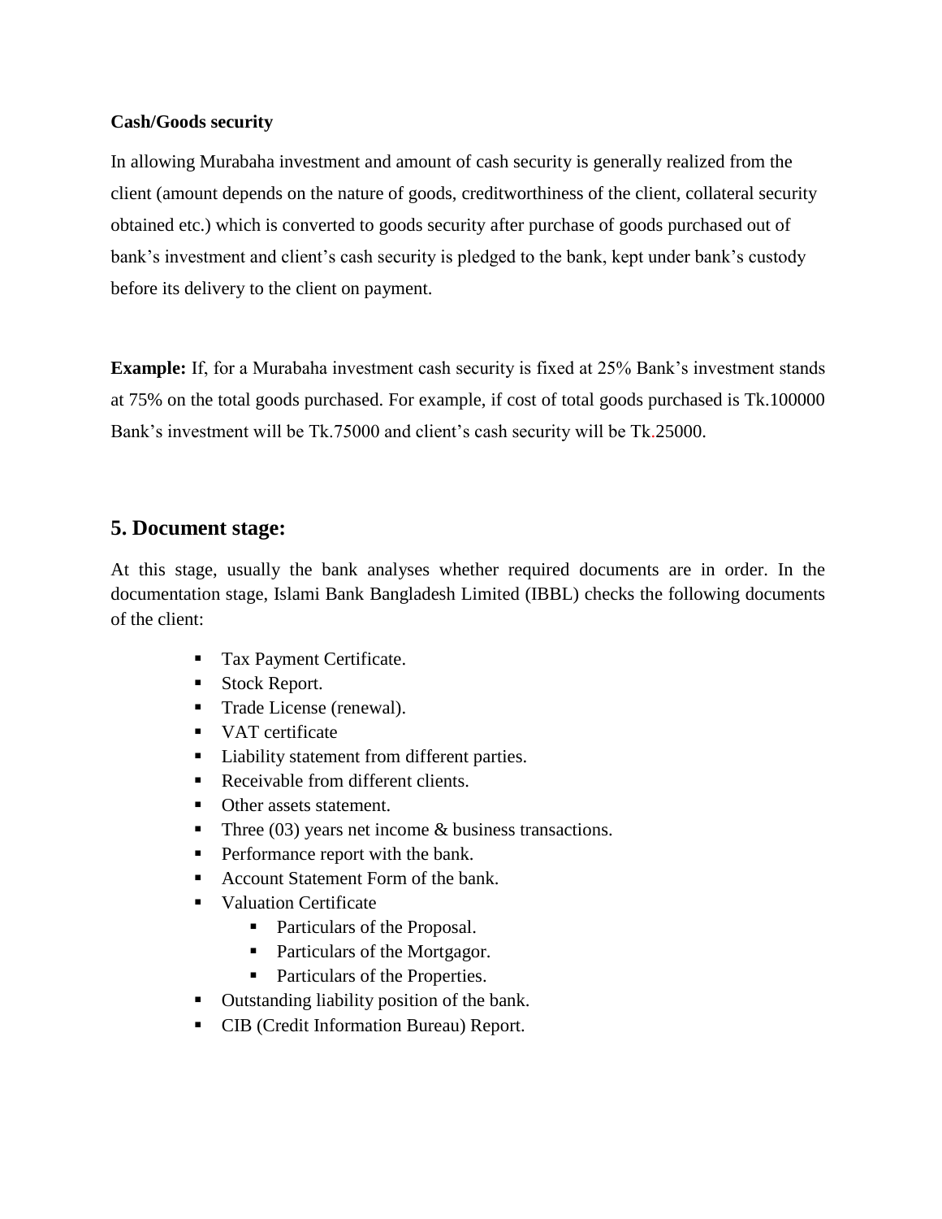**Cash/Goods security**

In allowing Murabaha investment and amount of cash security is generally realized from the client (amount depends on the nature of goods, creditworthiness of the client, collateral security obtained etc.) which is converted to goods security after purchase of goods purchased out of bank's investment and client's cash security is pledged to the bank, kept under bank's custody before its delivery to the client on payment.

**Example:** If, for a Murabaha investment cash security is fixed at 25% Bank's investment stands at 75% on the total goods purchased. For example, if cost of total goods purchased is Tk.100000 Bank's investment will be Tk.75000 and client's cash security will be Tk.25000.

## 5. Document stage:

At this stage, usually the bank analyses whether required documents are in order. In the documentation stage, Islami Bank Bangladesh Limited (IBBL) checks the following documents of the client:

- Tax Payment Certificate.
- Stock Report.
- Trade License (renewal).
- VAT certificate
- Liability statement from different parties.
- Receivable from different clients.
- Other assets statement.
- Three (03) years net income & business transactions.
- Performance report with the bank.
- Account Statement Form of the bank.
- Valuation Certificate
  - Particulars of the Proposal.
  - Particulars of the Mortgagor.
  - Particulars of the Properties.
- Outstanding liability position of the bank.
- CIB (Credit Information Bureau) Report.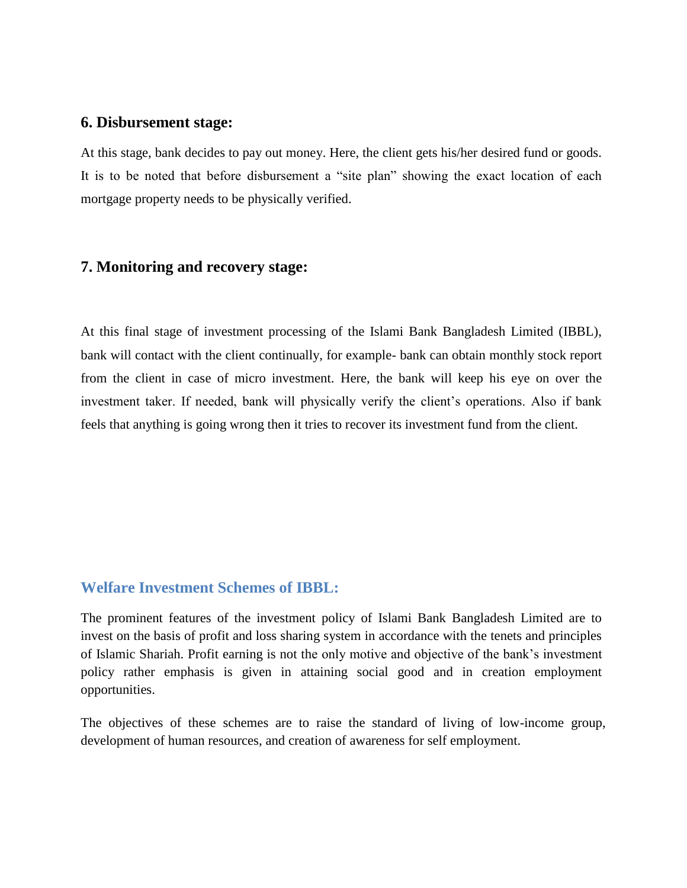### 6. Disbursement stage:

At this stage, bank decides to pay out money. Here, the client gets his/her desired fund or goods. It is to be noted that before disbursement a “site plan” showing the exact location of each mortgage property needs to be physically verified.

### 7. Monitoring and recovery stage:

At this final stage of investment processing of the Islami Bank Bangladesh Limited (IBBL), bank will contact with the client continually, for example- bank can obtain monthly stock report from the client in case of micro investment. Here, the bank will keep his eye on over the investment taker. If needed, bank will physically verify the client’s operations. Also if bank feels that anything is going wrong then it tries to recover its investment fund from the client.

## Welfare Investment Schemes of IBBL:

The prominent features of the investment policy of Islami Bank Bangladesh Limited are to invest on the basis of profit and loss sharing system in accordance with the tenets and principles of Islamic Shariah. Profit earning is not the only motive and objective of the bank’s investment policy rather emphasis is given in attaining social good and in creation employment opportunities.

The objectives of these schemes are to raise the standard of living of low-income group, development of human resources, and creation of awareness for self employment.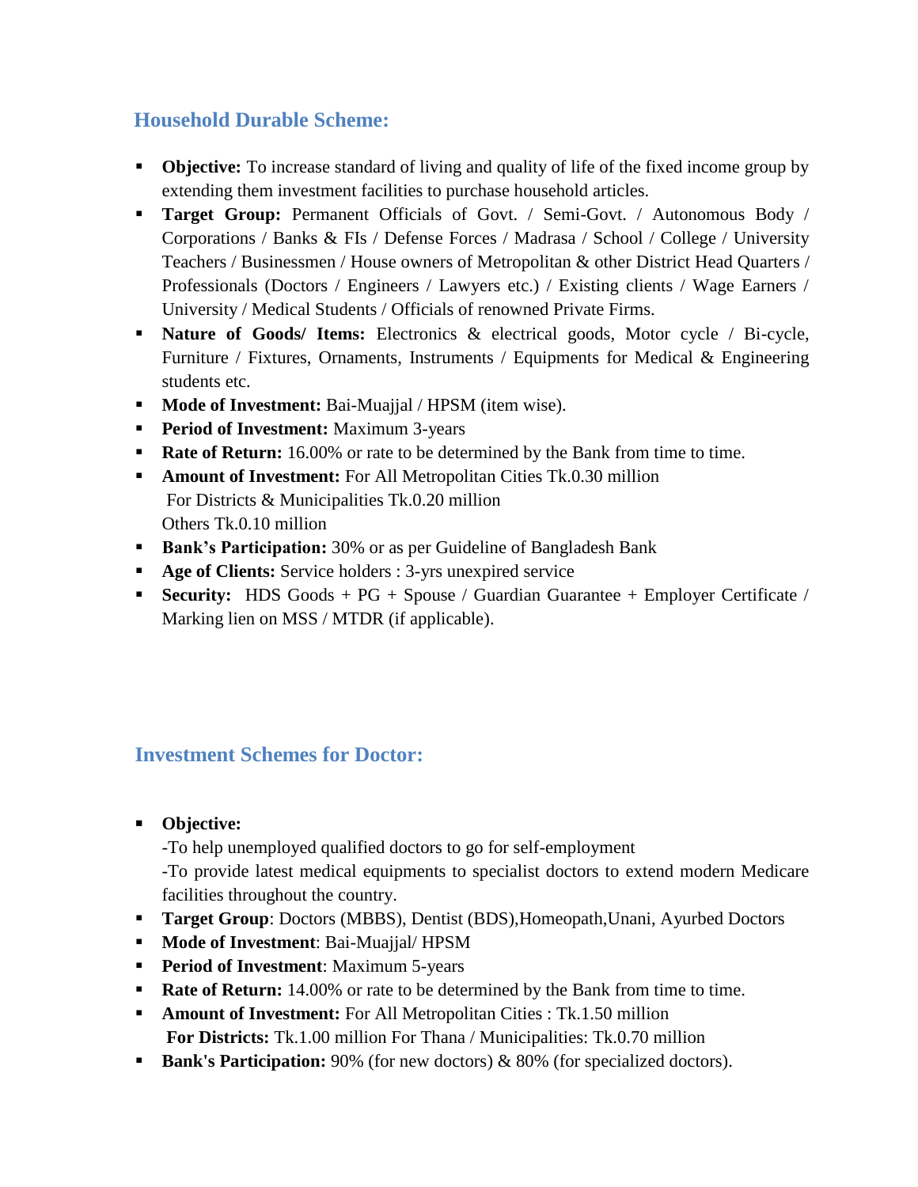## Household Durable Scheme:

- **Objective:** To increase standard of living and quality of life of the fixed income group by extending them investment facilities to purchase household articles.
- **Target Group:** Permanent Officials of Govt. / Semi-Govt. / Autonomous Body / Corporations / Banks & FIs / Defense Forces / Madrasa / School / College / University Teachers / Businessmen / House owners of Metropolitan & other District Head Quarters / Professionals (Doctors / Engineers / Lawyers etc.) / Existing clients / Wage Earners / University / Medical Students / Officials of renowned Private Firms.
- **Nature of Goods/ Items:** Electronics & electrical goods, Motor cycle / Bi-cycle, Furniture / Fixtures, Ornaments, Instruments / Equipments for Medical & Engineering students etc.
- **Mode of Investment:** Bai-Muajjal / HPSM (item wise).
- **Period of Investment:** Maximum 3-years
- **Rate of Return:** 16.00% or rate to be determined by the Bank from time to time.
- **Amount of Investment:** For All Metropolitan Cities Tk.0.30 million
  For Districts & Municipalities Tk.0.20 million
  Others Tk.0.10 million
- **Bank's Participation:** 30% or as per Guideline of Bangladesh Bank
- **Age of Clients:** Service holders : 3-yrs unexpired service
- **Security:** HDS Goods + PG + Spouse / Guardian Guarantee + Employer Certificate / Marking lien on MSS / MTDR (if applicable).

## Investment Schemes for Doctor:

- **Objective:**
  -To help unemployed qualified doctors to go for self-employment
  -To provide latest medical equipments to specialist doctors to extend modern Medicare facilities throughout the country.
- **Target Group**: Doctors (MBBS), Dentist (BDS),Homeopath,Unani, Ayurbed Doctors
- **Mode of Investment**: Bai-Muajjal/ HPSM
- **Period of Investment**: Maximum 5-years
- **Rate of Return:** 14.00% or rate to be determined by the Bank from time to time.
- **Amount of Investment:** For All Metropolitan Cities : Tk.1.50 million
  **For Districts:** Tk.1.00 million For Thana / Municipalities: Tk.0.70 million
- **Bank's Participation:** 90% (for new doctors) & 80% (for specialized doctors).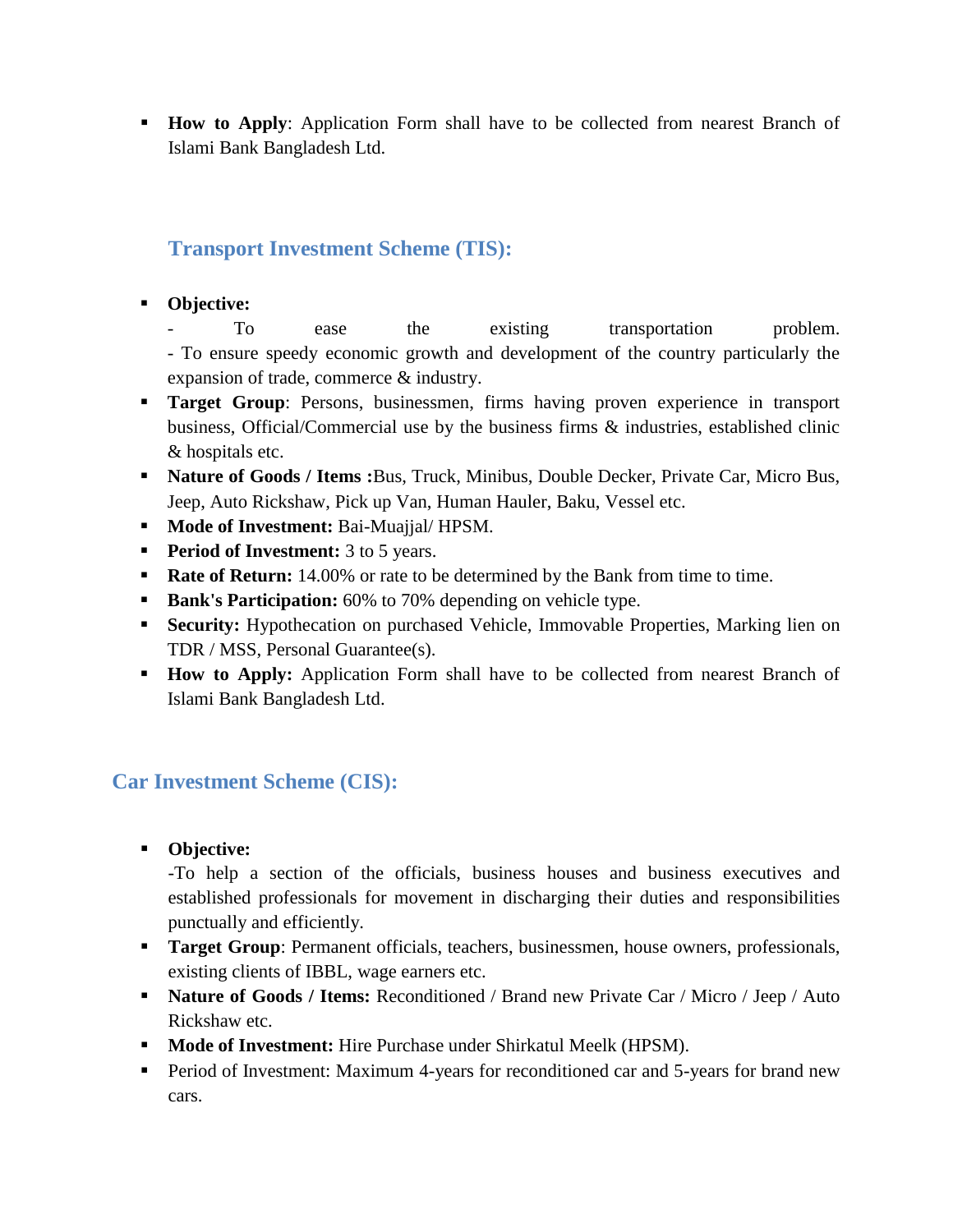- **How to Apply**: Application Form shall have to be collected from nearest Branch of Islami Bank Bangladesh Ltd.

### Transport Investment Scheme (TIS):

- **Objective:**
  - To ease the existing transportation problem.
  - To ensure speedy economic growth and development of the country particularly the expansion of trade, commerce & industry.
- **Target Group**: Persons, businessmen, firms having proven experience in transport business, Official/Commercial use by the business firms & industries, established clinic & hospitals etc.
- **Nature of Goods / Items :**Bus, Truck, Minibus, Double Decker, Private Car, Micro Bus, Jeep, Auto Rickshaw, Pick up Van, Human Hauler, Baku, Vessel etc.
- **Mode of Investment:** Bai-Muajjal/ HPSM.
- **Period of Investment:** 3 to 5 years.
- **Rate of Return:** 14.00% or rate to be determined by the Bank from time to time.
- **Bank's Participation:** 60% to 70% depending on vehicle type.
- **Security:** Hypothecation on purchased Vehicle, Immovable Properties, Marking lien on TDR / MSS, Personal Guarantee(s).
- **How to Apply:** Application Form shall have to be collected from nearest Branch of Islami Bank Bangladesh Ltd.

### Car Investment Scheme (CIS):

- **Objective:**
  -To help a section of the officials, business houses and business executives and established professionals for movement in discharging their duties and responsibilities punctually and efficiently.
- **Target Group**: Permanent officials, teachers, businessmen, house owners, professionals, existing clients of IBBL, wage earners etc.
- **Nature of Goods / Items:** Reconditioned / Brand new Private Car / Micro / Jeep / Auto Rickshaw etc.
- **Mode of Investment:** Hire Purchase under Shirkatul Meelk (HPSM).
- Period of Investment: Maximum 4-years for reconditioned car and 5-years for brand new cars.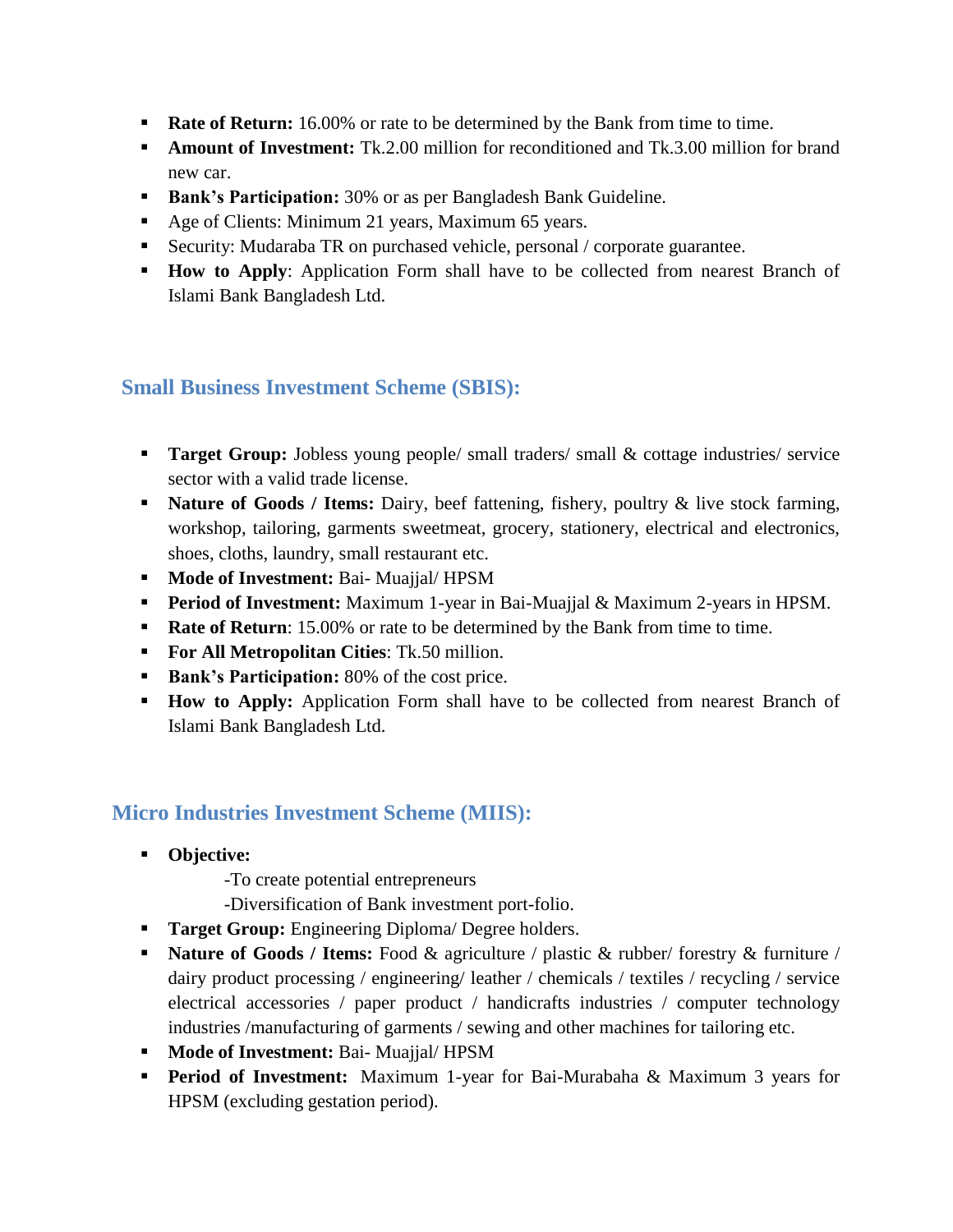- **Rate of Return:** 16.00% or rate to be determined by the Bank from time to time.
- **Amount of Investment:** Tk.2.00 million for reconditioned and Tk.3.00 million for brand new car.
- **Bank's Participation:** 30% or as per Bangladesh Bank Guideline.
- Age of Clients: Minimum 21 years, Maximum 65 years.
- Security: Mudaraba TR on purchased vehicle, personal / corporate guarantee.
- **How to Apply**: Application Form shall have to be collected from nearest Branch of Islami Bank Bangladesh Ltd.

## Small Business Investment Scheme (SBIS):

- **Target Group:** Jobless young people/ small traders/ small & cottage industries/ service sector with a valid trade license.
- **Nature of Goods / Items:** Dairy, beef fattening, fishery, poultry & live stock farming, workshop, tailoring, garments sweetmeat, grocery, stationery, electrical and electronics, shoes, cloths, laundry, small restaurant etc.
- **Mode of Investment:** Bai- Muajjal/ HPSM
- **Period of Investment:** Maximum 1-year in Bai-Muajjal & Maximum 2-years in HPSM.
- **Rate of Return**: 15.00% or rate to be determined by the Bank from time to time.
- **For All Metropolitan Cities**: Tk.50 million.
- **Bank's Participation:** 80% of the cost price.
- **How to Apply:** Application Form shall have to be collected from nearest Branch of Islami Bank Bangladesh Ltd.

## Micro Industries Investment Scheme (MIIS):

- **Objective:**
  - -To create potential entrepreneurs
  - -Diversification of Bank investment port-folio.
- **Target Group:** Engineering Diploma/ Degree holders.
- **Nature of Goods / Items:** Food & agriculture / plastic & rubber/ forestry & furniture / dairy product processing / engineering/ leather / chemicals / textiles / recycling / service electrical accessories / paper product / handicrafts industries / computer technology industries /manufacturing of garments / sewing and other machines for tailoring etc.
- **Mode of Investment:** Bai- Muajjal/ HPSM
- **Period of Investment:** Maximum 1-year for Bai-Murabaha & Maximum 3 years for HPSM (excluding gestation period).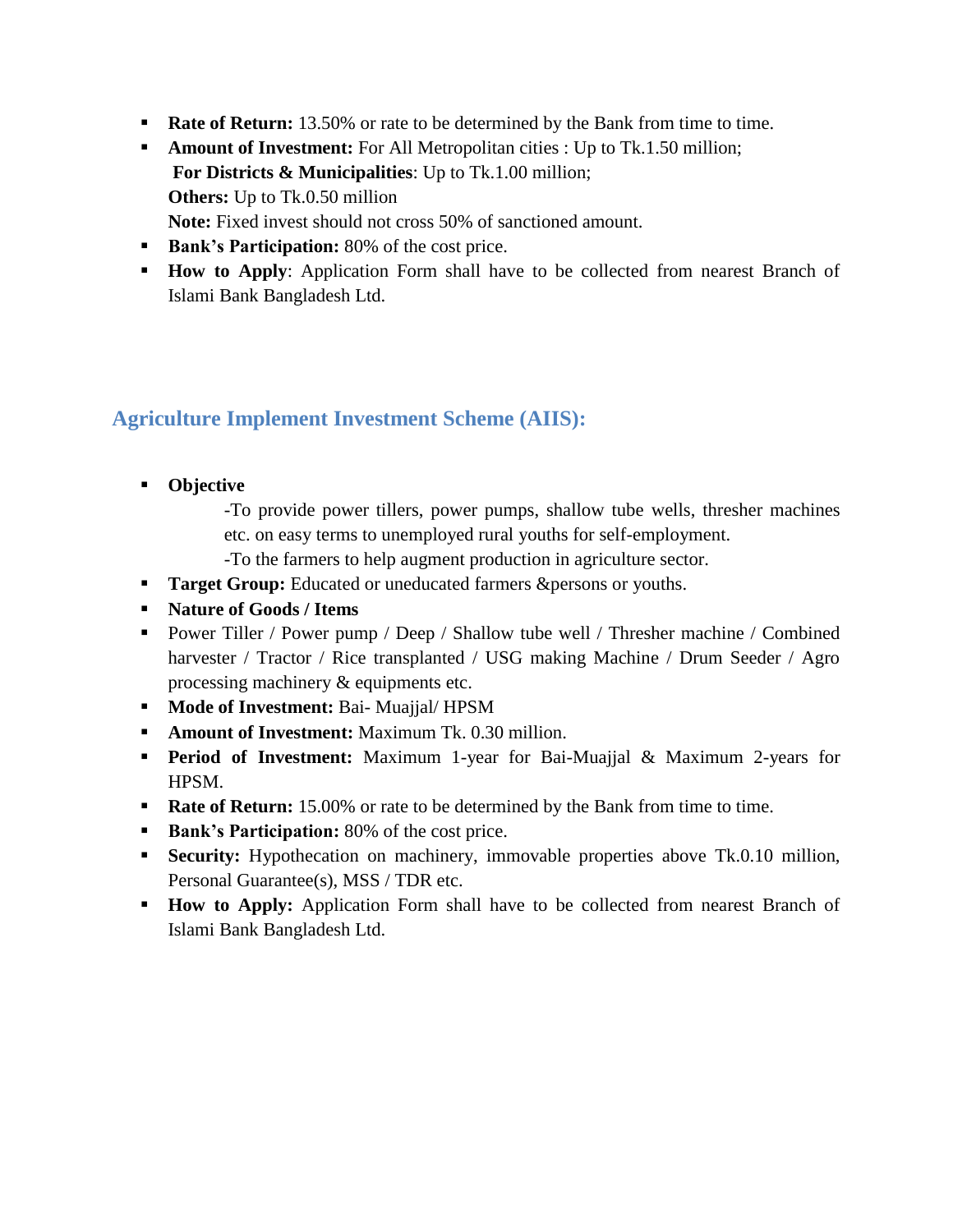- **Rate of Return:** 13.50% or rate to be determined by the Bank from time to time.
- **Amount of Investment:** For All Metropolitan cities : Up to Tk.1.50 million;
  **For Districts & Municipalities**: Up to Tk.1.00 million;
  **Others:** Up to Tk.0.50 million
  **Note:** Fixed invest should not cross 50% of sanctioned amount.
- **Bank's Participation:** 80% of the cost price.
- **How to Apply**: Application Form shall have to be collected from nearest Branch of Islami Bank Bangladesh Ltd.

## Agriculture Implement Investment Scheme (AIIS):

- **Objective**
  -To provide power tillers, power pumps, shallow tube wells, thresher machines etc. on easy terms to unemployed rural youths for self-employment.
  -To the farmers to help augment production in agriculture sector.
- **Target Group:** Educated or uneducated farmers &persons or youths.
- **Nature of Goods / Items**
- Power Tiller / Power pump / Deep / Shallow tube well / Thresher machine / Combined harvester / Tractor / Rice transplanted / USG making Machine / Drum Seeder / Agro processing machinery & equipments etc.
- **Mode of Investment:** Bai- Muajjal/ HPSM
- **Amount of Investment:** Maximum Tk. 0.30 million.
- **Period of Investment:** Maximum 1-year for Bai-Muajjal & Maximum 2-years for HPSM.
- **Rate of Return:** 15.00% or rate to be determined by the Bank from time to time.
- **Bank's Participation:** 80% of the cost price.
- **Security:** Hypothecation on machinery, immovable properties above Tk.0.10 million, Personal Guarantee(s), MSS / TDR etc.
- **How to Apply:** Application Form shall have to be collected from nearest Branch of Islami Bank Bangladesh Ltd.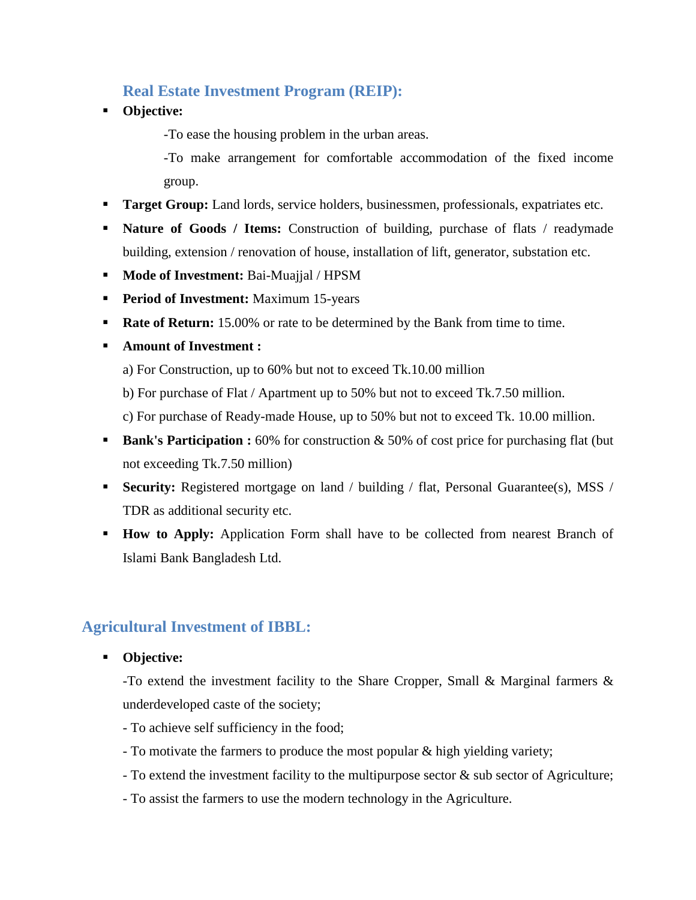### Real Estate Investment Program (REIP):

- **Objective:**

  -To ease the housing problem in the urban areas.

  -To make arrangement for comfortable accommodation of the fixed income group.

- **Target Group:** Land lords, service holders, businessmen, professionals, expatriates etc.
- **Nature of Goods / Items:** Construction of building, purchase of flats / readymade building, extension / renovation of house, installation of lift, generator, substation etc.
- **Mode of Investment:** Bai-Muajjal / HPSM
- **Period of Investment:** Maximum 15-years
- **Rate of Return:** 15.00% or rate to be determined by the Bank from time to time.
- **Amount of Investment :**

  a) For Construction, up to 60% but not to exceed Tk.10.00 million

  b) For purchase of Flat / Apartment up to 50% but not to exceed Tk.7.50 million.

  c) For purchase of Ready-made House, up to 50% but not to exceed Tk. 10.00 million.

- **Bank's Participation :** 60% for construction & 50% of cost price for purchasing flat (but not exceeding Tk.7.50 million)
- **Security:** Registered mortgage on land / building / flat, Personal Guarantee(s), MSS / TDR as additional security etc.
- **How to Apply:** Application Form shall have to be collected from nearest Branch of Islami Bank Bangladesh Ltd.

## Agricultural Investment of IBBL:

- **Objective:**

  -To extend the investment facility to the Share Cropper, Small & Marginal farmers & underdeveloped caste of the society;

  - To achieve self sufficiency in the food;

  - To motivate the farmers to produce the most popular & high yielding variety;

  - To extend the investment facility to the multipurpose sector & sub sector of Agriculture;

  - To assist the farmers to use the modern technology in the Agriculture.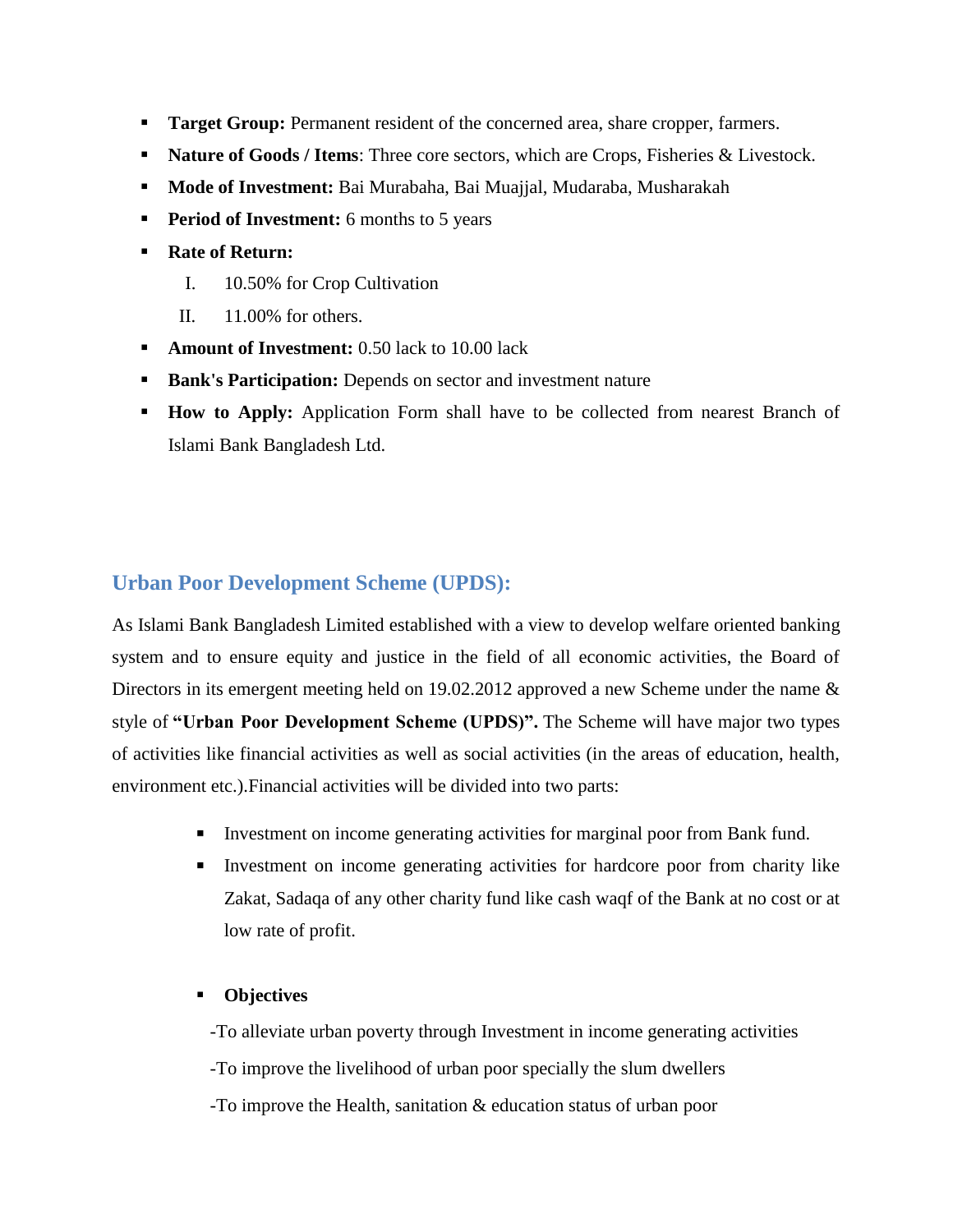- **Target Group:** Permanent resident of the concerned area, share cropper, farmers.
- **Nature of Goods / Items**: Three core sectors, which are Crops, Fisheries & Livestock.
- **Mode of Investment:** Bai Murabaha, Bai Muajjal, Mudaraba, Musharakah
- **Period of Investment:** 6 months to 5 years
- **Rate of Return:**
  I. 10.50% for Crop Cultivation
  II. 11.00% for others.
- **Amount of Investment:** 0.50 lack to 10.00 lack
- **Bank's Participation:** Depends on sector and investment nature
- **How to Apply:** Application Form shall have to be collected from nearest Branch of Islami Bank Bangladesh Ltd.

## Urban Poor Development Scheme (UPDS):

As Islami Bank Bangladesh Limited established with a view to develop welfare oriented banking system and to ensure equity and justice in the field of all economic activities, the Board of Directors in its emergent meeting held on 19.02.2012 approved a new Scheme under the name & style of **"Urban Poor Development Scheme (UPDS)".** The Scheme will have major two types of activities like financial activities as well as social activities (in the areas of education, health, environment etc.).Financial activities will be divided into two parts:

- Investment on income generating activities for marginal poor from Bank fund.
- Investment on income generating activities for hardcore poor from charity like Zakat, Sadaqa of any other charity fund like cash waqf of the Bank at no cost or at low rate of profit.

- **Objectives**

  -To alleviate urban poverty through Investment in income generating activities

  -To improve the livelihood of urban poor specially the slum dwellers

  -To improve the Health, sanitation & education status of urban poor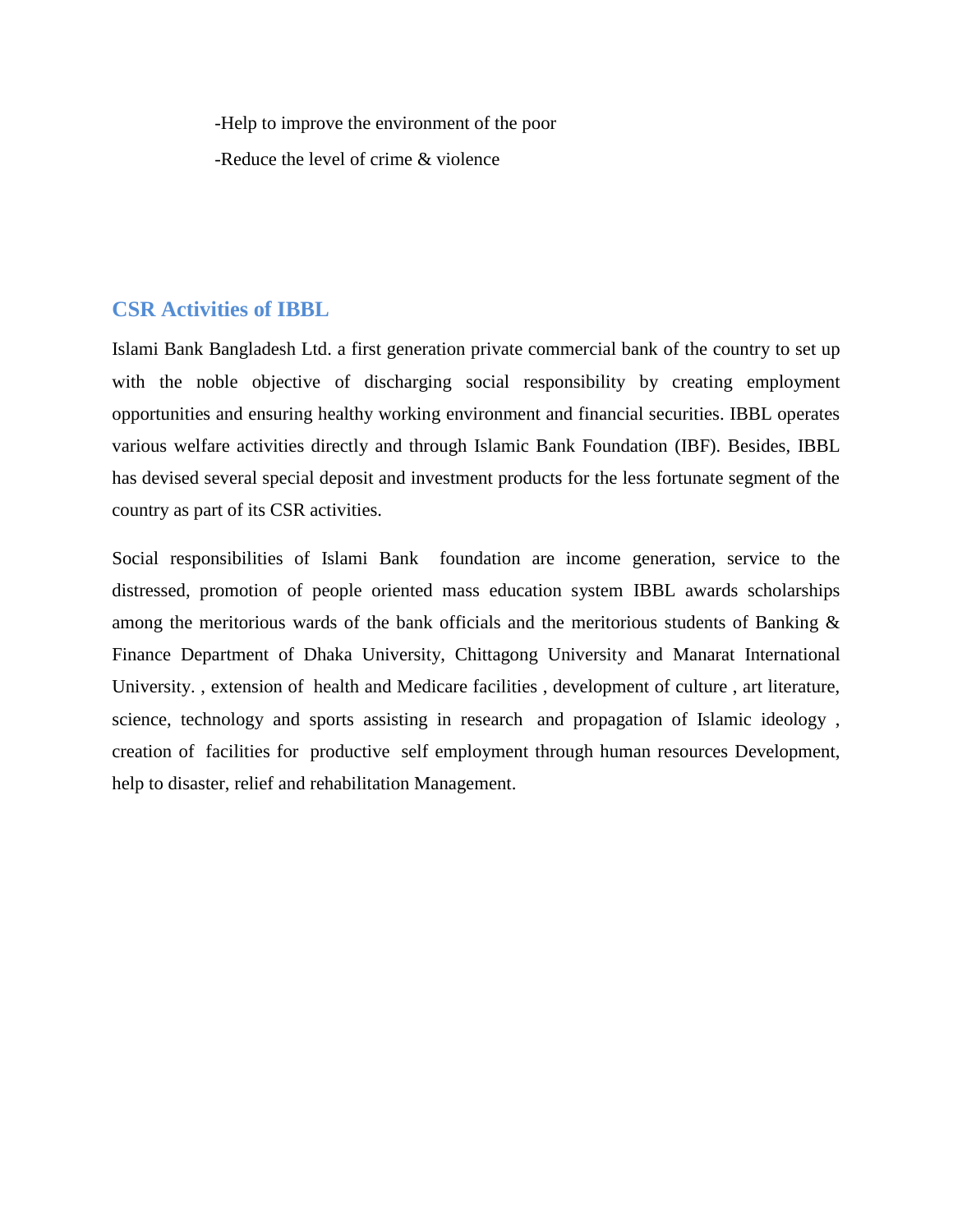-Help to improve the environment of the poor

-Reduce the level of crime & violence

## CSR Activities of IBBL

Islami Bank Bangladesh Ltd. a first generation private commercial bank of the country to set up with the noble objective of discharging social responsibility by creating employment opportunities and ensuring healthy working environment and financial securities. IBBL operates various welfare activities directly and through Islamic Bank Foundation (IBF). Besides, IBBL has devised several special deposit and investment products for the less fortunate segment of the country as part of its CSR activities.

Social responsibilities of Islami Bank foundation are income generation, service to the distressed, promotion of people oriented mass education system IBBL awards scholarships among the meritorious wards of the bank officials and the meritorious students of Banking & Finance Department of Dhaka University, Chittagong University and Manarat International University. , extension of health and Medicare facilities , development of culture , art literature, science, technology and sports assisting in research and propagation of Islamic ideology , creation of facilities for productive self employment through human resources Development, help to disaster, relief and rehabilitation Management.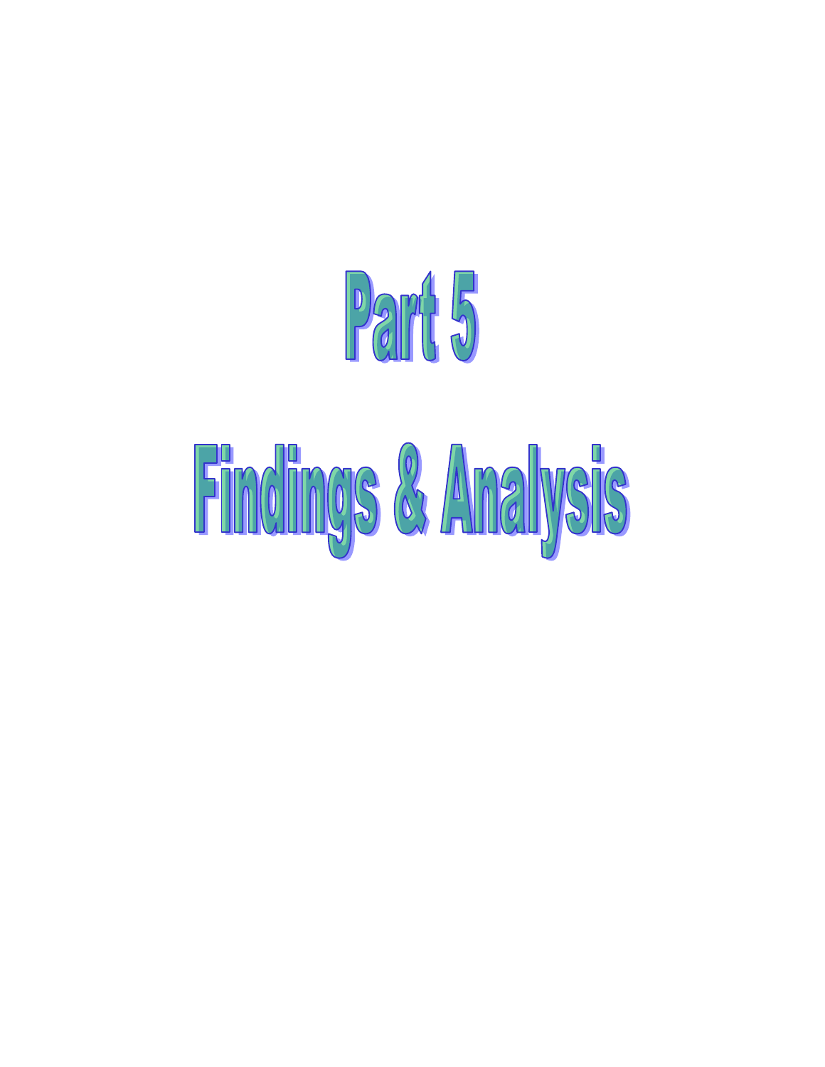# Part 5

# Findings & Analysis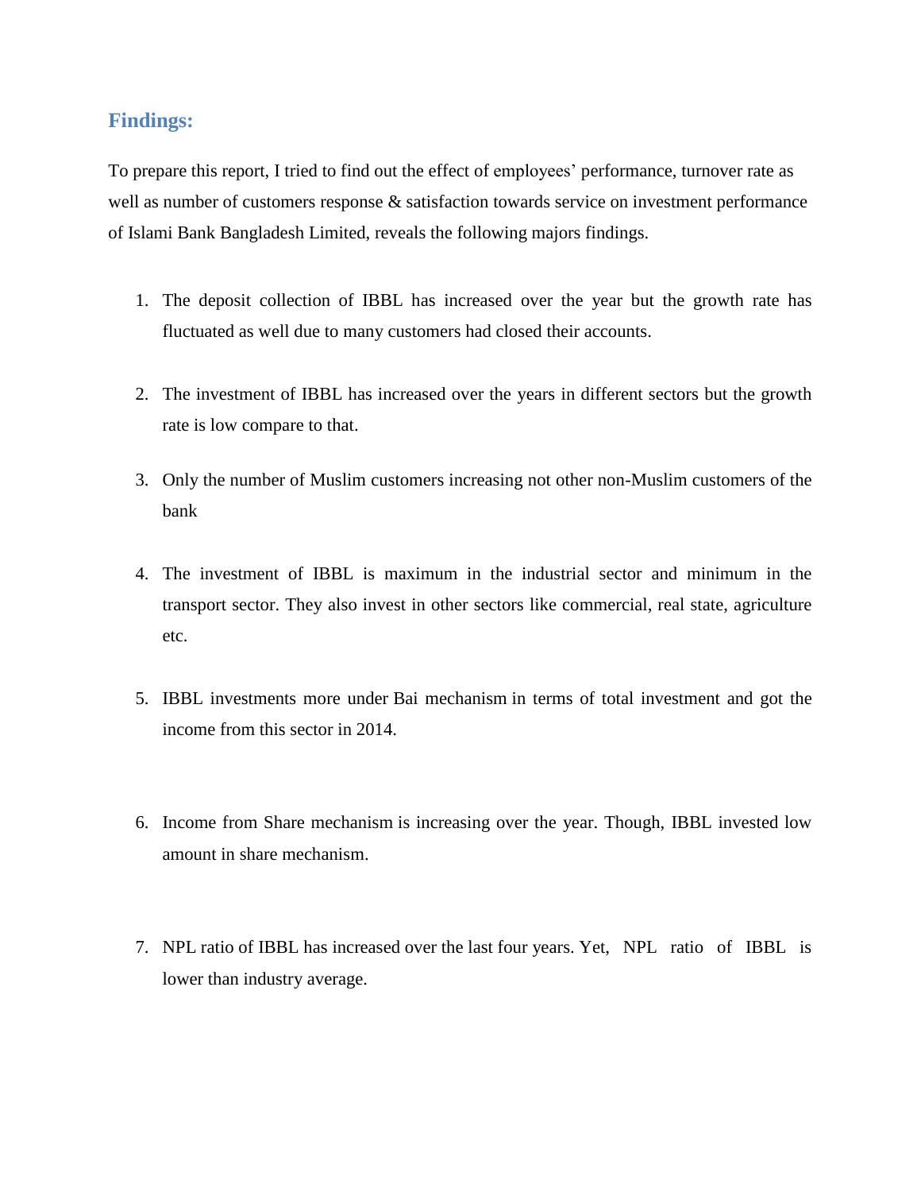## Findings:

To prepare this report, I tried to find out the effect of employees' performance, turnover rate as well as number of customers response & satisfaction towards service on investment performance of Islami Bank Bangladesh Limited, reveals the following majors findings.

1. The deposit collection of IBBL has increased over the year but the growth rate has fluctuated as well due to many customers had closed their accounts.

2. The investment of IBBL has increased over the years in different sectors but the growth rate is low compare to that.

3. Only the number of Muslim customers increasing not other non-Muslim customers of the bank

4. The investment of IBBL is maximum in the industrial sector and minimum in the transport sector. They also invest in other sectors like commercial, real state, agriculture etc.

5. IBBL investments more under Bai mechanism in terms of total investment and got the income from this sector in 2014.

6. Income from Share mechanism is increasing over the year. Though, IBBL invested low amount in share mechanism.

7. NPL ratio of IBBL has increased over the last four years. Yet, NPL ratio of IBBL is lower than industry average.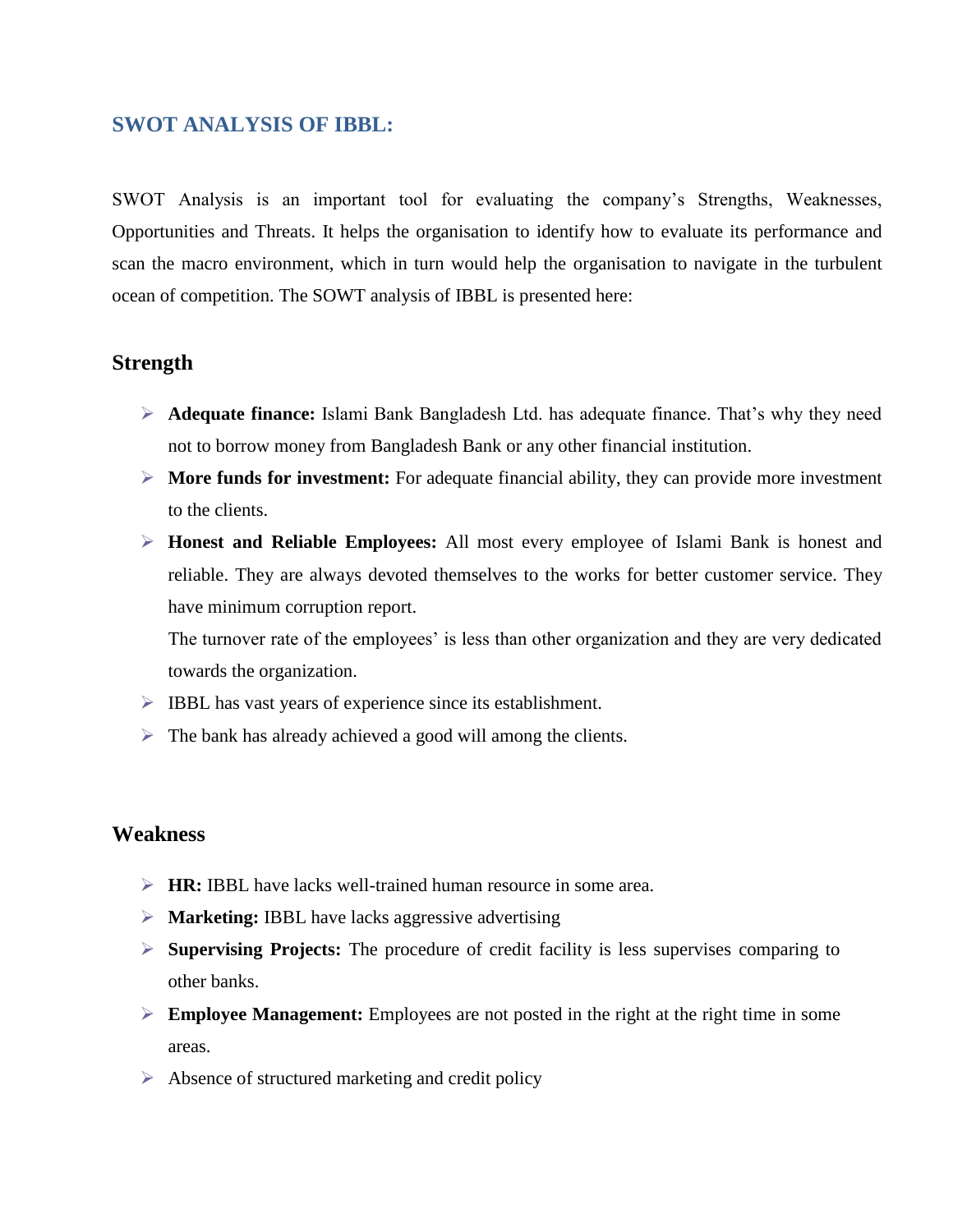## SWOT ANALYSIS OF IBBL:

SWOT Analysis is an important tool for evaluating the company's Strengths, Weaknesses, Opportunities and Threats. It helps the organisation to identify how to evaluate its performance and scan the macro environment, which in turn would help the organisation to navigate in the turbulent ocean of competition. The SOWT analysis of IBBL is presented here:

### Strength

- **Adequate finance:** Islami Bank Bangladesh Ltd. has adequate finance. That's why they need not to borrow money from Bangladesh Bank or any other financial institution.
- **More funds for investment:** For adequate financial ability, they can provide more investment to the clients.
- **Honest and Reliable Employees:** All most every employee of Islami Bank is honest and reliable. They are always devoted themselves to the works for better customer service. They have minimum corruption report.

  The turnover rate of the employees' is less than other organization and they are very dedicated towards the organization.
- IBBL has vast years of experience since its establishment.
- The bank has already achieved a good will among the clients.

### Weakness

- **HR:** IBBL have lacks well-trained human resource in some area.
- **Marketing:** IBBL have lacks aggressive advertising
- **Supervising Projects:** The procedure of credit facility is less supervises comparing to other banks.
- **Employee Management:** Employees are not posted in the right at the right time in some areas.
- Absence of structured marketing and credit policy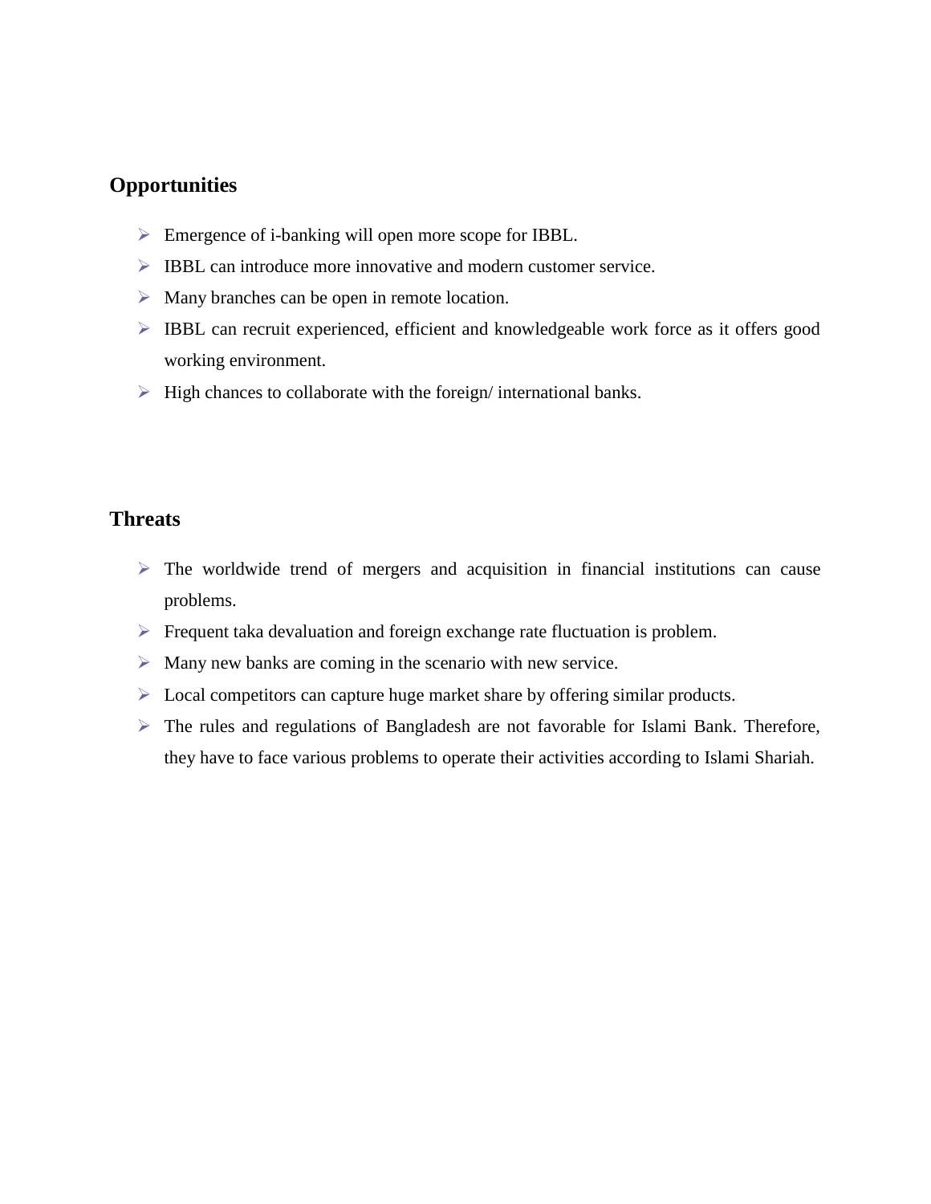### Opportunities

- Emergence of i-banking will open more scope for IBBL.
- IBBL can introduce more innovative and modern customer service.
- Many branches can be open in remote location.
- IBBL can recruit experienced, efficient and knowledgeable work force as it offers good working environment.
- High chances to collaborate with the foreign/ international banks.

### Threats

- The worldwide trend of mergers and acquisition in financial institutions can cause problems.
- Frequent taka devaluation and foreign exchange rate fluctuation is problem.
- Many new banks are coming in the scenario with new service.
- Local competitors can capture huge market share by offering similar products.
- The rules and regulations of Bangladesh are not favorable for Islami Bank. Therefore, they have to face various problems to operate their activities according to Islami Shariah.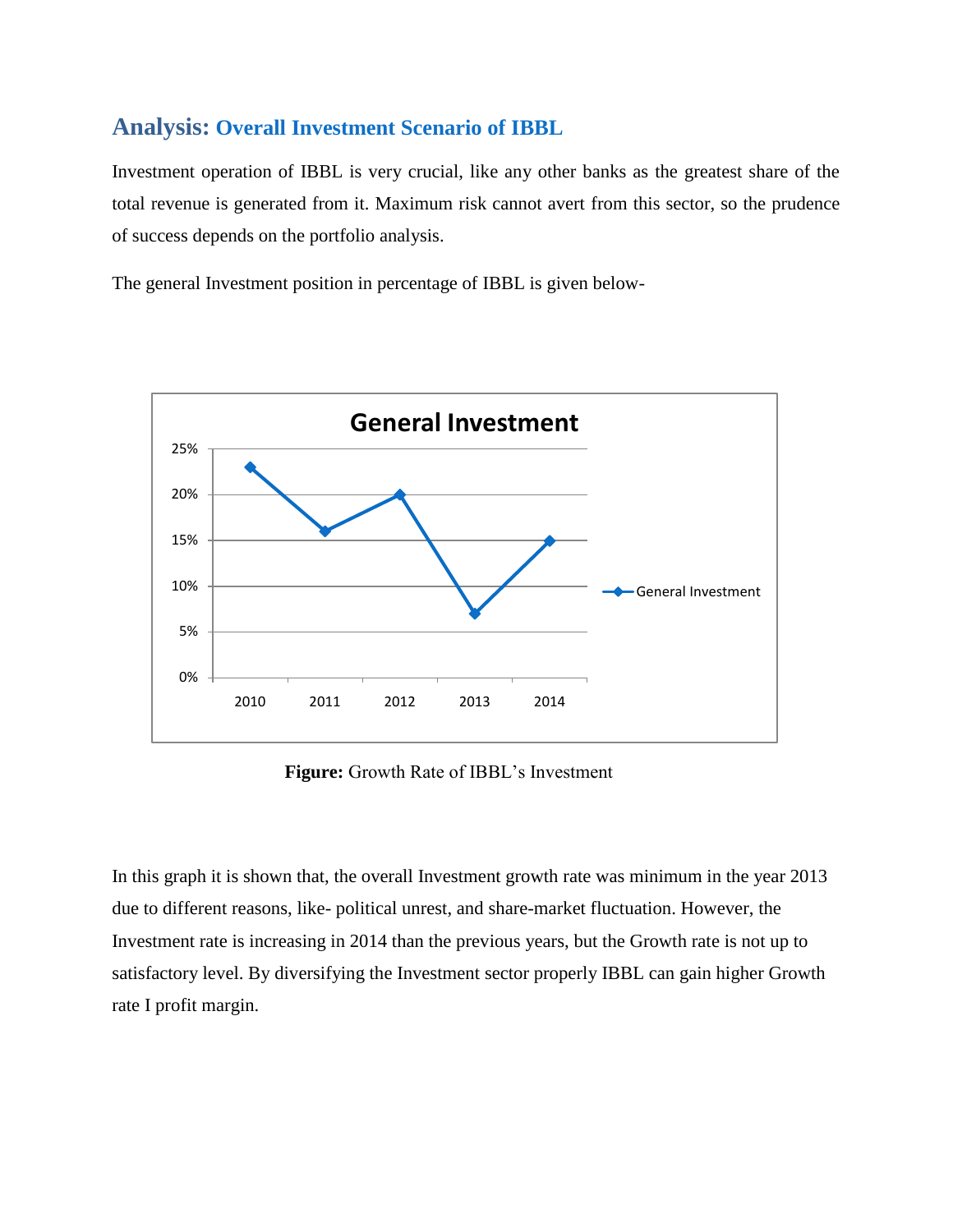## Analysis: Overall Investment Scenario of IBBL

Investment operation of IBBL is very crucial, like any other banks as the greatest share of the total revenue is generated from it. Maximum risk cannot avert from this sector, so the prudence of success depends on the portfolio analysis.

The general Investment position in percentage of IBBL is given below-

**Figure:** Growth Rate of IBBL's Investment

In this graph it is shown that, the overall Investment growth rate was minimum in the year 2013 due to different reasons, like- political unrest, and share-market fluctuation. However, the Investment rate is increasing in 2014 than the previous years, but the Growth rate is not up to satisfactory level. By diversifying the Investment sector properly IBBL can gain higher Growth rate I profit margin.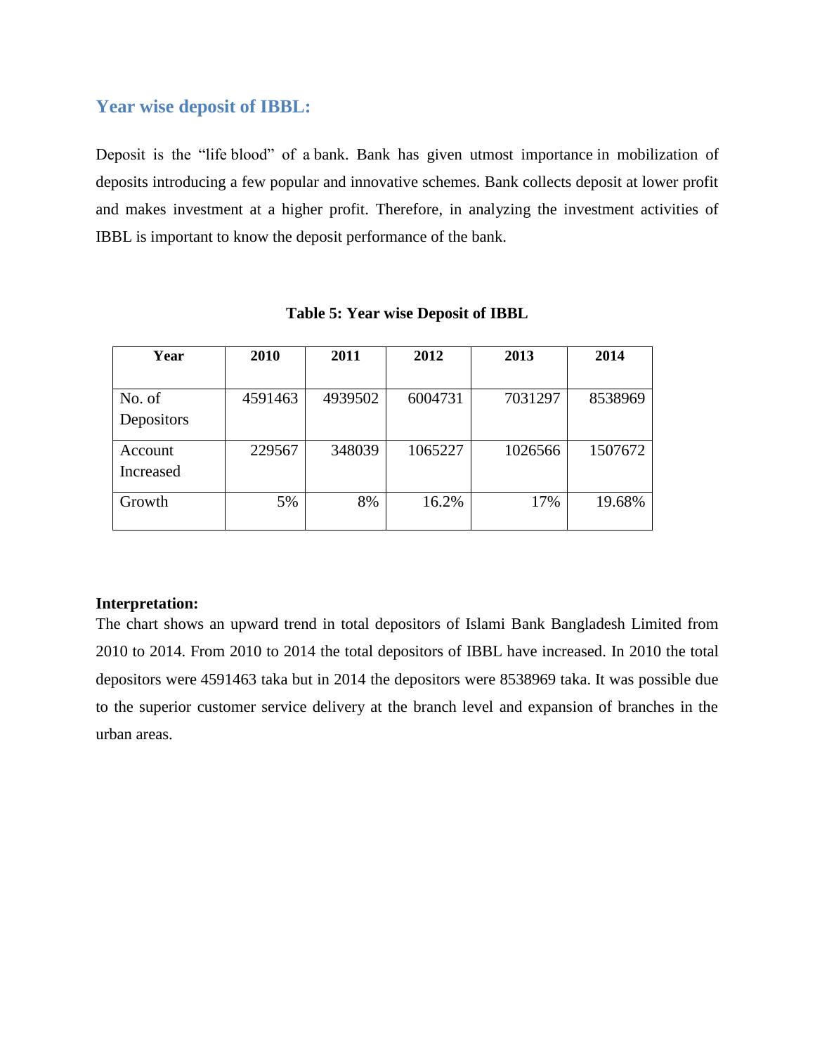## Year wise deposit of IBBL:

Deposit is the "life blood" of a bank. Bank has given utmost importance in mobilization of deposits introducing a few popular and innovative schemes. Bank collects deposit at lower profit and makes investment at a higher profit. Therefore, in analyzing the investment activities of IBBL is important to know the deposit performance of the bank.

**Table 5: Year wise Deposit of IBBL**

| Year | 2010 | 2011 | 2012 | 2013 | 2014 |
|---|---|---|---|---|---|
| No. of Depositors | 4591463 | 4939502 | 6004731 | 7031297 | 8538969 |
| Account Increased | 229567 | 348039 | 1065227 | 1026566 | 1507672 |
| Growth | 5% | 8% | 16.2% | 17% | 19.68% |

**Interpretation:**

The chart shows an upward trend in total depositors of Islami Bank Bangladesh Limited from 2010 to 2014. From 2010 to 2014 the total depositors of IBBL have increased. In 2010 the total depositors were 4591463 taka but in 2014 the depositors were 8538969 taka. It was possible due to the superior customer service delivery at the branch level and expansion of branches in the urban areas.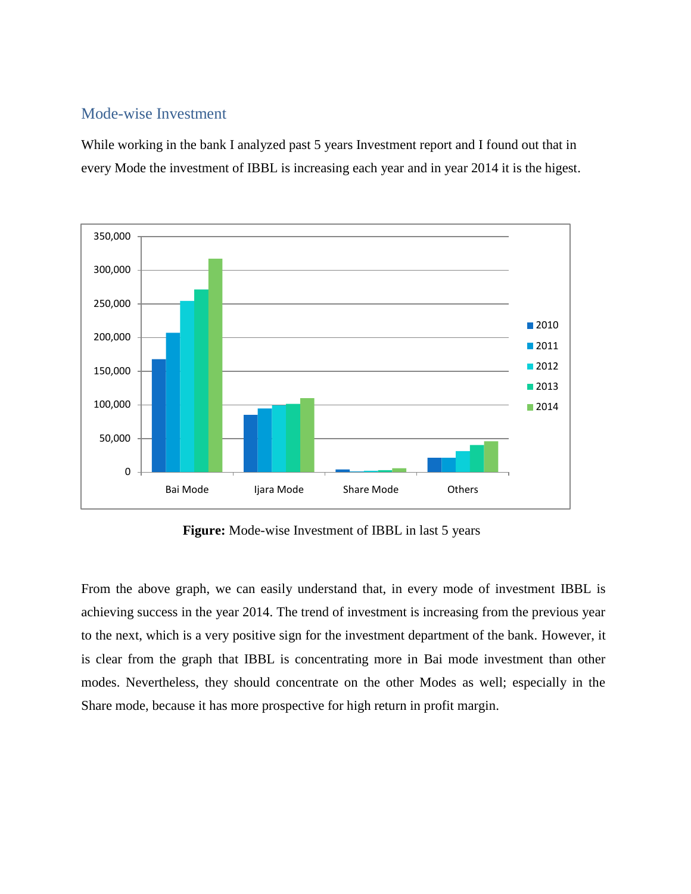## Mode-wise Investment

While working in the bank I analyzed past 5 years Investment report and I found out that in every Mode the investment of IBBL is increasing each year and in year 2014 it is the higest.

**Figure:** Mode-wise Investment of IBBL in last 5 years

From the above graph, we can easily understand that, in every mode of investment IBBL is achieving success in the year 2014. The trend of investment is increasing from the previous year to the next, which is a very positive sign for the investment department of the bank. However, it is clear from the graph that IBBL is concentrating more in Bai mode investment than other modes. Nevertheless, they should concentrate on the other Modes as well; especially in the Share mode, because it has more prospective for high return in profit margin.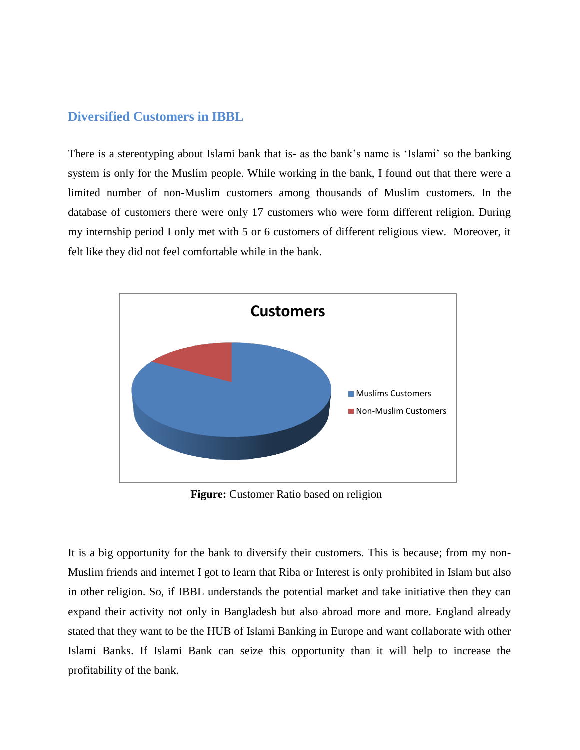## Diversified Customers in IBBL

There is a stereotyping about Islami bank that is- as the bank's name is 'Islami' so the banking system is only for the Muslim people. While working in the bank, I found out that there were a limited number of non-Muslim customers among thousands of Muslim customers. In the database of customers there were only 17 customers who were form different religion. During my internship period I only met with 5 or 6 customers of different religious view. Moreover, it felt like they did not feel comfortable while in the bank.

**Figure:** Customer Ratio based on religion

It is a big opportunity for the bank to diversify their customers. This is because; from my non-Muslim friends and internet I got to learn that Riba or Interest is only prohibited in Islam but also in other religion. So, if IBBL understands the potential market and take initiative then they can expand their activity not only in Bangladesh but also abroad more and more. England already stated that they want to be the HUB of Islami Banking in Europe and want collaborate with other Islami Banks. If Islami Bank can seize this opportunity than it will help to increase the profitability of the bank.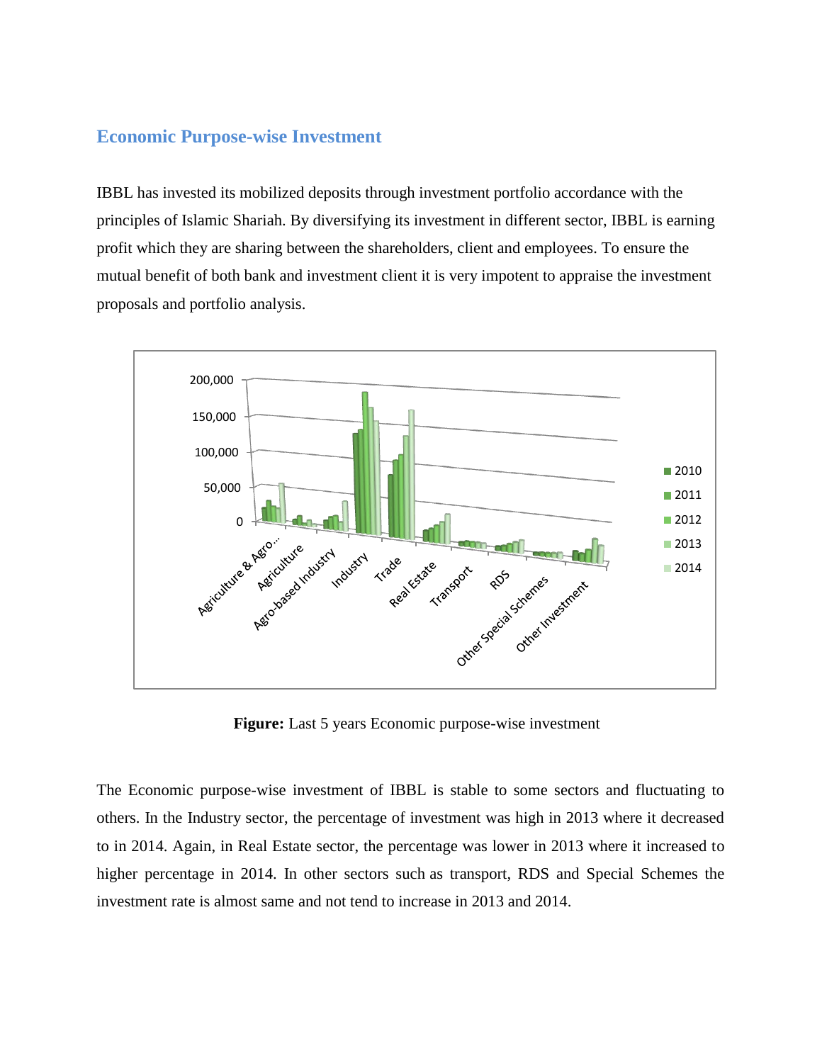## Economic Purpose-wise Investment

IBBL has invested its mobilized deposits through investment portfolio accordance with the principles of Islamic Shariah. By diversifying its investment in different sector, IBBL is earning profit which they are sharing between the shareholders, client and employees. To ensure the mutual benefit of both bank and investment client it is very impotent to appraise the investment proposals and portfolio analysis.

**Figure:** Last 5 years Economic purpose-wise investment

The Economic purpose-wise investment of IBBL is stable to some sectors and fluctuating to others. In the Industry sector, the percentage of investment was high in 2013 where it decreased to in 2014. Again, in Real Estate sector, the percentage was lower in 2013 where it increased to higher percentage in 2014. In other sectors such as transport, RDS and Special Schemes the investment rate is almost same and not tend to increase in 2013 and 2014.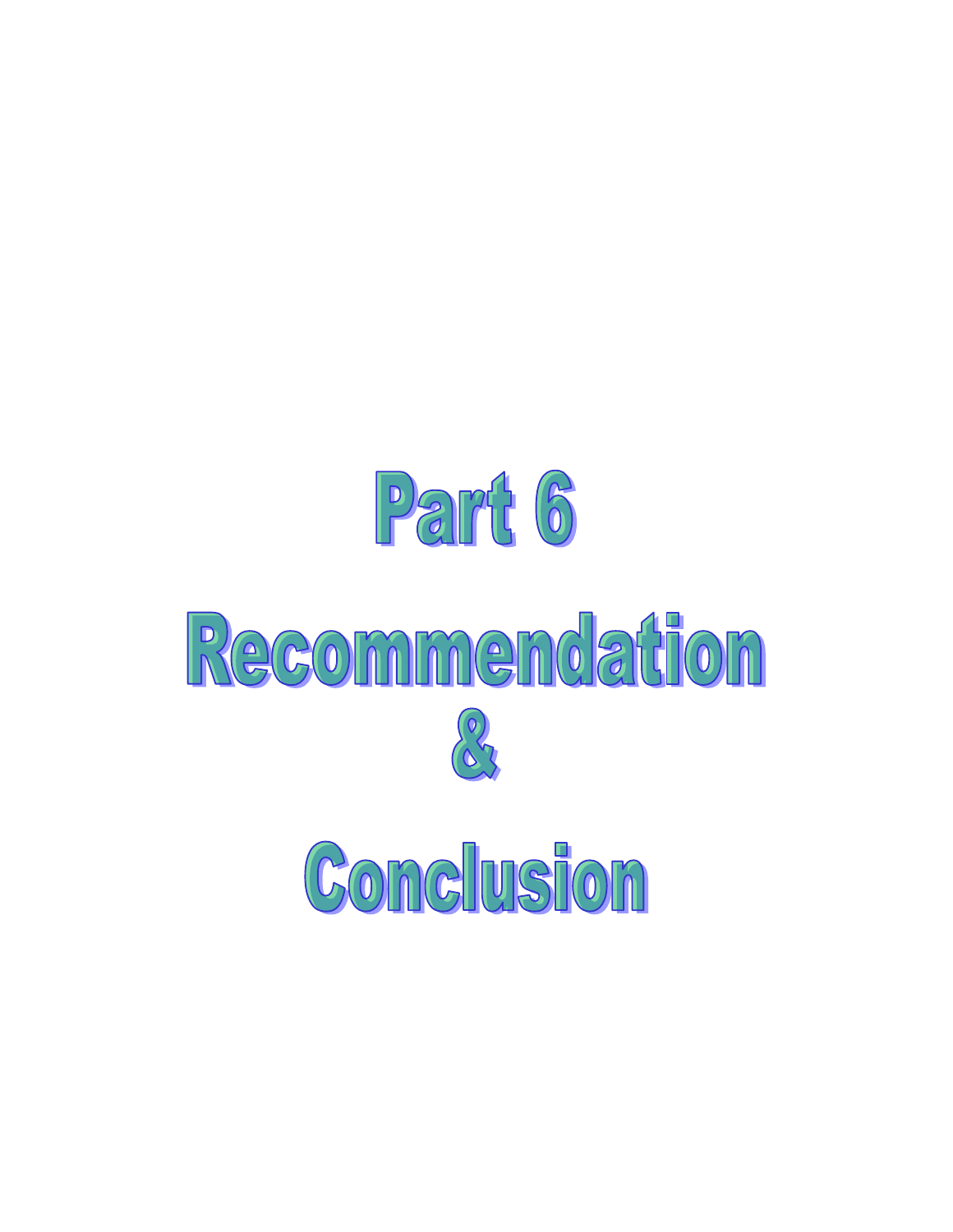# Part 6

# Recommendation & Conclusion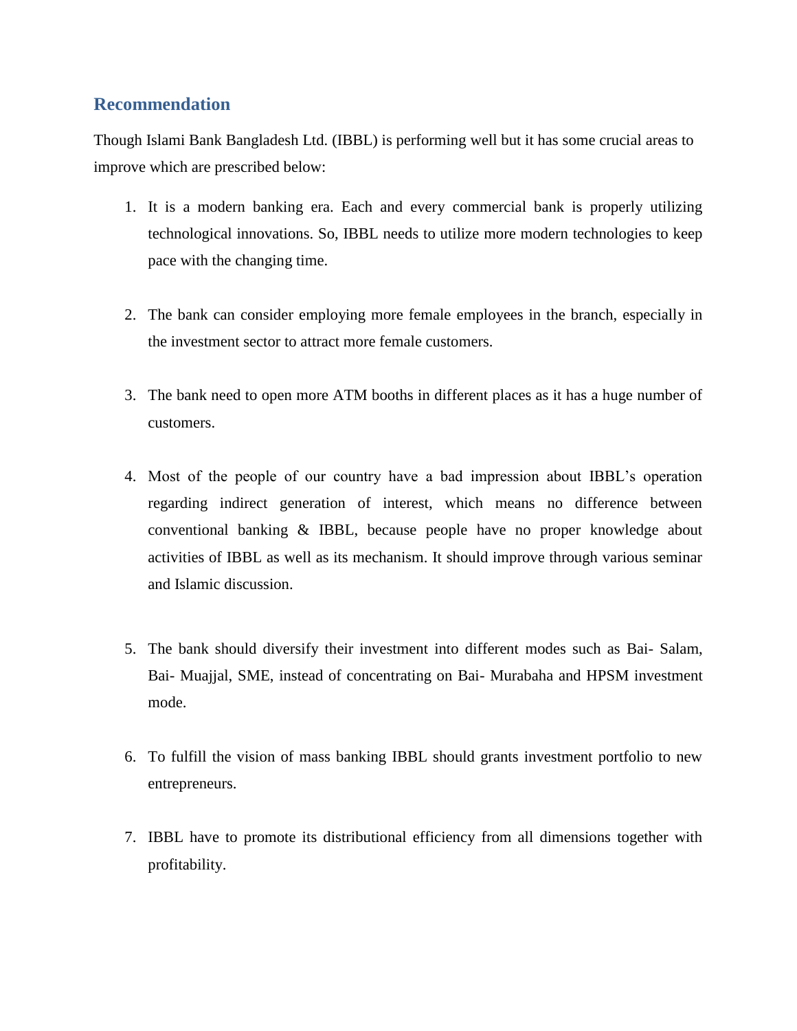## Recommendation

Though Islami Bank Bangladesh Ltd. (IBBL) is performing well but it has some crucial areas to improve which are prescribed below:

1. It is a modern banking era. Each and every commercial bank is properly utilizing technological innovations. So, IBBL needs to utilize more modern technologies to keep pace with the changing time.

2. The bank can consider employing more female employees in the branch, especially in the investment sector to attract more female customers.

3. The bank need to open more ATM booths in different places as it has a huge number of customers.

4. Most of the people of our country have a bad impression about IBBL's operation regarding indirect generation of interest, which means no difference between conventional banking & IBBL, because people have no proper knowledge about activities of IBBL as well as its mechanism. It should improve through various seminar and Islamic discussion.

5. The bank should diversify their investment into different modes such as Bai- Salam, Bai- Muajjal, SME, instead of concentrating on Bai- Murabaha and HPSM investment mode.

6. To fulfill the vision of mass banking IBBL should grants investment portfolio to new entrepreneurs.

7. IBBL have to promote its distributional efficiency from all dimensions together with profitability.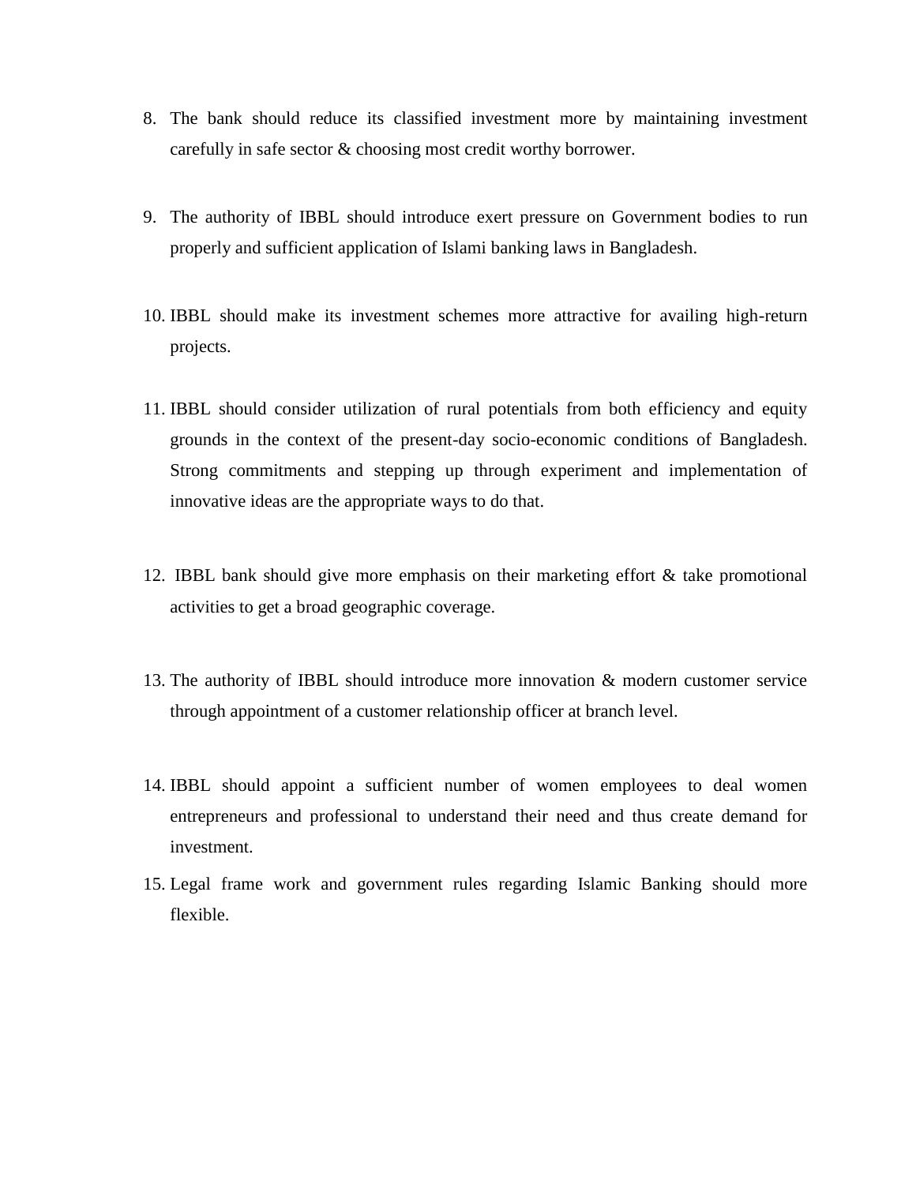8. The bank should reduce its classified investment more by maintaining investment carefully in safe sector & choosing most credit worthy borrower.

9. The authority of IBBL should introduce exert pressure on Government bodies to run properly and sufficient application of Islami banking laws in Bangladesh.

10. IBBL should make its investment schemes more attractive for availing high-return projects.

11. IBBL should consider utilization of rural potentials from both efficiency and equity grounds in the context of the present-day socio-economic conditions of Bangladesh. Strong commitments and stepping up through experiment and implementation of innovative ideas are the appropriate ways to do that.

12. IBBL bank should give more emphasis on their marketing effort & take promotional activities to get a broad geographic coverage.

13. The authority of IBBL should introduce more innovation & modern customer service through appointment of a customer relationship officer at branch level.

14. IBBL should appoint a sufficient number of women employees to deal women entrepreneurs and professional to understand their need and thus create demand for investment.

15. Legal frame work and government rules regarding Islamic Banking should more flexible.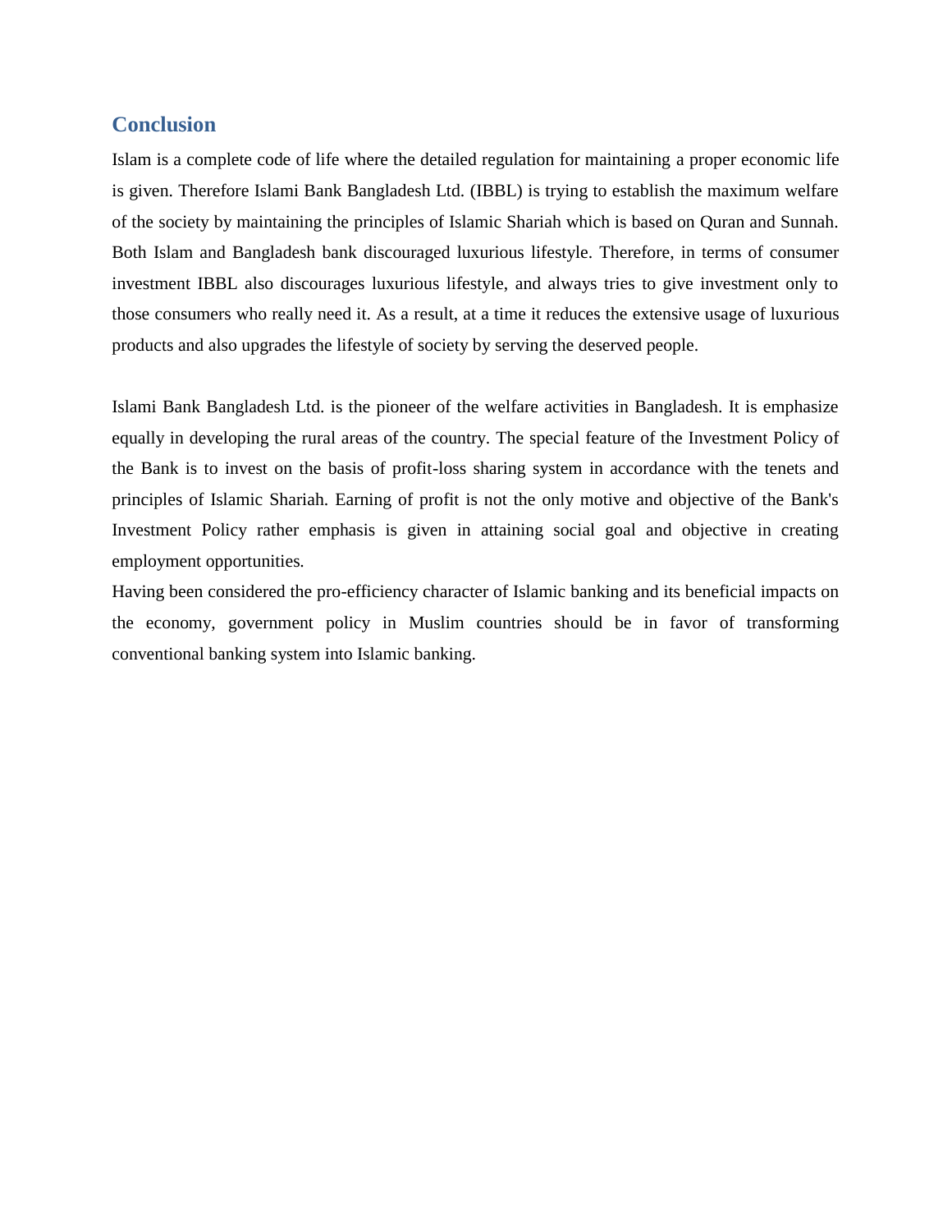## Conclusion

Islam is a complete code of life where the detailed regulation for maintaining a proper economic life is given. Therefore Islami Bank Bangladesh Ltd. (IBBL) is trying to establish the maximum welfare of the society by maintaining the principles of Islamic Shariah which is based on Quran and Sunnah. Both Islam and Bangladesh bank discouraged luxurious lifestyle. Therefore, in terms of consumer investment IBBL also discourages luxurious lifestyle, and always tries to give investment only to those consumers who really need it. As a result, at a time it reduces the extensive usage of luxurious products and also upgrades the lifestyle of society by serving the deserved people.

Islami Bank Bangladesh Ltd. is the pioneer of the welfare activities in Bangladesh. It is emphasize equally in developing the rural areas of the country. The special feature of the Investment Policy of the Bank is to invest on the basis of profit-loss sharing system in accordance with the tenets and principles of Islamic Shariah. Earning of profit is not the only motive and objective of the Bank's Investment Policy rather emphasis is given in attaining social goal and objective in creating employment opportunities.

Having been considered the pro-efficiency character of Islamic banking and its beneficial impacts on the economy, government policy in Muslim countries should be in favor of transforming conventional banking system into Islamic banking.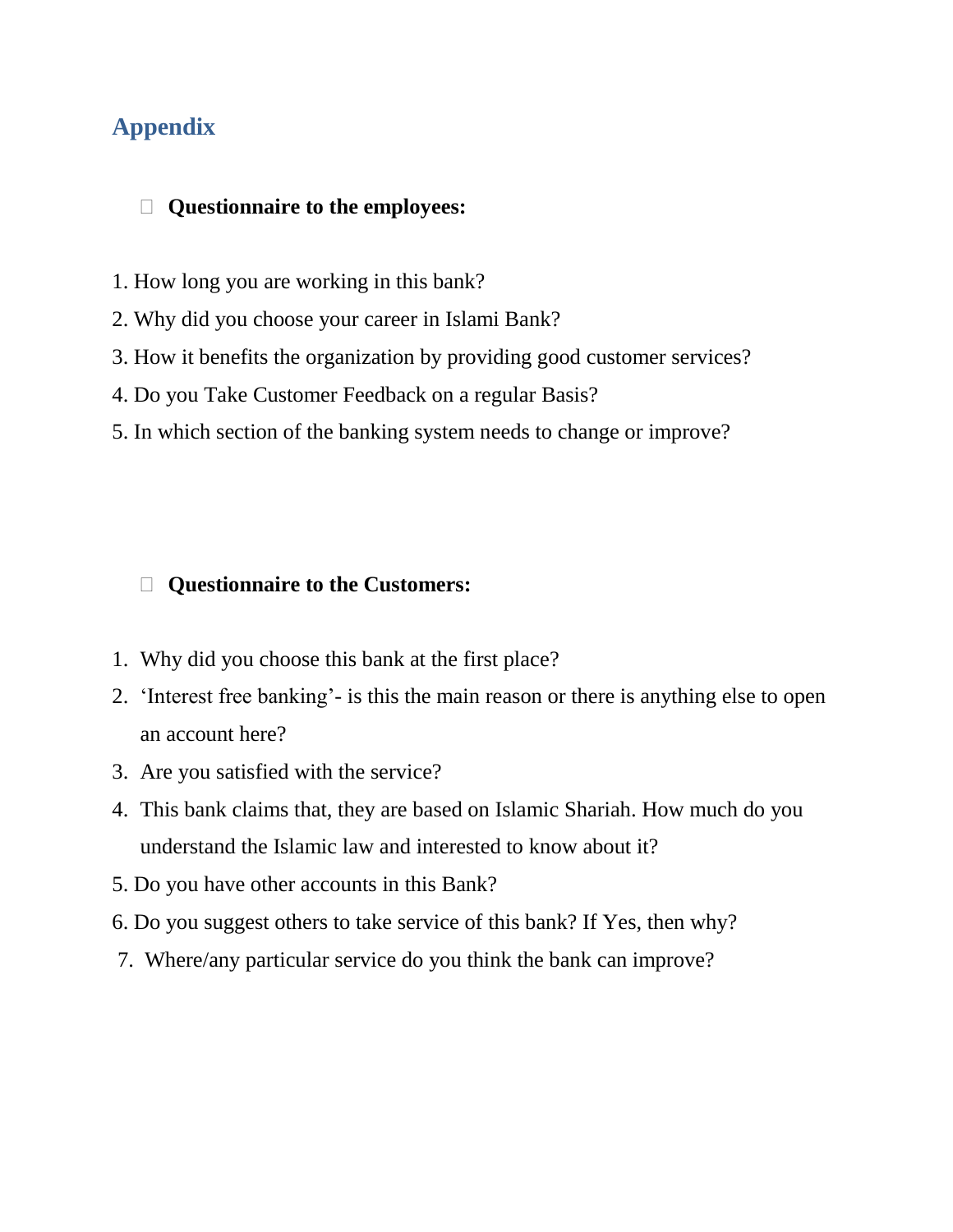# Appendix

- **Questionnaire to the employees:**

1. How long you are working in this bank?
2. Why did you choose your career in Islami Bank?
3. How it benefits the organization by providing good customer services?
4. Do you Take Customer Feedback on a regular Basis?
5. In which section of the banking system needs to change or improve?

- **Questionnaire to the Customers:**

1. Why did you choose this bank at the first place?
2. 'Interest free banking'- is this the main reason or there is anything else to open an account here?
3. Are you satisfied with the service?
4. This bank claims that, they are based on Islamic Shariah. How much do you understand the Islamic law and interested to know about it?
5. Do you have other accounts in this Bank?
6. Do you suggest others to take service of this bank? If Yes, then why?
7. Where/any particular service do you think the bank can improve?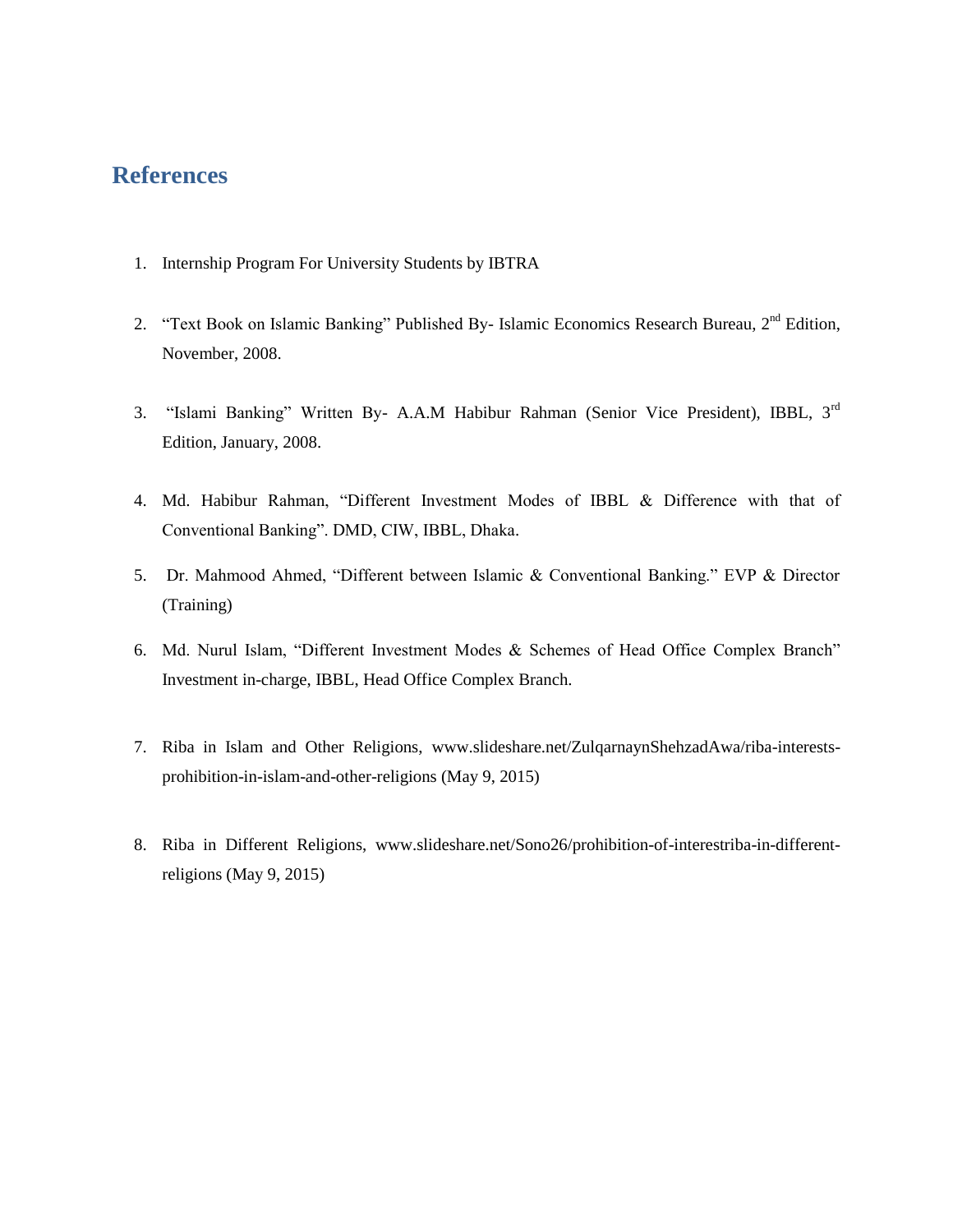# References

1. Internship Program For University Students by IBTRA

2. "Text Book on Islamic Banking" Published By- Islamic Economics Research Bureau, 2nd Edition, November, 2008.

3. "Islami Banking" Written By- A.A.M Habibur Rahman (Senior Vice President), IBBL, 3rd Edition, January, 2008.

4. Md. Habibur Rahman, "Different Investment Modes of IBBL & Difference with that of Conventional Banking". DMD, CIW, IBBL, Dhaka.

5. Dr. Mahmood Ahmed, "Different between Islamic & Conventional Banking." EVP & Director (Training)

6. Md. Nurul Islam, "Different Investment Modes & Schemes of Head Office Complex Branch" Investment in-charge, IBBL, Head Office Complex Branch.

7. Riba in Islam and Other Religions, www.slideshare.net/ZulqarnaynShehzadAwa/riba-interests-prohibition-in-islam-and-other-religions (May 9, 2015)

8. Riba in Different Religions, www.slideshare.net/Sono26/prohibition-of-interestriba-in-different-religions (May 9, 2015)